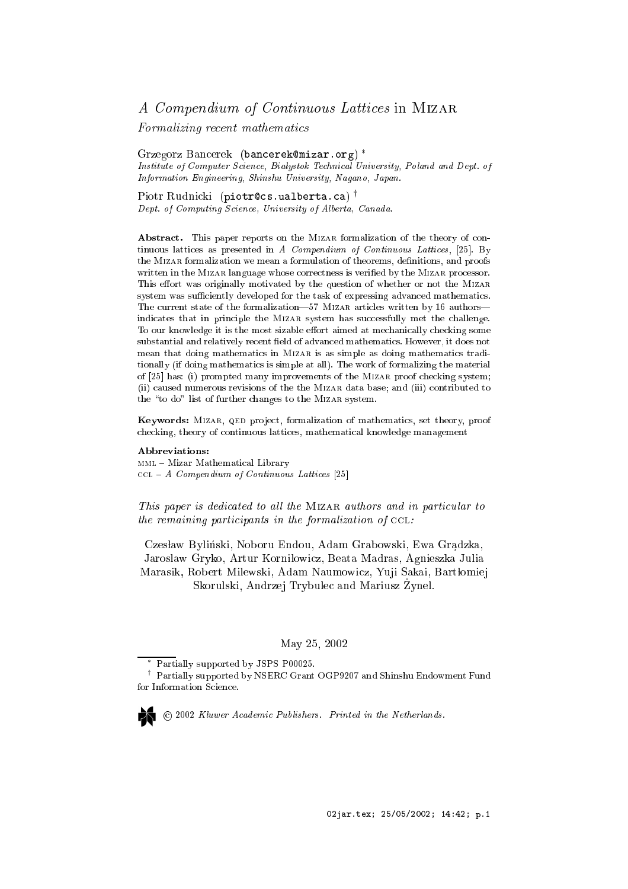# *A Compendium of Continuous Lattices* in MIZAR

*Formalizing recent mathematics*

Grzegorz Bancerek (bancerek@mizar.org) *

*Institute of Computer Science, Białystok Technical University, Poland and Dept. of Information Engineering, Shinshu University, Nagano, Japan.*

Piotr Rudnicki (piotr@cs.ualberta.ca) †

*Dept. of Computing Science, University of Alberta, Canada.*

**Abstract.** This paper reports on the MIZAR formalization of the theory of continuous lattices as presented in *A Compendium of Continuous Lattices*, [25]. By the MIZAR formalization we mean a formulation of theorems, definitions, and proofs written in the MIZAR language whose correctness is verified by the MIZAR processor. This effort was originally motivated by the question of whether or not the MIZAR system was sufficiently developed for the task of expressing advanced mathematics. The current state of the formalization—57 MIZAR articles written by 16 authors—indicates that in principle the MIZAR system has successfully met the challenge. To our knowledge it is the most sizable effort aimed at mechanically checking some substantial and relatively recent field of advanced mathematics. However, it does not mean that doing mathematics in MIZAR is as simple as doing mathematics traditionally (if doing mathematics is simple at all). The work of formalizing the material of [25] has: (i) prompted many improvements of the MIZAR proof checking system; (ii) caused numerous revisions of the the MIZAR data base; and (iii) contributed to the "to do" list of further changes to the MIZAR system.

**Keywords:** MIZAR, QED project, formalization of mathematics, set theory, proof checking, theory of continuous lattices, mathematical knowledge management

**Abbreviations:**
MML – Mizar Mathematical Library
CCL – *A Compendium of Continuous Lattices* [25]

*This paper is dedicated to all the* MIZAR *authors and in particular to the remaining participants in the formalization of* CCL*:*

Czesław Byliński, Noboru Endou, Adam Grabowski, Ewa Grądzka, Jarosław Gryko, Artur Korniłowicz, Beata Madras, Agnieszka Julia Marasik, Robert Milewski, Adam Naumowicz, Yuji Sakai, Bartłomiej Skorulski, Andrzej Trybulec and Mariusz Żynel.

May 25, 2002

* Partially supported by JSPS P00025.

† Partially supported by NSERC Grant OGP9207 and Shinshu Endowment Fund for Information Science.

© 2002 *Kluwer Academic Publishers. Printed in the Netherlands.*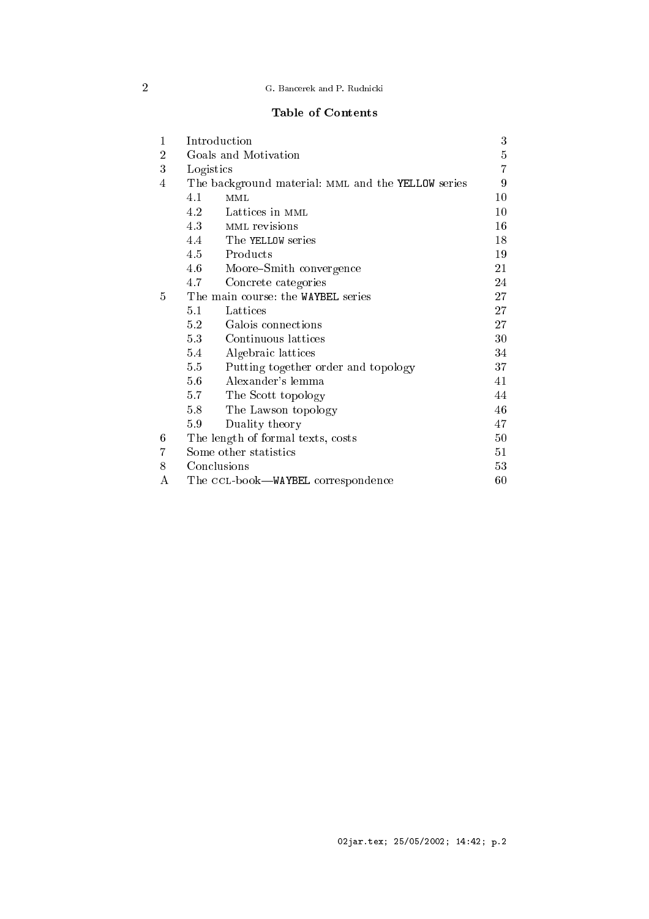## Table of Contents

| | | |
|---|---|---|
| 1 | Introduction | 3 |
| 2 | Goals and Motivation | 5 |
| 3 | Logistics | 7 |
| 4 | The background material: MML and the `YELLOW` series | 9 |
| | 4.1 MML | 10 |
| | 4.2 Lattices in MML | 10 |
| | 4.3 MML revisions | 16 |
| | 4.4 The `YELLOW` series | 18 |
| | 4.5 Products | 19 |
| | 4.6 Moore–Smith convergence | 21 |
| | 4.7 Concrete categories | 24 |
| 5 | The main course: the `WAYBEL` series | 27 |
| | 5.1 Lattices | 27 |
| | 5.2 Galois connections | 27 |
| | 5.3 Continuous lattices | 30 |
| | 5.4 Algebraic lattices | 34 |
| | 5.5 Putting together order and topology | 37 |
| | 5.6 Alexander's lemma | 41 |
| | 5.7 The Scott topology | 44 |
| | 5.8 The Lawson topology | 46 |
| | 5.9 Duality theory | 47 |
| 6 | The length of formal texts, costs | 50 |
| 7 | Some other statistics | 51 |
| 8 | Conclusions | 53 |
| A | The CCL-book—`WAYBEL` correspondence | 60 |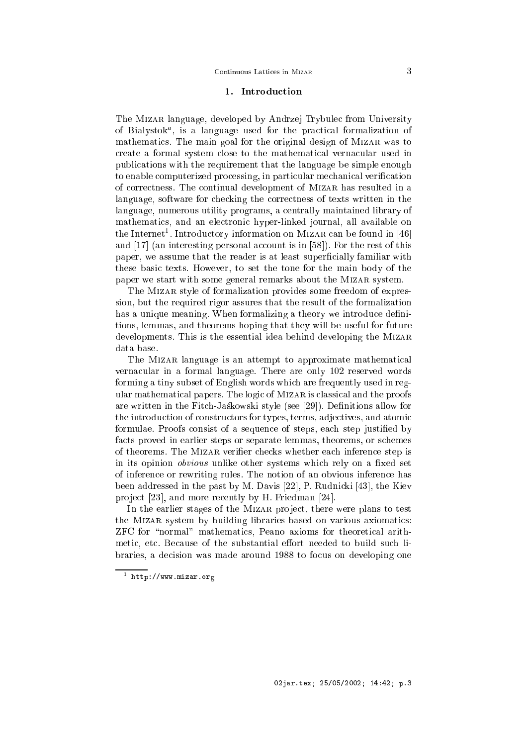## 1. Introduction

The MIZAR language, developed by Andrzej Trybulec from University of Bialystok[a], is a language used for the practical formalization of mathematics. The main goal for the original design of MIZAR was to create a formal system close to the mathematical vernacular used in publications with the requirement that the language be simple enough to enable computerized processing, in particular mechanical verification of correctness. The continual development of MIZAR has resulted in a language, software for checking the correctness of texts written in the language, numerous utility programs, a centrally maintained library of mathematics, and an electronic hyper-linked journal, all available on the Internet[1]. Introductory information on MIZAR can be found in [46] and [17] (an interesting personal account is in [58]). For the rest of this paper, we assume that the reader is at least superficially familiar with these basic texts. However, to set the tone for the main body of the paper we start with some general remarks about the MIZAR system.

The MIZAR style of formalization provides some freedom of expression, but the required rigor assures that the result of the formalization has a unique meaning. When formalizing a theory we introduce definitions, lemmas, and theorems hoping that they will be useful for future developments. This is the essential idea behind developing the MIZAR data base.

The MIZAR language is an attempt to approximate mathematical vernacular in a formal language. There are only 102 reserved words forming a tiny subset of English words which are frequently used in regular mathematical papers. The logic of MIZAR is classical and the proofs are written in the Fitch-Jaśkowski style (see [29]). Definitions allow for the introduction of constructors for types, terms, adjectives, and atomic formulae. Proofs consist of a sequence of steps, each step justified by facts proved in earlier steps or separate lemmas, theorems, or schemes of theorems. The MIZAR verifier checks whether each inference step is in its opinion *obvious* unlike other systems which rely on a fixed set of inference or rewriting rules. The notion of an obvious inference has been addressed in the past by M. Davis [22], P. Rudnicki [43], the Kiev project [23], and more recently by H. Friedman [24].

In the earlier stages of the MIZAR project, there were plans to test the MIZAR system by building libraries based on various axiomatics: ZFC for "normal" mathematics, Peano axioms for theoretical arithmetic, etc. Because of the substantial effort needed to build such libraries, a decision was made around 1988 to focus on developing one

[1] http://www.mizar.org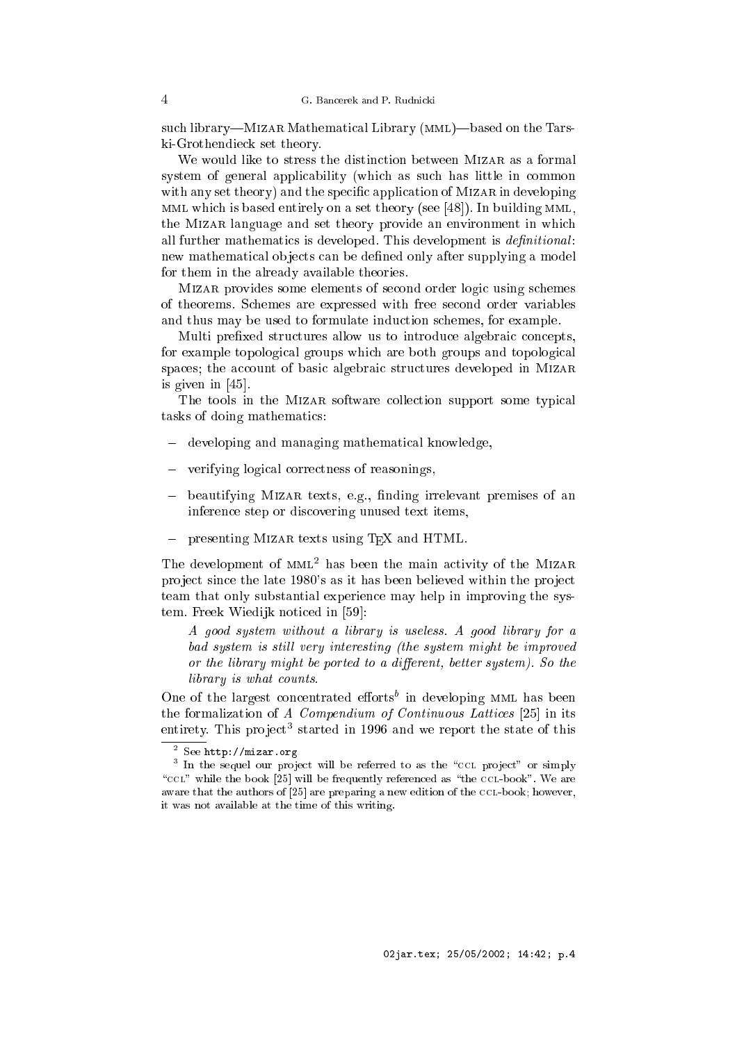such library—Mizar Mathematical Library (MML)—based on the Tarski-Grothendieck set theory.

We would like to stress the distinction between Mizar as a formal system of general applicability (which as such has little in common with any set theory) and the specific application of Mizar in developing MML which is based entirely on a set theory (see [48]). In building MML, the Mizar language and set theory provide an environment in which all further mathematics is developed. This development is *definitional*: new mathematical objects can be defined only after supplying a model for them in the already available theories.

Mizar provides some elements of second order logic using schemes of theorems. Schemes are expressed with free second order variables and thus may be used to formulate induction schemes, for example.

Multi prefixed structures allow us to introduce algebraic concepts, for example topological groups which are both groups and topological spaces; the account of basic algebraic structures developed in Mizar is given in [45].

The tools in the Mizar software collection support some typical tasks of doing mathematics:

- developing and managing mathematical knowledge,
- verifying logical correctness of reasonings,
- beautifying Mizar texts, e.g., finding irrelevant premises of an inference step or discovering unused text items,
- presenting Mizar texts using TEX and HTML.

The development of MML[2] has been the main activity of the Mizar project since the late 1980's as it has been believed within the project team that only substantial experience may help in improving the system. Freek Wiedijk noticed in [59]:

> *A good system without a library is useless. A good library for a bad system is still very interesting (the system might be improved or the library might be ported to a different, better system). So the library is what counts.*

One of the largest concentrated efforts[b] in developing MML has been the formalization of *A Compendium of Continuous Lattices* [25] in its entirety. This project[3] started in 1996 and we report the state of this

[2] See `http://mizar.org`

[3] In the sequel our project will be referred to as the "CCL project" or simply "CCL" while the book [25] will be frequently referenced as "the CCL-book". We are aware that the authors of [25] are preparing a new edition of the CCL-book; however, it was not available at the time of this writing.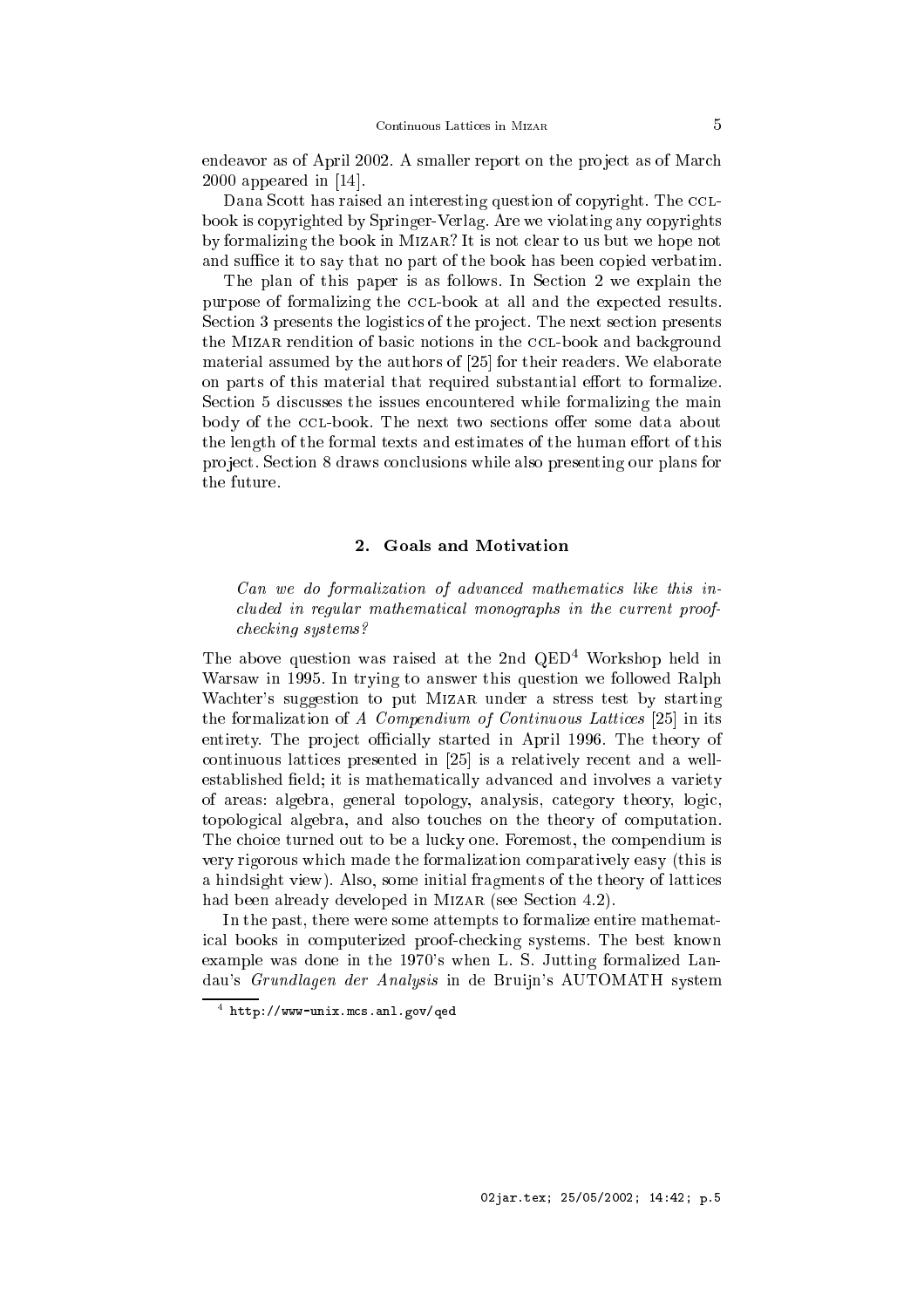endeavor as of April 2002. A smaller report on the project as of March 2000 appeared in [14].

Dana Scott has raised an interesting question of copyright. The CCL-book is copyrighted by Springer-Verlag. Are we violating any copyrights by formalizing the book in MIZAR? It is not clear to us but we hope not and suffice it to say that no part of the book has been copied verbatim.

The plan of this paper is as follows. In Section 2 we explain the purpose of formalizing the CCL-book at all and the expected results. Section 3 presents the logistics of the project. The next section presents the MIZAR rendition of basic notions in the CCL-book and background material assumed by the authors of [25] for their readers. We elaborate on parts of this material that required substantial effort to formalize. Section 5 discusses the issues encountered while formalizing the main body of the CCL-book. The next two sections offer some data about the length of the formal texts and estimates of the human effort of this project. Section 8 draws conclusions while also presenting our plans for the future.

## 2. Goals and Motivation

*Can we do formalization of advanced mathematics like this included in regular mathematical monographs in the current proof-checking systems?*

The above question was raised at the 2nd QED[4] Workshop held in Warsaw in 1995. In trying to answer this question we followed Ralph Wachter's suggestion to put MIZAR under a stress test by starting the formalization of *A Compendium of Continuous Lattices* [25] in its entirety. The project officially started in April 1996. The theory of continuous lattices presented in [25] is a relatively recent and a well-established field; it is mathematically advanced and involves a variety of areas: algebra, general topology, analysis, category theory, logic, topological algebra, and also touches on the theory of computation. The choice turned out to be a lucky one. Foremost, the compendium is very rigorous which made the formalization comparatively easy (this is a hindsight view). Also, some initial fragments of the theory of lattices had been already developed in MIZAR (see Section 4.2).

In the past, there were some attempts to formalize entire mathematical books in computerized proof-checking systems. The best known example was done in the 1970's when L. S. Jutting formalized Landau's *Grundlagen der Analysis* in de Bruijn's AUTOMATH system

[4] http://www-unix.mcs.anl.gov/qed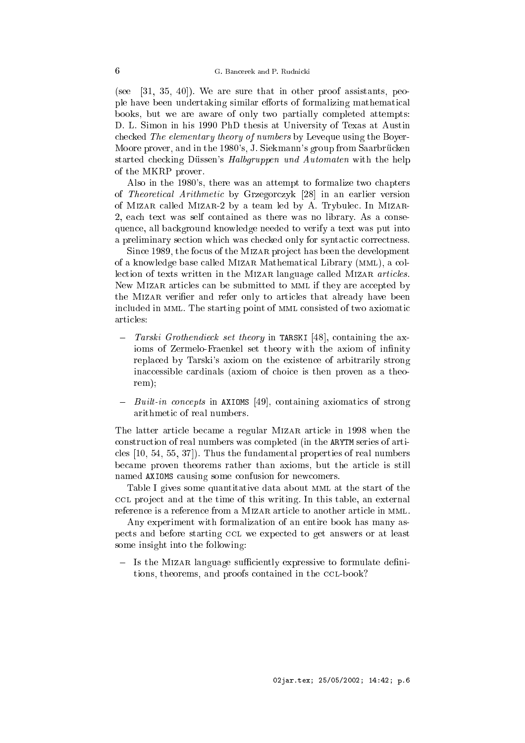(see [31, 35, 40]). We are sure that in other proof assistants, people have been undertaking similar efforts of formalizing mathematical books, but we are aware of only two partially completed attempts: D. L. Simon in his 1990 PhD thesis at University of Texas at Austin checked *The elementary theory of numbers* by Leveque using the Boyer-Moore prover, and in the 1980's, J. Siekmann's group from Saarbrücken started checking Düssen's *Halbgruppen und Automaten* with the help of the MKRP prover.

Also in the 1980's, there was an attempt to formalize two chapters of *Theoretical Arithmetic* by Grzegorczyk [28] in an earlier version of Mizar called Mizar-2 by a team led by A. Trybulec. In Mizar-2, each text was self contained as there was no library. As a consequence, all background knowledge needed to verify a text was put into a preliminary section which was checked only for syntactic correctness.

Since 1989, the focus of the Mizar project has been the development of a knowledge base called Mizar Mathematical Library (MML), a collection of texts written in the Mizar language called Mizar *articles*. New Mizar articles can be submitted to MML if they are accepted by the Mizar verifier and refer only to articles that already have been included in MML. The starting point of MML consisted of two axiomatic articles:

- *Tarski Grothendieck set theory* in `TARSKI` [48], containing the axioms of Zermelo-Fraenkel set theory with the axiom of infinity replaced by Tarski's axiom on the existence of arbitrarily strong inaccessible cardinals (axiom of choice is then proven as a theorem);
- *Built-in concepts* in `AXIOMS` [49], containing axiomatics of strong arithmetic of real numbers.

The latter article became a regular Mizar article in 1998 when the construction of real numbers was completed (in the `ARYTM` series of articles [10, 54, 55, 37]). Thus the fundamental properties of real numbers became proven theorems rather than axioms, but the article is still named `AXIOMS` causing some confusion for newcomers.

Table I gives some quantitative data about MML at the start of the CCL project and at the time of this writing. In this table, an external reference is a reference from a Mizar article to another article in MML.

Any experiment with formalization of an entire book has many aspects and before starting CCL we expected to get answers or at least some insight into the following:

- Is the Mizar language sufficiently expressive to formulate definitions, theorems, and proofs contained in the CCL-book?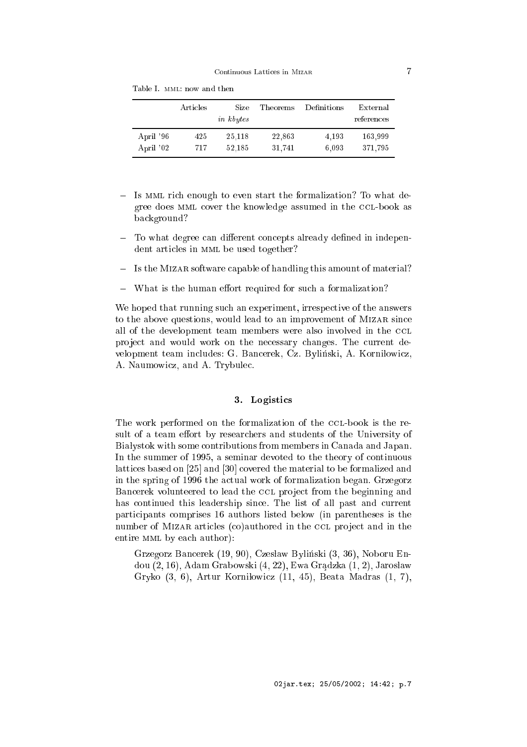Table I. MML: now and then

| | Articles | Size *in kbytes* | Theorems | Definitions | External references |
|---|---|---|---|---|---|
| April '96 | 425 | 25,118 | 22,863 | 4,193 | 163,999 |
| April '02 | 717 | 52,185 | 31,741 | 6,093 | 371,795 |

- Is MML rich enough to even start the formalization? To what degree does MML cover the knowledge assumed in the CCL-book as background?
- To what degree can different concepts already defined in independent articles in MML be used together?
- Is the MIZAR software capable of handling this amount of material?
- What is the human effort required for such a formalization?

We hoped that running such an experiment, irrespective of the answers to the above questions, would lead to an improvement of MIZAR since all of the development team members were also involved in the CCL project and would work on the necessary changes. The current development team includes: G. Bancerek, Cz. Byliński, A. Korniłowicz, A. Naumowicz, and A. Trybulec.

## 3. Logistics

The work performed on the formalization of the CCL-book is the result of a team effort by researchers and students of the University of Bialystok with some contributions from members in Canada and Japan. In the summer of 1995, a seminar devoted to the theory of continuous lattices based on [25] and [30] covered the material to be formalized and in the spring of 1996 the actual work of formalization began. Grzegorz Bancerek volunteered to lead the CCL project from the beginning and has continued this leadership since. The list of all past and current participants comprises 16 authors listed below (in parentheses is the number of MIZAR articles (co)authored in the CCL project and in the entire MML by each author):

Grzegorz Bancerek (19, 90), Czeslaw Byliński (3, 36), Noboru Endou (2, 16), Adam Grabowski (4, 22), Ewa Grądzka (1, 2), Jarosław Gryko (3, 6), Artur Korniłowicz (11, 45), Beata Madras (1, 7),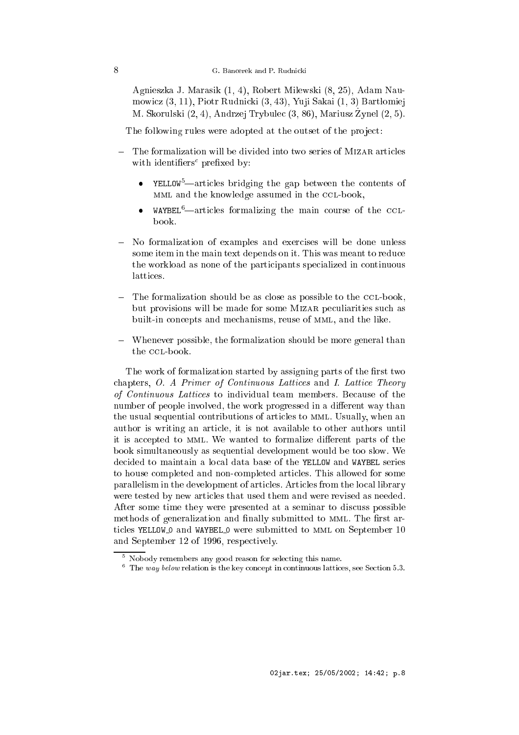Agnieszka J. Marasik (1, 4), Robert Milewski (8, 25), Adam Naumowicz (3, 11), Piotr Rudnicki (3, 43), Yuji Sakai (1, 3) Bartłomiej M. Skorulski (2, 4), Andrzej Trybulec (3, 86), Mariusz Żynel (2, 5).

The following rules were adopted at the outset of the project:

- The formalization will be divided into two series of Mizar articles with identifiers[c] prefixed by:
  - YELLOW[5]—articles bridging the gap between the contents of MML and the knowledge assumed in the CCL-book,
  - WAYBEL[6]—articles formalizing the main course of the CCL-book.
- No formalization of examples and exercises will be done unless some item in the main text depends on it. This was meant to reduce the workload as none of the participants specialized in continuous lattices.
- The formalization should be as close as possible to the CCL-book, but provisions will be made for some Mizar peculiarities such as built-in concepts and mechanisms, reuse of MML, and the like.
- Whenever possible, the formalization should be more general than the CCL-book.

The work of formalization started by assigning parts of the first two chapters, *O. A Primer of Continuous Lattices* and *I. Lattice Theory of Continuous Lattices* to individual team members. Because of the number of people involved, the work progressed in a different way than the usual sequential contributions of articles to MML. Usually, when an author is writing an article, it is not available to other authors until it is accepted to MML. We wanted to formalize different parts of the book simultaneously as sequential development would be too slow. We decided to maintain a local data base of the YELLOW and WAYBEL series to house completed and non-completed articles. This allowed for some parallelism in the development of articles. Articles from the local library were tested by new articles that used them and were revised as needed. After some time they were presented at a seminar to discuss possible methods of generalization and finally submitted to MML. The first articles YELLOW_0 and WAYBEL_0 were submitted to MML on September 10 and September 12 of 1996, respectively.

---

[5] Nobody remembers any good reason for selecting this name.

[6] The *way below* relation is the key concept in continuous lattices, see Section 5.3.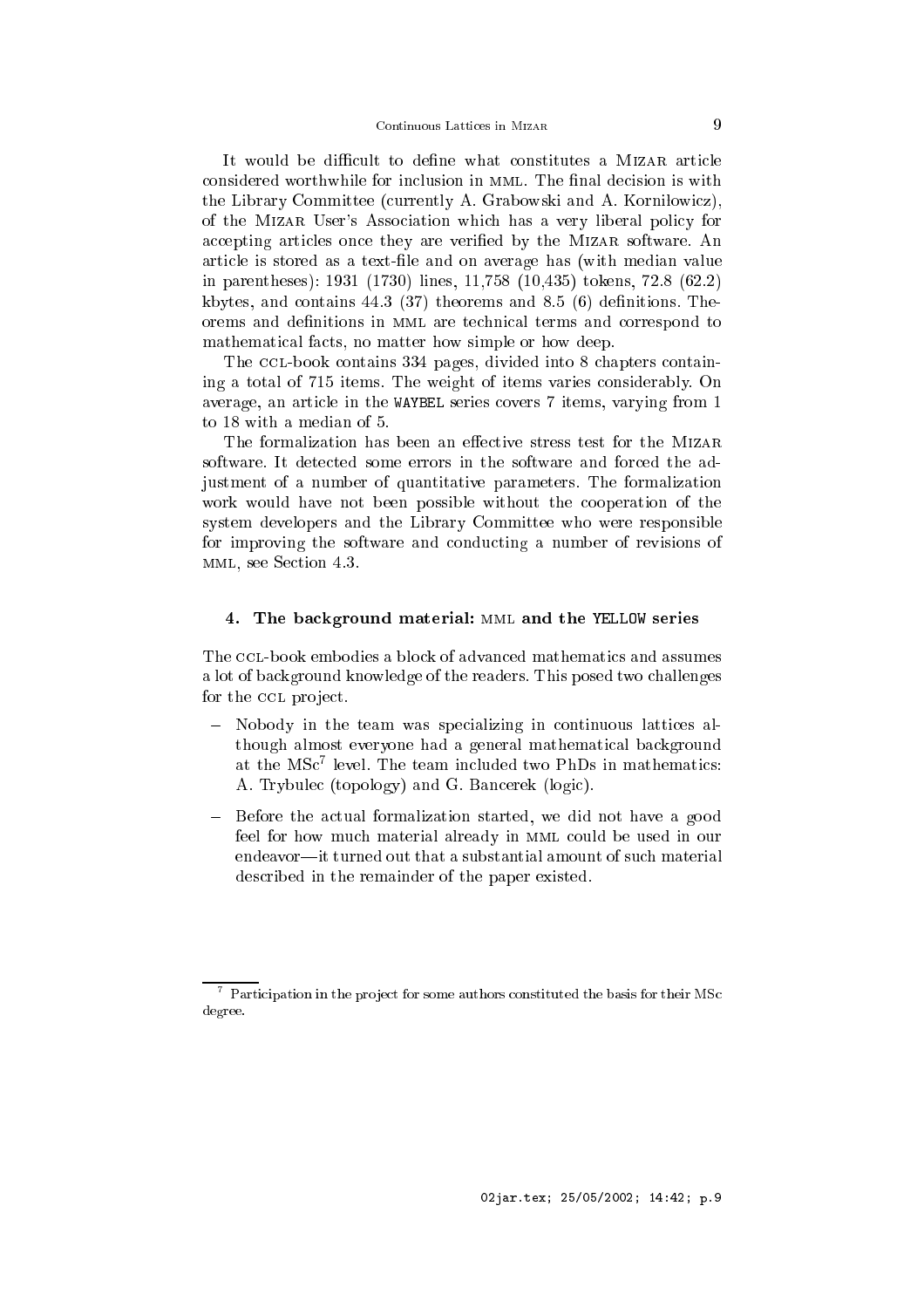It would be difficult to define what constitutes a MIZAR article considered worthwhile for inclusion in MML. The final decision is with the Library Committee (currently A. Grabowski and A. Kornilowicz), of the MIZAR User's Association which has a very liberal policy for accepting articles once they are verified by the MIZAR software. An article is stored as a text-file and on average has (with median value in parentheses): 1931 (1730) lines, 11,758 (10,435) tokens, 72.8 (62.2) kbytes, and contains 44.3 (37) theorems and 8.5 (6) definitions. Theorems and definitions in MML are technical terms and correspond to mathematical facts, no matter how simple or how deep.

The CCL-book contains 334 pages, divided into 8 chapters containing a total of 715 items. The weight of items varies considerably. On average, an article in the `WAYBEL` series covers 7 items, varying from 1 to 18 with a median of 5.

The formalization has been an effective stress test for the MIZAR software. It detected some errors in the software and forced the adjustment of a number of quantitative parameters. The formalization work would have not been possible without the cooperation of the system developers and the Library Committee who were responsible for improving the software and conducting a number of revisions of MML, see Section 4.3.

## 4. The background material: MML and the `YELLOW` series

The CCL-book embodies a block of advanced mathematics and assumes a lot of background knowledge of the readers. This posed two challenges for the CCL project.

- Nobody in the team was specializing in continuous lattices although almost everyone had a general mathematical background at the MSc[7] level. The team included two PhDs in mathematics: A. Trybulec (topology) and G. Bancerek (logic).

- Before the actual formalization started, we did not have a good feel for how much material already in MML could be used in our endeavor—it turned out that a substantial amount of such material described in the remainder of the paper existed.

[7] Participation in the project for some authors constituted the basis for their MSc degree.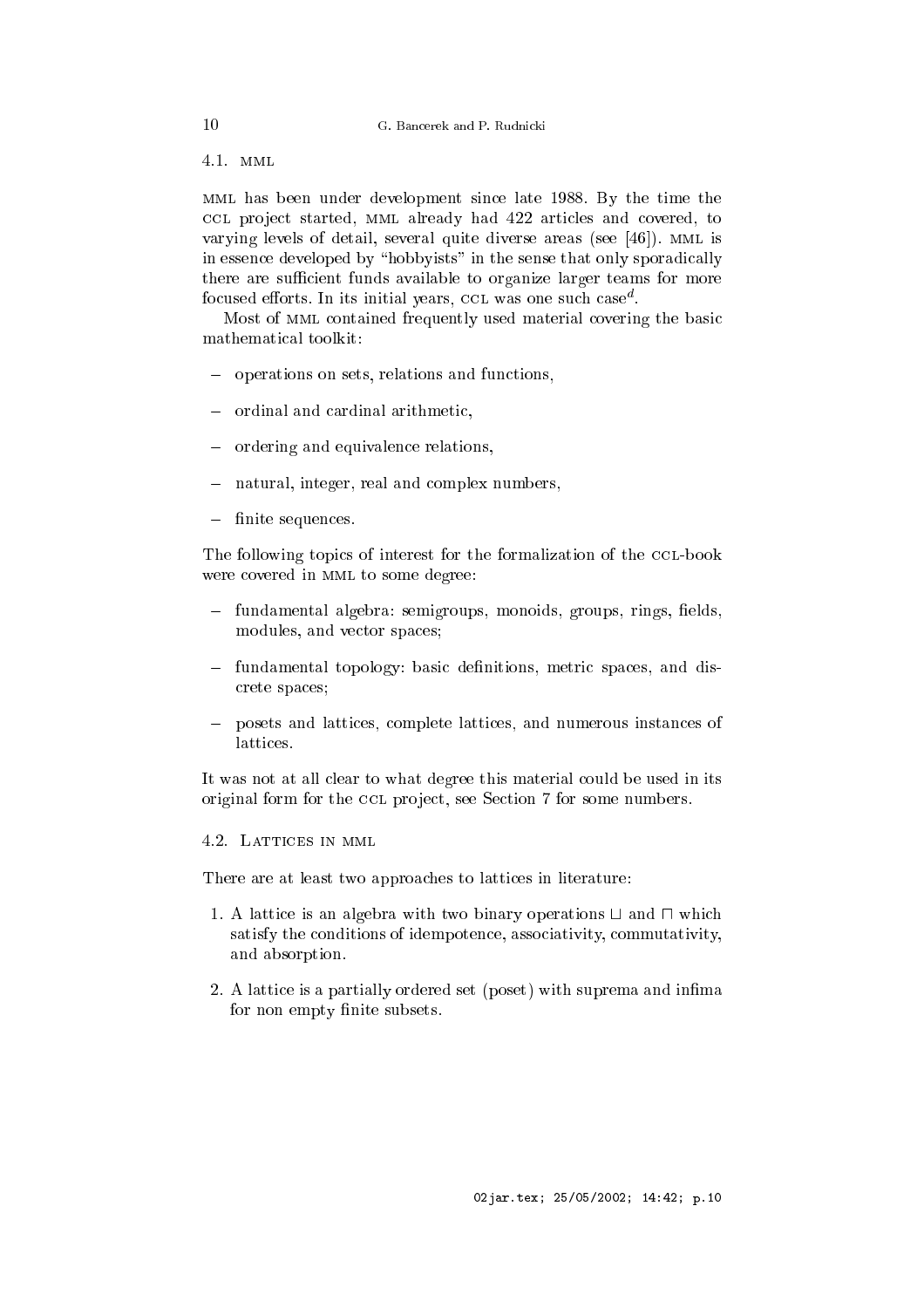### 4.1. MML

MML has been under development since late 1988. By the time the CCL project started, MML already had 422 articles and covered, to varying levels of detail, several quite diverse areas (see [46]). MML is in essence developed by "hobbyists" in the sense that only sporadically there are sufficient funds available to organize larger teams for more focused efforts. In its initial years, CCL was one such case[d].

Most of MML contained frequently used material covering the basic mathematical toolkit:

- operations on sets, relations and functions,
- ordinal and cardinal arithmetic,
- ordering and equivalence relations,
- natural, integer, real and complex numbers,
- finite sequences.

The following topics of interest for the formalization of the CCL-book were covered in MML to some degree:

- fundamental algebra: semigroups, monoids, groups, rings, fields, modules, and vector spaces;
- fundamental topology: basic definitions, metric spaces, and discrete spaces;
- posets and lattices, complete lattices, and numerous instances of lattices.

It was not at all clear to what degree this material could be used in its original form for the CCL project, see Section 7 for some numbers.

### 4.2. Lattices in MML

There are at least two approaches to lattices in literature:

1. A lattice is an algebra with two binary operations $\sqcup$ and $\sqcap$ which satisfy the conditions of idempotence, associativity, commutativity, and absorption.
2. A lattice is a partially ordered set (poset) with suprema and infima for non empty finite subsets.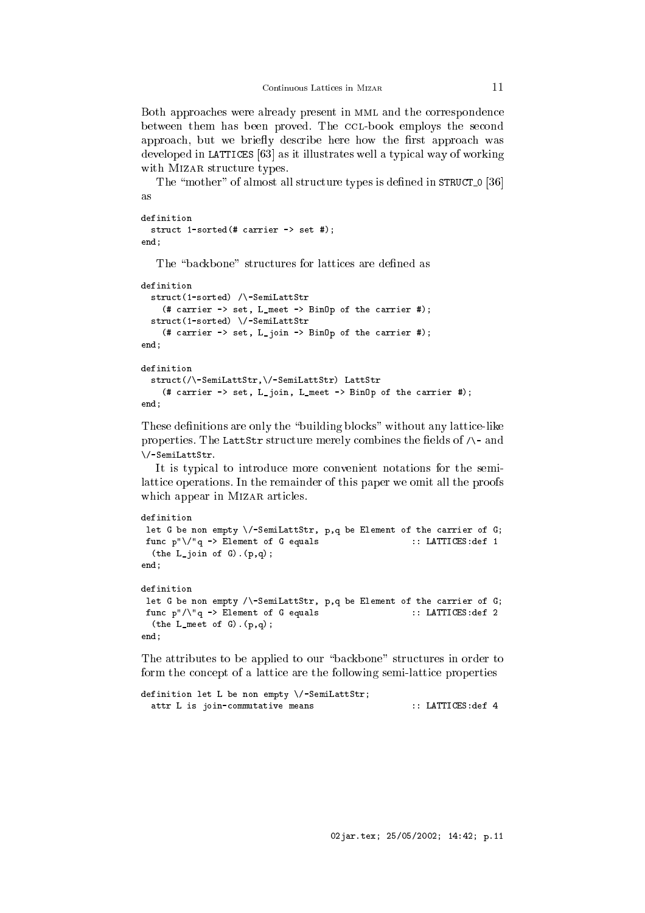Both approaches were already present in MML and the correspondence between them has been proved. The CCL-book employs the second approach, but we briefly describe here how the first approach was developed in LATTICES [63] as it illustrates well a typical way of working with MIZAR structure types.

The "mother" of almost all structure types is defined in STRUCT_0 [36] as

```
definition
  struct 1-sorted(# carrier -> set #);
end;
```

The "backbone" structures for lattices are defined as

```
definition
  struct(1-sorted) /\-SemiLattStr
    (# carrier -> set, L_meet -> BinOp of the carrier #);
  struct(1-sorted) \/-SemiLattStr
    (# carrier -> set, L_join -> BinOp of the carrier #);
end;

definition
  struct(/\-SemiLattStr,\/-SemiLattStr) LattStr
    (# carrier -> set, L_join, L_meet -> BinOp of the carrier #);
end;
```

These definitions are only the "building blocks" without any lattice-like properties. The LattStr structure merely combines the fields of /\- and \/-SemiLattStr.

It is typical to introduce more convenient notations for the semi-lattice operations. In the remainder of this paper we omit all the proofs which appear in MIZAR articles.

```
definition
 let G be non empty \/-SemiLattStr, p,q be Element of the carrier of G;
 func p"\/"q -> Element of G equals                  :: LATTICES:def 1
  (the L_join of G).(p,q);
end;

definition
 let G be non empty /\-SemiLattStr, p,q be Element of the carrier of G;
 func p"/\"q -> Element of G equals                  :: LATTICES:def 2
  (the L_meet of G).(p,q);
end;
```

The attributes to be applied to our "backbone" structures in order to form the concept of a lattice are the following semi-lattice properties

```
definition let L be non empty \/-SemiLattStr;
  attr L is join-commutative means                   :: LATTICES:def 4
```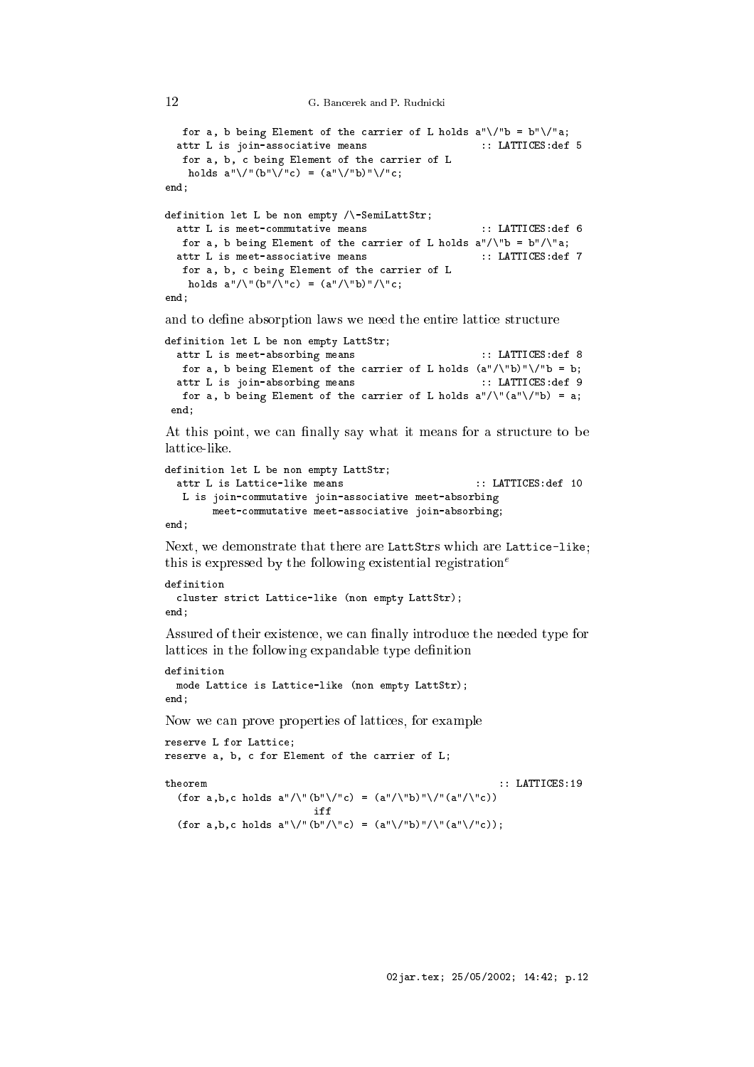```
   for a, b being Element of the carrier of L holds a"\/"b = b"\/"a;
  attr L is join-associative means                    :: LATTICES:def 5
   for a, b, c being Element of the carrier of L
    holds a"\/"(b"\/"c) = (a"\/"b)"\/"c;
end;

definition let L be non empty /\-SemiLattStr;
  attr L is meet-commutative means                    :: LATTICES:def 6
   for a, b being Element of the carrier of L holds a"/\"b = b"/\"a;
  attr L is meet-associative means                    :: LATTICES:def 7
   for a, b, c being Element of the carrier of L
    holds a"/\"(b"/\"c) = (a"/\"b)"/\"c;
end;
```

and to define absorption laws we need the entire lattice structure

```
definition let L be non empty LattStr;
  attr L is meet-absorbing means                      :: LATTICES:def 8
   for a, b being Element of the carrier of L holds (a"/\"b)"\/"b = b;
  attr L is join-absorbing means                      :: LATTICES:def 9
   for a, b being Element of the carrier of L holds a"/\"(a"\/"b) = a;
 end;
```

At this point, we can finally say what it means for a structure to be lattice-like.

```
definition let L be non empty LattStr;
  attr L is Lattice-like means                       :: LATTICES:def 10
   L is join-commutative join-associative meet-absorbing
        meet-commutative meet-associative join-absorbing;
end;
```

Next, we demonstrate that there are `LattStr`s which are `Lattice-like`; this is expressed by the following existential registration[e]

```
definition
  cluster strict Lattice-like (non empty LattStr);
end;
```

Assured of their existence, we can finally introduce the needed type for lattices in the following expandable type definition

```
definition
  mode Lattice is Lattice-like (non empty LattStr);
end;
```

Now we can prove properties of lattices, for example

```
reserve L for Lattice;
reserve a, b, c for Element of the carrier of L;

theorem                                                  :: LATTICES:19
  (for a,b,c holds a"/\"(b"\/"c) = (a"/\"b)"\/"(a"/\"c))
                          iff
  (for a,b,c holds a"\/"(b"/\"c) = (a"\/"b)"/\"(a"\/"c));
```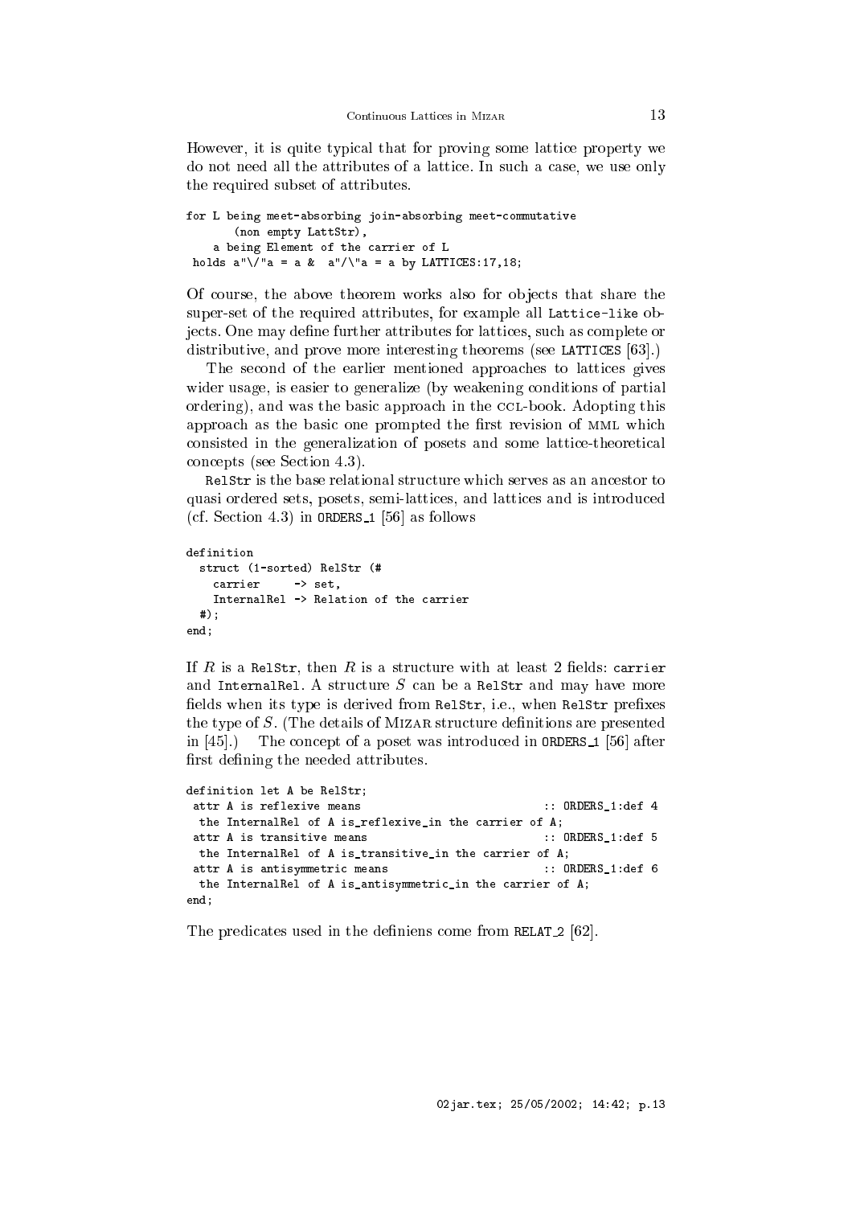However, it is quite typical that for proving some lattice property we do not need all the attributes of a lattice. In such a case, we use only the required subset of attributes.

```
for L being meet-absorbing join-absorbing meet-commutative
       (non empty LattStr),
    a being Element of the carrier of L
 holds a"\/"a = a &  a"/\"a = a by LATTICES:17,18;
```

Of course, the above theorem works also for objects that share the super-set of the required attributes, for example all `Lattice-like` objects. One may define further attributes for lattices, such as complete or distributive, and prove more interesting theorems (see `LATTICES` [63].)

The second of the earlier mentioned approaches to lattices gives wider usage, is easier to generalize (by weakening conditions of partial ordering), and was the basic approach in the CCL-book. Adopting this approach as the basic one prompted the first revision of MML which consisted in the generalization of posets and some lattice-theoretical concepts (see Section 4.3).

`RelStr` is the base relational structure which serves as an ancestor to quasi ordered sets, posets, semi-lattices, and lattices and is introduced (cf. Section 4.3) in `ORDERS_1` [56] as follows

```
definition
  struct (1-sorted) RelStr (#
    carrier     -> set,
    InternalRel -> Relation of the carrier
  #);
end;
```

If $R$ is a `RelStr`, then $R$ is a structure with at least 2 fields: `carrier` and `InternalRel`. A structure $S$ can be a `RelStr` and may have more fields when its type is derived from `RelStr`, i.e., when `RelStr` prefixes the type of $S$. (The details of MIZAR structure definitions are presented in [45].) The concept of a poset was introduced in `ORDERS_1` [56] after first defining the needed attributes.

```
definition let A be RelStr;
 attr A is reflexive means                          :: ORDERS_1:def 4
  the InternalRel of A is_reflexive_in the carrier of A;
 attr A is transitive means                         :: ORDERS_1:def 5
  the InternalRel of A is_transitive_in the carrier of A;
 attr A is antisymmetric means                      :: ORDERS_1:def 6
  the InternalRel of A is_antisymmetric_in the carrier of A;
end;
```

The predicates used in the definiens come from `RELAT_2` [62].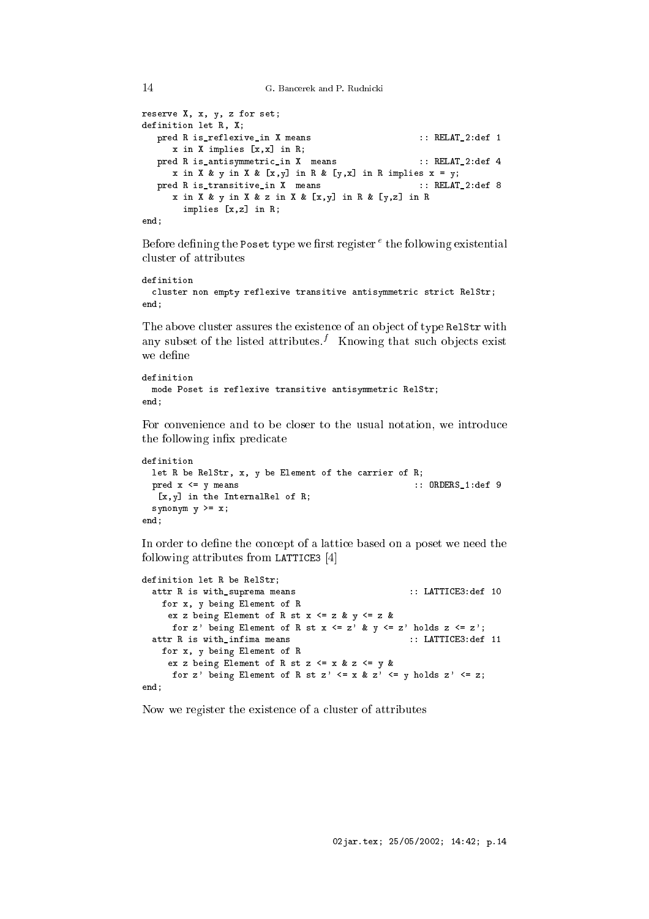```
reserve X, x, y, z for set;
definition let R, X;
   pred R is_reflexive_in X means                    :: RELAT_2:def 1
      x in X implies [x,x] in R;
   pred R is_antisymmetric_in X  means               :: RELAT_2:def 4
      x in X & y in X & [x,y] in R & [y,x] in R implies x = y;
   pred R is_transitive_in X  means                  :: RELAT_2:def 8
      x in X & y in X & z in X & [x,y] in R & [y,z] in R
        implies [x,z] in R;
end;
```

Before defining the `Poset` type we first register [e] the following existential cluster of attributes

```
definition
  cluster non empty reflexive transitive antisymmetric strict RelStr;
end;
```

The above cluster assures the existence of an object of type `RelStr` with any subset of the listed attributes.[f] Knowing that such objects exist we define

```
definition
  mode Poset is reflexive transitive antisymmetric RelStr;
end;
```

For convenience and to be closer to the usual notation, we introduce the following infix predicate

```
definition
  let R be RelStr, x, y be Element of the carrier of R;
  pred x <= y means                                 :: ORDERS_1:def 9
   [x,y] in the InternalRel of R;
  synonym y >= x;
end;
```

In order to define the concept of a lattice based on a poset we need the following attributes from `LATTICE3` [4]

```
definition let R be RelStr;
  attr R is with_suprema means                      :: LATTICE3:def 10
    for x, y being Element of R
     ex z being Element of R st x <= z & y <= z &
      for z' being Element of R st x <= z' & y <= z' holds z <= z';
  attr R is with_infima means                       :: LATTICE3:def 11
    for x, y being Element of R
     ex z being Element of R st z <= x & z <= y &
      for z' being Element of R st z' <= x & z' <= y holds z' <= z;
end;
```

Now we register the existence of a cluster of attributes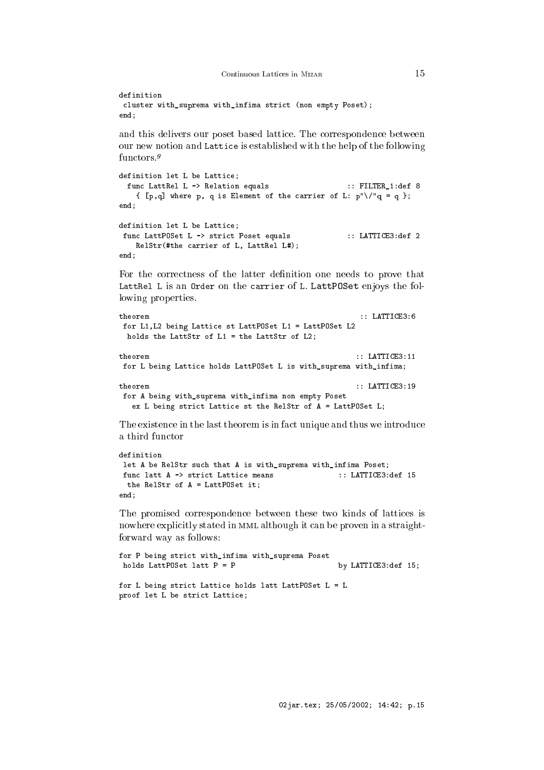```
definition
 cluster with_suprema with_infima strict (non empty Poset);
end;
```

and this delivers our poset based lattice. The correspondence between our new notion and `Lattice` is established with the help of the following functors.[9]

```
definition let L be Lattice;
  func LattRel L -> Relation equals                  :: FILTER_1:def 8
    { [p,q] where p, q is Element of the carrier of L: p"\/"q = q };
end;

definition let L be Lattice;
 func LattPOSet L -> strict Poset equals             :: LATTICE3:def 2
    RelStr(#the carrier of L, LattRel L#);
end;
```

For the correctness of the latter definition one needs to prove that `LattRel L` is an `Order` on the `carrier` of `L`. **`LattPOSet`** enjoys the following properties.

```
theorem                                                 :: LATTICE3:6
 for L1,L2 being Lattice st LattPOSet L1 = LattPOSet L2
  holds the LattStr of L1 = the LattStr of L2;

theorem                                                :: LATTICE3:11
 for L being Lattice holds LattPOSet L is with_suprema with_infima;

theorem                                                :: LATTICE3:19
 for A being with_suprema with_infima non empty Poset
   ex L being strict Lattice st the RelStr of A = LattPOSet L;
```

The existence in the last theorem is in fact unique and thus we introduce a third functor

```
definition
 let A be RelStr such that A is with_suprema with_infima Poset;
 func latt A -> strict Lattice means              :: LATTICE3:def 15
  the RelStr of A = LattPOSet it;
end;
```

The promised correspondence between these two kinds of lattices is nowhere explicitly stated in MML although it can be proven in a straightforward way as follows:

```
for P being strict with_infima with_suprema Poset
 holds LattPOSet latt P = P                        by LATTICE3:def 15;

for L being strict Lattice holds latt LattPOSet L = L
proof let L be strict Lattice;
```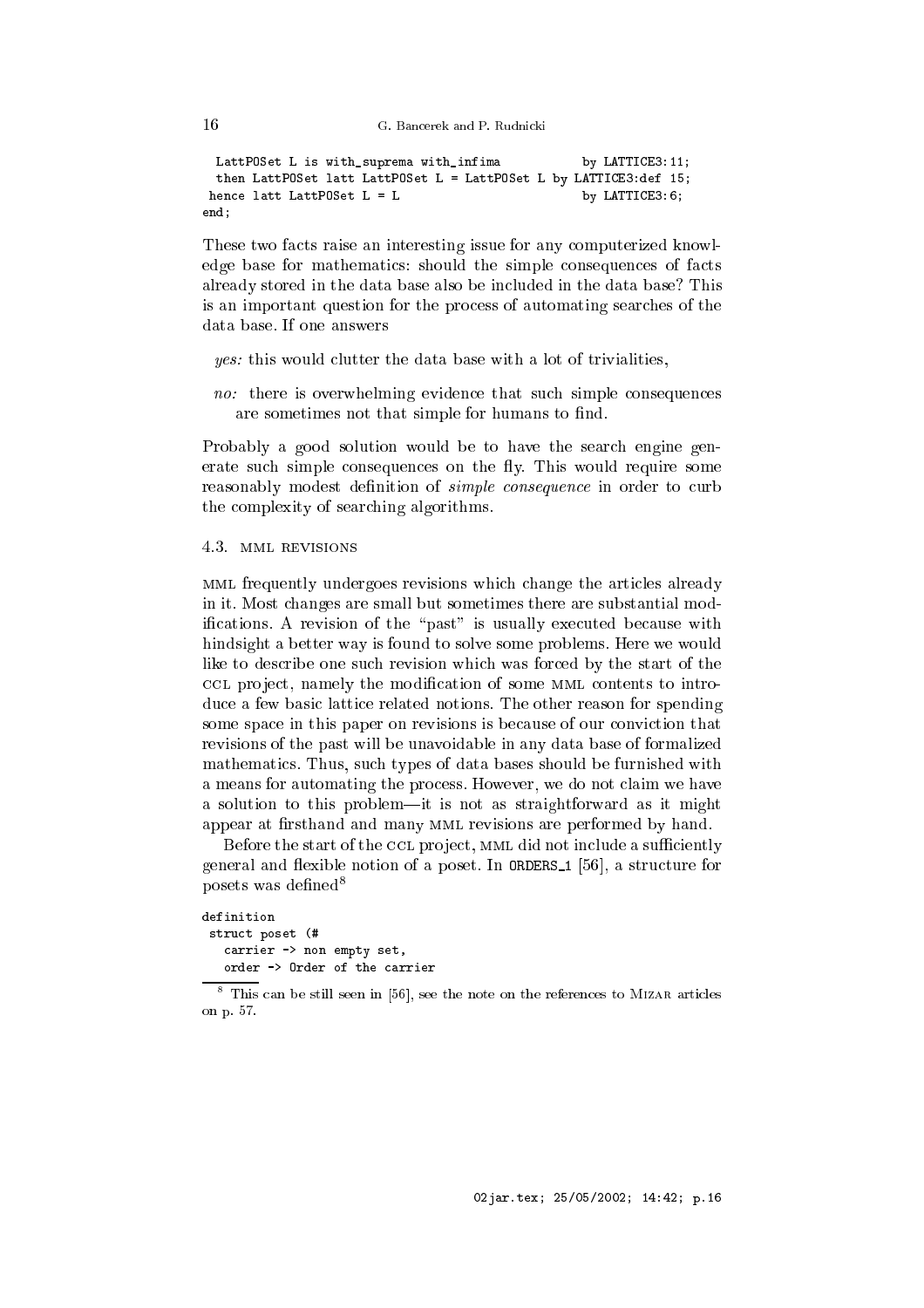```
 LattPOSet L is with_suprema with_infima           by LATTICE3:11;
 then LattPOSet latt LattPOSet L = LattPOSet L by LATTICE3:def 15;
hence latt LattPOSet L = L                         by LATTICE3:6;
end;
```

These two facts raise an interesting issue for any computerized knowledge base for mathematics: should the simple consequences of facts already stored in the data base also be included in the data base? This is an important question for the process of automating searches of the data base. If one answers

*yes:* this would clutter the data base with a lot of trivialities,

*no:* there is overwhelming evidence that such simple consequences are sometimes not that simple for humans to find.

Probably a good solution would be to have the search engine generate such simple consequences on the fly. This would require some reasonably modest definition of *simple consequence* in order to curb the complexity of searching algorithms.

### 4.3. MML REVISIONS

MML frequently undergoes revisions which change the articles already in it. Most changes are small but sometimes there are substantial modifications. A revision of the "past" is usually executed because with hindsight a better way is found to solve some problems. Here we would like to describe one such revision which was forced by the start of the CCL project, namely the modification of some MML contents to introduce a few basic lattice related notions. The other reason for spending some space in this paper on revisions is because of our conviction that revisions of the past will be unavoidable in any data base of formalized mathematics. Thus, such types of data bases should be furnished with a means for automating the process. However, we do not claim we have a solution to this problem—it is not as straightforward as it might appear at firsthand and many MML revisions are performed by hand.

Before the start of the CCL project, MML did not include a sufficiently general and flexible notion of a poset. In ORDERS_1 [56], a structure for posets was defined[8]

```
definition
 struct poset (#
   carrier -> non empty set,
   order -> Order of the carrier
```

[8] This can be still seen in [56], see the note on the references to MIZAR articles on p. 57.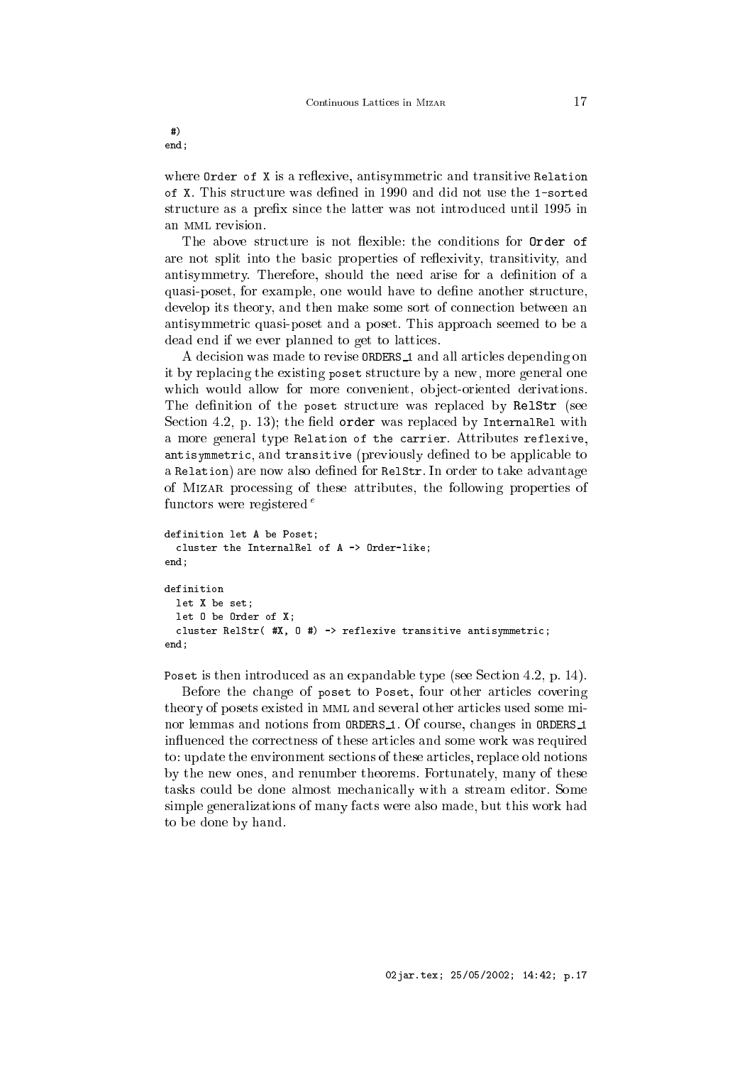```
 #)
end;
```

where `Order of X` is a reflexive, antisymmetric and transitive `Relation of X`. This structure was defined in 1990 and did not use the `1-sorted` structure as a prefix since the latter was not introduced until 1995 in an MML revision.

The above structure is not flexible: the conditions for **Order of** are not split into the basic properties of reflexivity, transitivity, and antisymmetry. Therefore, should the need arise for a definition of a quasi-poset, for example, one would have to define another structure, develop its theory, and then make some sort of connection between an antisymmetric quasi-poset and a poset. This approach seemed to be a dead end if we ever planned to get to lattices.

A decision was made to revise `ORDERS_1` and all articles depending on it by replacing the existing `poset` structure by a new, more general one which would allow for more convenient, object-oriented derivations. The definition of the `poset` structure was replaced by **RelStr** (see Section 4.2, p. 13); the field **order** was replaced by `InternalRel` with a more general type `Relation of the carrier`. Attributes `reflexive`, `antisymmetric`, and `transitive` (previously defined to be applicable to a `Relation`) are now also defined for `RelStr`. In order to take advantage of MIZAR processing of these attributes, the following properties of functors were registered [e]

```
definition let A be Poset;
  cluster the InternalRel of A -> Order-like;
end;

definition
  let X be set;
  let O be Order of X;
  cluster RelStr( #X, O #) -> reflexive transitive antisymmetric;
end;
```

`Poset` is then introduced as an expandable type (see Section 4.2, p. 14).

Before the change of `poset` to `Poset`, four other articles covering theory of posets existed in MML and several other articles used some minor lemmas and notions from `ORDERS_1`. Of course, changes in `ORDERS_1` influenced the correctness of these articles and some work was required to: update the environment sections of these articles, replace old notions by the new ones, and renumber theorems. Fortunately, many of these tasks could be done almost mechanically with a stream editor. Some simple generalizations of many facts were also made, but this work had to be done by hand.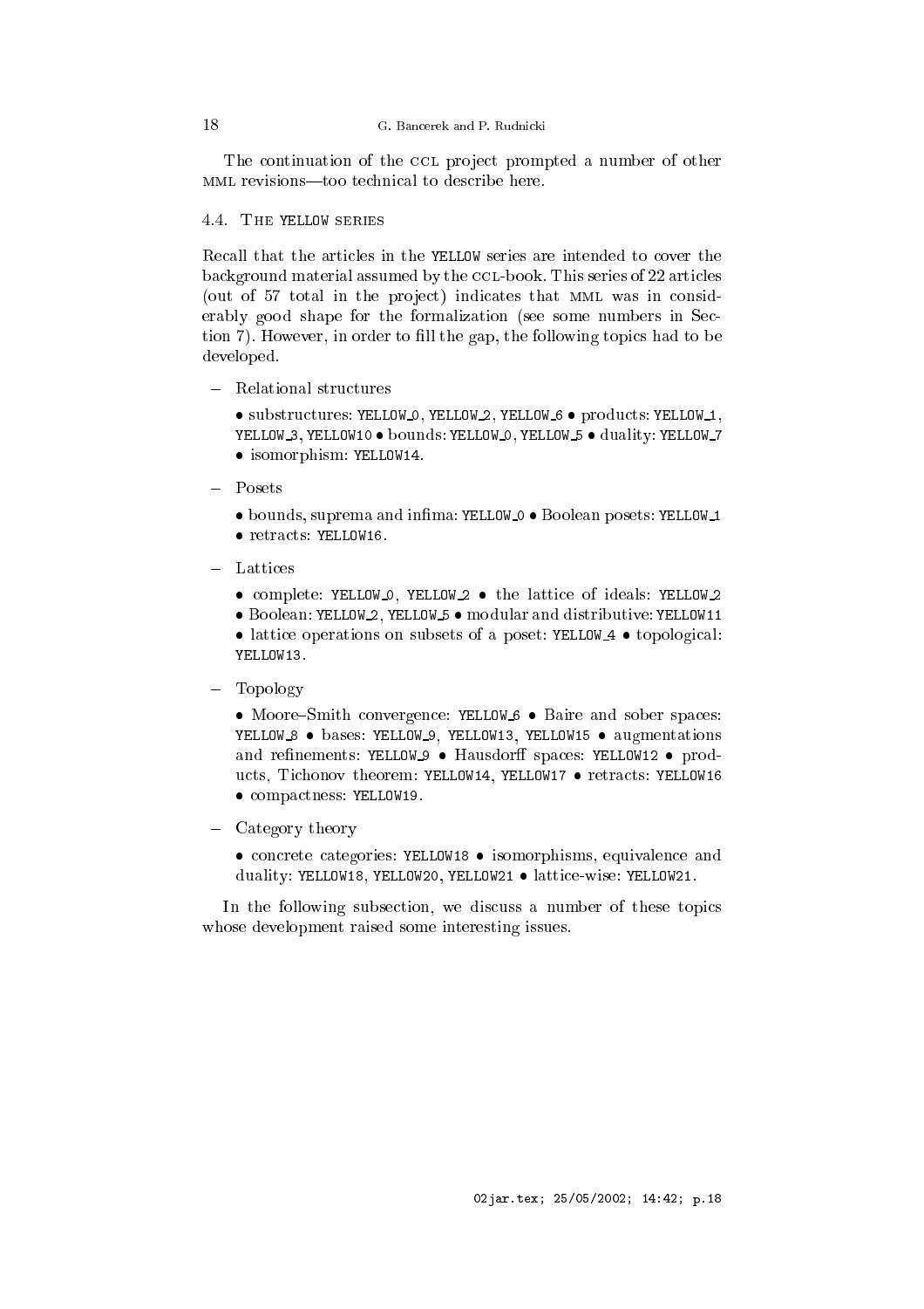The continuation of the CCL project prompted a number of other MML revisions—too technical to describe here.

### 4.4. The YELLOW series

Recall that the articles in the YELLOW series are intended to cover the background material assumed by the CCL-book. This series of 22 articles (out of 57 total in the project) indicates that MML was in considerably good shape for the formalization (see some numbers in Section 7). However, in order to fill the gap, the following topics had to be developed.

- Relational structures

  • substructures: YELLOW_0, YELLOW_2, YELLOW_6 • products: YELLOW_1, YELLOW_3, YELLOW10 • bounds: YELLOW_0, YELLOW_5 • duality: YELLOW_7 • isomorphism: YELLOW14.

- Posets

  • bounds, suprema and infima: YELLOW_0 • Boolean posets: YELLOW_1 • retracts: YELLOW16.

- Lattices

  • complete: YELLOW_0, YELLOW_2 • the lattice of ideals: YELLOW_2 • Boolean: YELLOW_2, YELLOW_5 • modular and distributive: YELLOW11 • lattice operations on subsets of a poset: YELLOW_4 • topological: YELLOW13.

- Topology

  • Moore–Smith convergence: YELLOW_6 • Baire and sober spaces: YELLOW_8 • bases: YELLOW_9, YELLOW13, YELLOW15 • augmentations and refinements: YELLOW_9 • Hausdorff spaces: YELLOW12 • products, Tichonov theorem: YELLOW14, YELLOW17 • retracts: YELLOW16 • compactness: YELLOW19.

- Category theory

  • concrete categories: YELLOW18 • isomorphisms, equivalence and duality: YELLOW18, YELLOW20, YELLOW21 • lattice-wise: YELLOW21.

In the following subsection, we discuss a number of these topics whose development raised some interesting issues.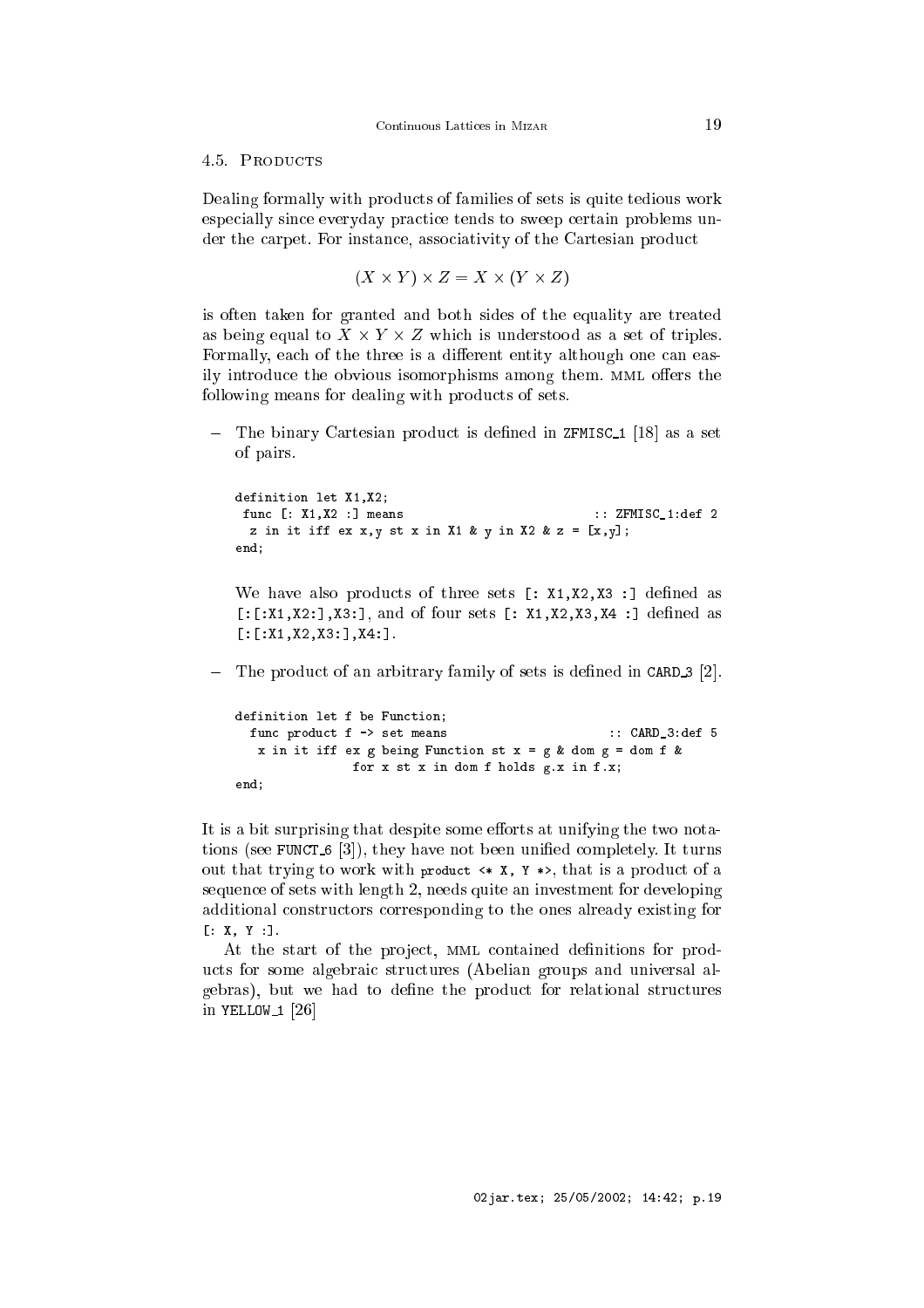### 4.5. Products

Dealing formally with products of families of sets is quite tedious work especially since everyday practice tends to sweep certain problems under the carpet. For instance, associativity of the Cartesian product

$$(X \times Y) \times Z = X \times (Y \times Z)$$

is often taken for granted and both sides of the equality are treated as being equal to $X \times Y \times Z$ which is understood as a set of triples. Formally, each of the three is a different entity although one can easily introduce the obvious isomorphisms among them. MML offers the following means for dealing with products of sets.

- The binary Cartesian product is defined in ZFMISC_1 [18] as a set of pairs.

```
definition let X1,X2;
 func [: X1,X2 :] means                              :: ZFMISC_1:def 2
  z in it iff ex x,y st x in X1 & y in X2 & z = [x,y];
end;
```

  We have also products of three sets `[: X1,X2,X3 :]` defined as `[:[:X1,X2:],X3:]`, and of four sets `[: X1,X2,X3,X4 :]` defined as `[:[:X1,X2,X3:],X4:]`.

- The product of an arbitrary family of sets is defined in CARD_3 [2].

```
definition let f be Function;
  func product f -> set means                        :: CARD_3:def 5
   x in it iff ex g being Function st x = g & dom g = dom f &
              for x st x in dom f holds g.x in f.x;
end;
```

It is a bit surprising that despite some efforts at unifying the two notations (see FUNCT_6 [3]), they have not been unified completely. It turns out that trying to work with `product <* X, Y *>`, that is a product of a sequence of sets with length 2, needs quite an investment for developing additional constructors corresponding to the ones already existing for `[: X, Y :]`.

At the start of the project, MML contained definitions for products for some algebraic structures (Abelian groups and universal algebras), but we had to define the product for relational structures in YELLOW_1 [26]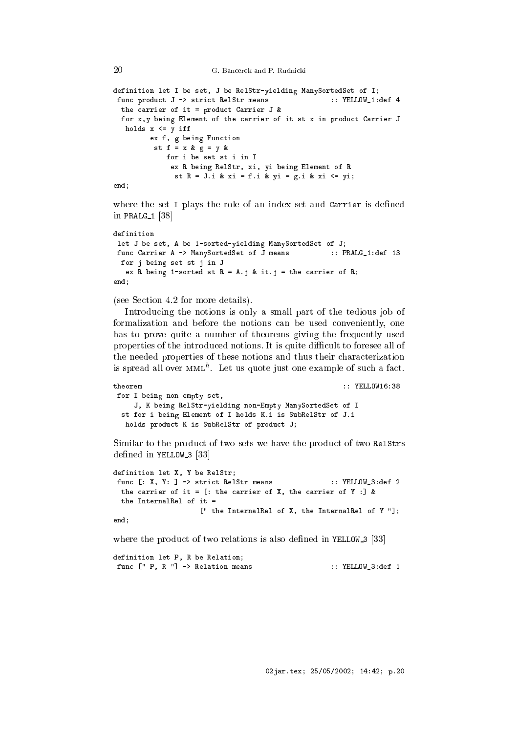```
definition let I be set, J be RelStr-yielding ManySortedSet of I;
 func product J -> strict RelStr means              :: YELLOW_1:def 4
  the carrier of it = product Carrier J &
  for x,y being Element of the carrier of it st x in product Carrier J
   holds x <= y iff
         ex f, g being Function
          st f = x & g = y &
             for i be set st i in I
              ex R being RelStr, xi, yi being Element of R
               st R = J.i & xi = f.i & yi = g.i & xi <= yi;
end;
```

where the set I plays the role of an index set and Carrier is defined in PRALG_1 [38]

```
definition
 let J be set, A be 1-sorted-yielding ManySortedSet of J;
 func Carrier A -> ManySortedSet of J means          :: PRALG_1:def 13
  for j being set st j in J
   ex R being 1-sorted st R = A.j & it.j = the carrier of R;
end;
```

(see Section 4.2 for more details).

Introducing the notions is only a small part of the tedious job of formalization and before the notions can be used conveniently, one has to prove quite a number of theorems giving the frequently used properties of the introduced notions. It is quite difficult to foresee all of the needed properties of these notions and thus their characterization is spread all over MML$^h$. Let us quote just one example of such a fact.

```
theorem                                                  :: YELLOW16:38
 for I being non empty set,
     J, K being RelStr-yielding non-Empty ManySortedSet of I
  st for i being Element of I holds K.i is SubRelStr of J.i
   holds product K is SubRelStr of product J;
```

Similar to the product of two sets we have the product of two RelStrs defined in YELLOW_3 [33]

```
definition let X, Y be RelStr;
 func [: X, Y: ] -> strict RelStr means             :: YELLOW_3:def 2
  the carrier of it = [: the carrier of X, the carrier of Y :] &
  the InternalRel of it =
                    [" the InternalRel of X, the InternalRel of Y "];
end;
```

where the product of two relations is also defined in YELLOW_3 [33]

```
definition let P, R be Relation;
 func [" P, R "] -> Relation means                  :: YELLOW_3:def 1
```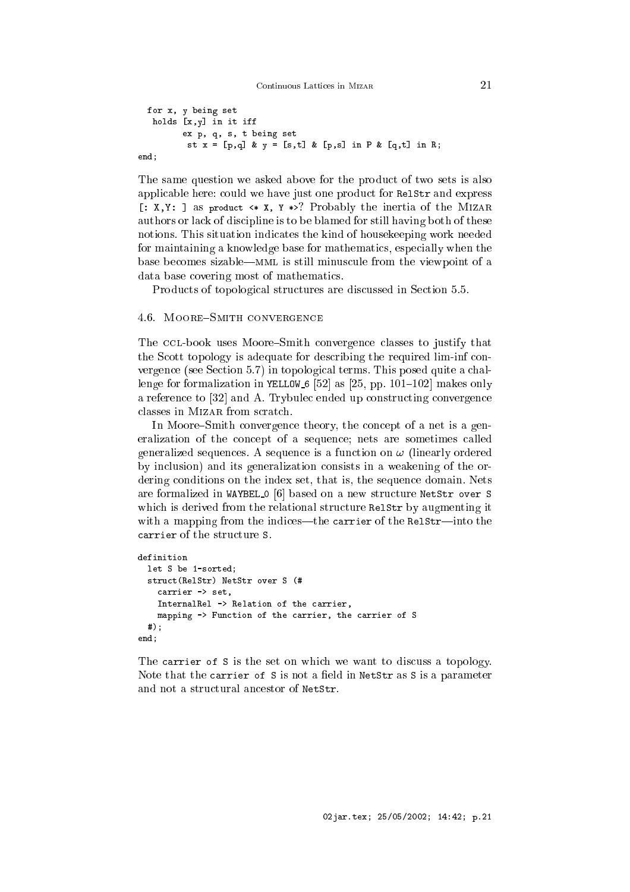```
  for x, y being set
   holds [x,y] in it iff
         ex p, q, s, t being set
          st x = [p,q] & y = [s,t] & [p,s] in P & [q,t] in R;
end;
```

The same question we asked above for the product of two sets is also applicable here: could we have just one product for `RelStr` and express `[: X,Y: ]` as `product <* X, Y *>`? Probably the inertia of the MIZAR authors or lack of discipline is to be blamed for still having both of these notions. This situation indicates the kind of housekeeping work needed for maintaining a knowledge base for mathematics, especially when the base becomes sizable—MML is still minuscule from the viewpoint of a data base covering most of mathematics.

Products of topological structures are discussed in Section 5.5.

### 4.6. Moore–Smith convergence

The CCL-book uses Moore–Smith convergence classes to justify that the Scott topology is adequate for describing the required lim-inf convergence (see Section 5.7) in topological terms. This posed quite a challenge for formalization in `YELLOW_6` [52] as [25, pp. 101–102] makes only a reference to [32] and A. Trybulec ended up constructing convergence classes in MIZAR from scratch.

In Moore–Smith convergence theory, the concept of a net is a generalization of the concept of a sequence; nets are sometimes called generalized sequences. A sequence is a function on $\omega$ (linearly ordered by inclusion) and its generalization consists in a weakening of the ordering conditions on the index set, that is, the sequence domain. Nets are formalized in `WAYBEL_0` [6] based on a new structure `NetStr over S` which is derived from the relational structure `RelStr` by augmenting it with a mapping from the indices—the `carrier` of the `RelStr`—into the `carrier` of the structure `S`.

```
definition
  let S be 1-sorted;
  struct(RelStr) NetStr over S (#
    carrier -> set,
    InternalRel -> Relation of the carrier,
    mapping -> Function of the carrier, the carrier of S
  #);
end;
```

The `carrier of S` is the set on which we want to discuss a topology. Note that the `carrier of S` is not a field in `NetStr` as `S` is a parameter and not a structural ancestor of `NetStr`.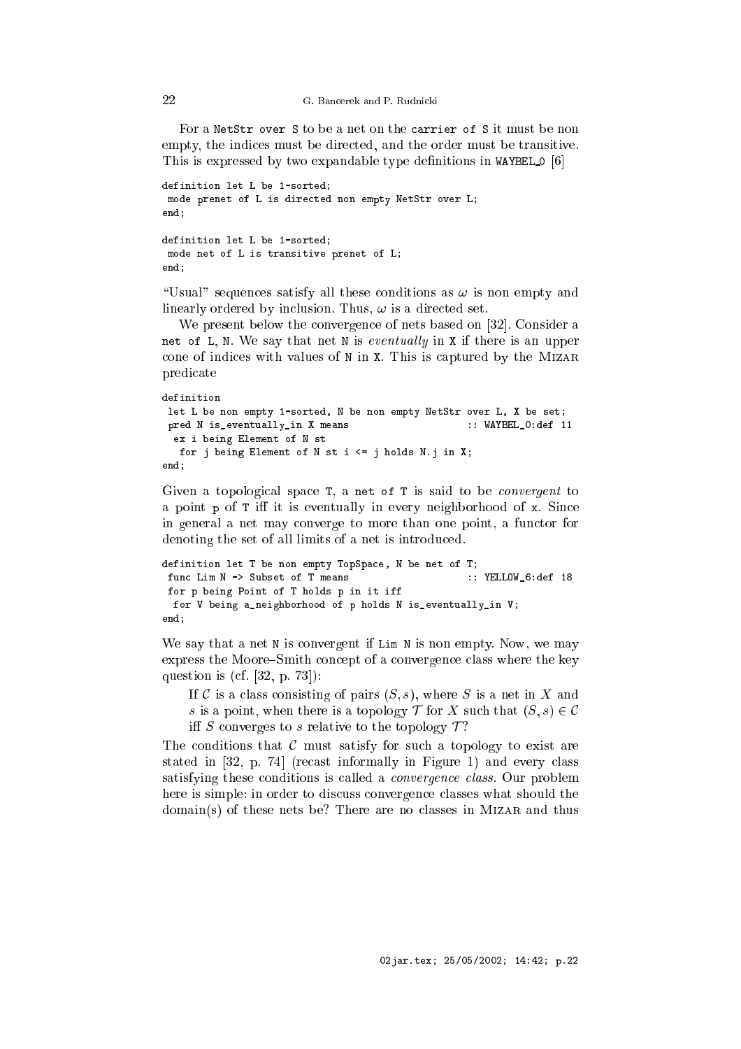For a `NetStr over S` to be a net on the `carrier of S` it must be non empty, the indices must be directed, and the order must be transitive. This is expressed by two expandable type definitions in `WAYBEL_0` [6]

```
definition let L be 1-sorted;
 mode prenet of L is directed non empty NetStr over L;
end;

definition let L be 1-sorted;
 mode net of L is transitive prenet of L;
end;
```

"Usual" sequences satisfy all these conditions as $\omega$ is non empty and linearly ordered by inclusion. Thus, $\omega$ is a directed set.

We present below the convergence of nets based on [32]. Consider a `net of L`, `N`. We say that net `N` is *eventually* in `X` if there is an upper cone of indices with values of `N` in `X`. This is captured by the Mizar predicate

```
definition
 let L be non empty 1-sorted, N be non empty NetStr over L, X be set;
 pred N is_eventually_in X means                    :: WAYBEL_0:def 11
  ex i being Element of N st
   for j being Element of N st i <= j holds N.j in X;
end;
```

Given a topological space `T`, a `net of T` is said to be *convergent* to a point `p` of `T` iff it is eventually in every neighborhood of `x`. Since in general a net may converge to more than one point, a functor for denoting the set of all limits of a net is introduced.

```
definition let T be non empty TopSpace, N be net of T;
 func Lim N -> Subset of T means                    :: YELLOW_6:def 18
 for p being Point of T holds p in it iff
  for V being a_neighborhood of p holds N is_eventually_in V;
end;
```

We say that a net `N` is convergent if `Lim N` is non empty. Now, we may express the Moore–Smith concept of a convergence class where the key question is (cf. [32, p. 73]):

> If $\mathcal{C}$ is a class consisting of pairs $(S, s)$, where $S$ is a net in $X$ and $s$ is a point, when there is a topology $\mathcal{T}$ for $X$ such that $(S, s) \in \mathcal{C}$ iff $S$ converges to $s$ relative to the topology $\mathcal{T}$?

The conditions that $\mathcal{C}$ must satisfy for such a topology to exist are stated in [32, p. 74] (recast informally in Figure 1) and every class satisfying these conditions is called a *convergence class*. Our problem here is simple: in order to discuss convergence classes what should the domain(s) of these nets be? There are no classes in Mizar and thus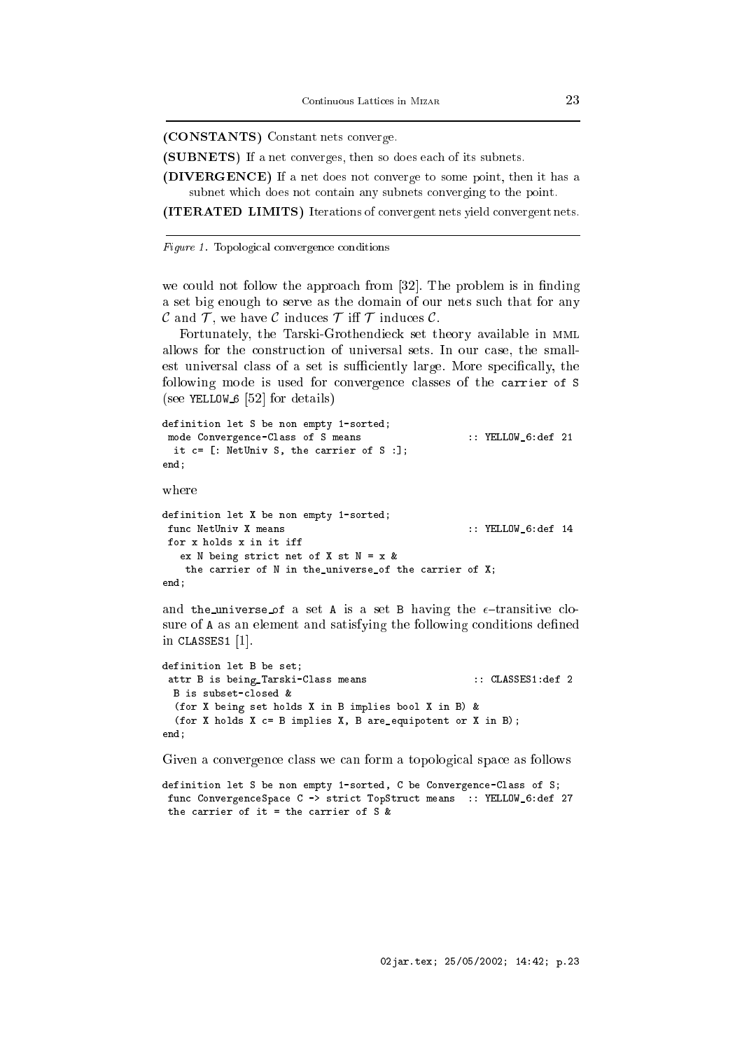**(CONSTANTS)** Constant nets converge.

**(SUBNETS)** If a net converges, then so does each of its subnets.

**(DIVERGENCE)** If a net does not converge to some point, then it has a subnet which does not contain any subnets converging to the point.

**(ITERATED LIMITS)** Iterations of convergent nets yield convergent nets.

*Figure 1.* Topological convergence conditions

we could not follow the approach from [32]. The problem is in finding a set big enough to serve as the domain of our nets such that for any $\mathcal{C}$ and $\mathcal{T}$, we have $\mathcal{C}$ induces $\mathcal{T}$ iff $\mathcal{T}$ induces $\mathcal{C}$.

Fortunately, the Tarski-Grothendieck set theory available in MML allows for the construction of universal sets. In our case, the smallest universal class of a set is sufficiently large. More specifically, the following mode is used for convergence classes of the `carrier of S` (see `YELLOW_6` [52] for details)

```
definition let S be non empty 1-sorted;
 mode Convergence-Class of S means                  :: YELLOW_6:def 21
  it c= [: NetUniv S, the carrier of S :];
end;
```

where

```
definition let X be non empty 1-sorted;
 func NetUniv X means                               :: YELLOW_6:def 14
 for x holds x in it iff
   ex N being strict net of X st N = x &
    the carrier of N in the_universe_of the carrier of X;
end;
```

and `the_universe_of` a set `A` is a set `B` having the $\epsilon$-transitive closure of `A` as an element and satisfying the following conditions defined in `CLASSES1` [1].

```
definition let B be set;
 attr B is being_Tarski-Class means                  :: CLASSES1:def 2
  B is subset-closed &
  (for X being set holds X in B implies bool X in B) &
  (for X holds X c= B implies X, B are_equipotent or X in B);
end;
```

Given a convergence class we can form a topological space as follows

```
definition let S be non empty 1-sorted, C be Convergence-Class of S;
 func ConvergenceSpace C -> strict TopStruct means  :: YELLOW_6:def 27
 the carrier of it = the carrier of S &
```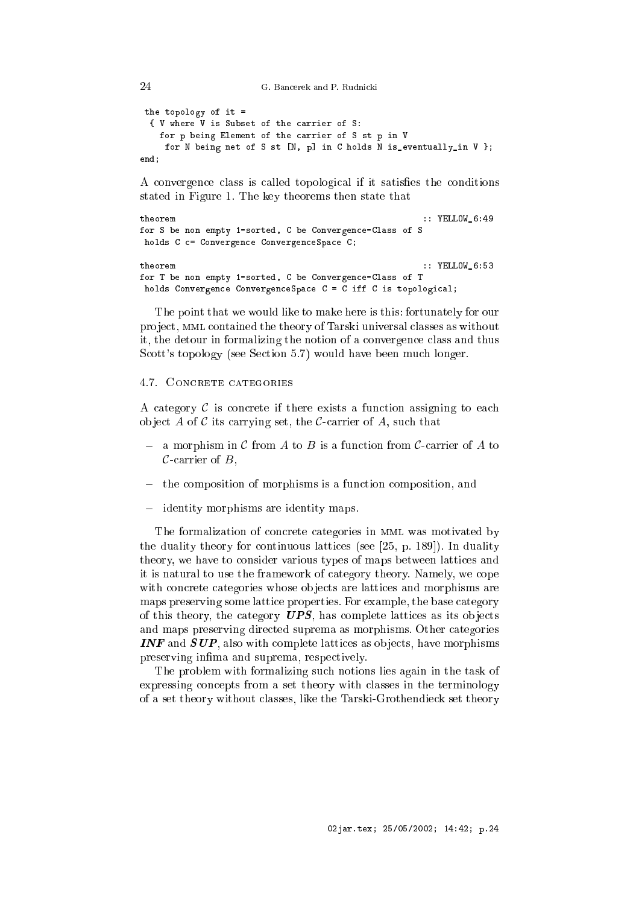```
 the topology of it =
  { V where V is Subset of the carrier of S:
    for p being Element of the carrier of S st p in V
     for N being net of S st [N, p] in C holds N is_eventually_in V };
end;
```

A convergence class is called topological if it satisfies the conditions stated in Figure 1. The key theorems then state that

```
theorem                                                    :: YELLOW_6:49
for S be non empty 1-sorted, C be Convergence-Class of S
 holds C c= Convergence ConvergenceSpace C;

theorem                                                    :: YELLOW_6:53
for T be non empty 1-sorted, C be Convergence-Class of T
 holds Convergence ConvergenceSpace C = C iff C is topological;
```

The point that we would like to make here is this: fortunately for our project, MML contained the theory of Tarski universal classes as without it, the detour in formalizing the notion of a convergence class and thus Scott's topology (see Section 5.7) would have been much longer.

### 4.7. Concrete categories

A category $\mathcal{C}$ is concrete if there exists a function assigning to each object $A$ of $\mathcal{C}$ its carrying set, the $\mathcal{C}$-carrier of $A$, such that

- a morphism in $\mathcal{C}$ from $A$ to $B$ is a function from $\mathcal{C}$-carrier of $A$ to $\mathcal{C}$-carrier of $B$,
- the composition of morphisms is a function composition, and
- identity morphisms are identity maps.

The formalization of concrete categories in MML was motivated by the duality theory for continuous lattices (see [25, p. 189]). In duality theory, we have to consider various types of maps between lattices and it is natural to use the framework of category theory. Namely, we cope with concrete categories whose objects are lattices and morphisms are maps preserving some lattice properties. For example, the base category of this theory, the category ***UPS***, has complete lattices as its objects and maps preserving directed suprema as morphisms. Other categories ***INF*** and ***SUP***, also with complete lattices as objects, have morphisms preserving infima and suprema, respectively.

The problem with formalizing such notions lies again in the task of expressing concepts from a set theory with classes in the terminology of a set theory without classes, like the Tarski-Grothendieck set theory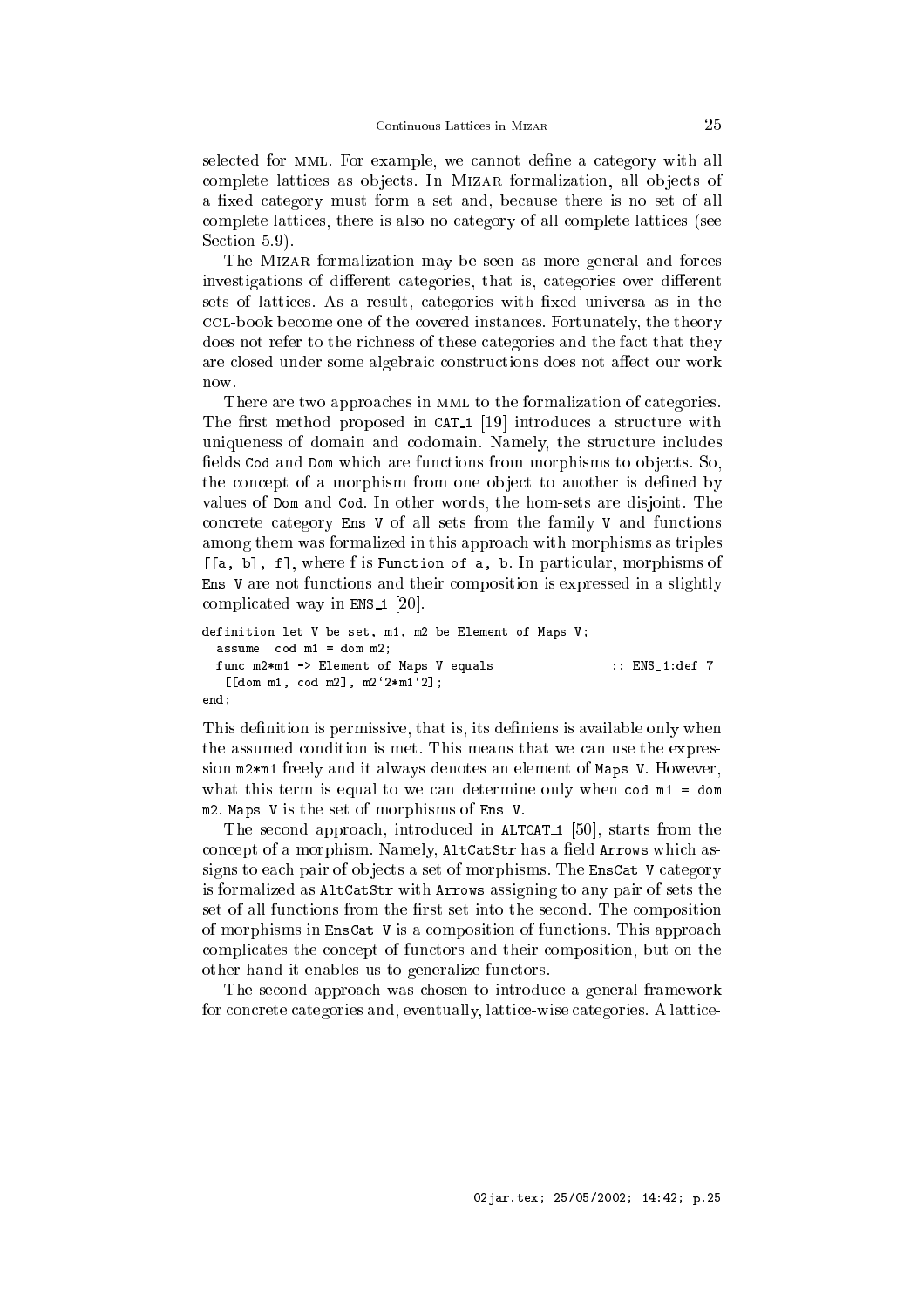selected for MML. For example, we cannot define a category with all complete lattices as objects. In MIZAR formalization, all objects of a fixed category must form a set and, because there is no set of all complete lattices, there is also no category of all complete lattices (see Section 5.9).

The MIZAR formalization may be seen as more general and forces investigations of different categories, that is, categories over different sets of lattices. As a result, categories with fixed universa as in the CCL-book become one of the covered instances. Fortunately, the theory does not refer to the richness of these categories and the fact that they are closed under some algebraic constructions does not affect our work now.

There are two approaches in MML to the formalization of categories. The first method proposed in CAT_1 [19] introduces a structure with uniqueness of domain and codomain. Namely, the structure includes fields Cod and Dom which are functions from morphisms to objects. So, the concept of a morphism from one object to another is defined by values of Dom and Cod. In other words, the hom-sets are disjoint. The concrete category Ens V of all sets from the family V and functions among them was formalized in this approach with morphisms as triples [[a, b], f], where f is Function of a, b. In particular, morphisms of Ens V are not functions and their composition is expressed in a slightly complicated way in ENS_1 [20].

```
definition let V be set, m1, m2 be Element of Maps V;
  assume  cod m1 = dom m2;
  func m2*m1 -> Element of Maps V equals                :: ENS_1:def 7
   [[dom m1, cod m2], m2`2*m1`2];
end;
```

This definition is permissive, that is, its definiens is available only when the assumed condition is met. This means that we can use the expression m2*m1 freely and it always denotes an element of Maps V. However, what this term is equal to we can determine only when cod m1 = dom m2. Maps V is the set of morphisms of Ens V.

The second approach, introduced in ALTCAT_1 [50], starts from the concept of a morphism. Namely, AltCatStr has a field Arrows which assigns to each pair of objects a set of morphisms. The EnsCat V category is formalized as AltCatStr with Arrows assigning to any pair of sets the set of all functions from the first set into the second. The composition of morphisms in EnsCat V is a composition of functions. This approach complicates the concept of functors and their composition, but on the other hand it enables us to generalize functors.

The second approach was chosen to introduce a general framework for concrete categories and, eventually, lattice-wise categories. A lattice-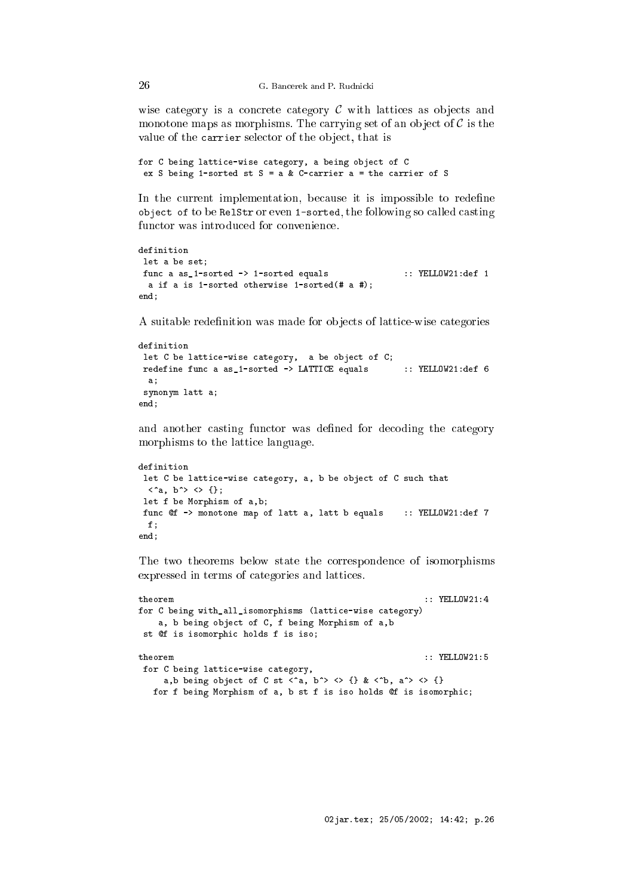wise category is a concrete category $\mathcal{C}$ with lattices as objects and monotone maps as morphisms. The carrying set of an object of $\mathcal{C}$ is the value of the carrier selector of the object, that is

```
for C being lattice-wise category, a being object of C
 ex S being 1-sorted st S = a & C-carrier a = the carrier of S
```

In the current implementation, because it is impossible to redefine `object of` to be `RelStr` or even `1-sorted`, the following so called casting functor was introduced for convenience.

```
definition
 let a be set;
 func a as_1-sorted -> 1-sorted equals              :: YELLOW21:def 1
  a if a is 1-sorted otherwise 1-sorted(# a #);
end;
```

A suitable redefinition was made for objects of lattice-wise categories

```
definition
 let C be lattice-wise category,  a be object of C;
 redefine func a as_1-sorted -> LATTICE equals      :: YELLOW21:def 6
  a;
 synonym latt a;
end;
```

and another casting functor was defined for decoding the category morphisms to the lattice language.

```
definition
 let C be lattice-wise category, a, b be object of C such that
  <^a, b^> <> {};
 let f be Morphism of a,b;
 func @f -> monotone map of latt a, latt b equals    :: YELLOW21:def 7
  f;
end;
```

The two theorems below state the correspondence of isomorphisms expressed in terms of categories and lattices.

```
theorem                                                  :: YELLOW21:4
for C being with_all_isomorphisms (lattice-wise category)
    a, b being object of C, f being Morphism of a,b
 st @f is isomorphic holds f is iso;

theorem                                                  :: YELLOW21:5
 for C being lattice-wise category,
     a,b being object of C st <^a, b^> <> {} & <^b, a^> <> {}
   for f being Morphism of a, b st f is iso holds @f is isomorphic;
```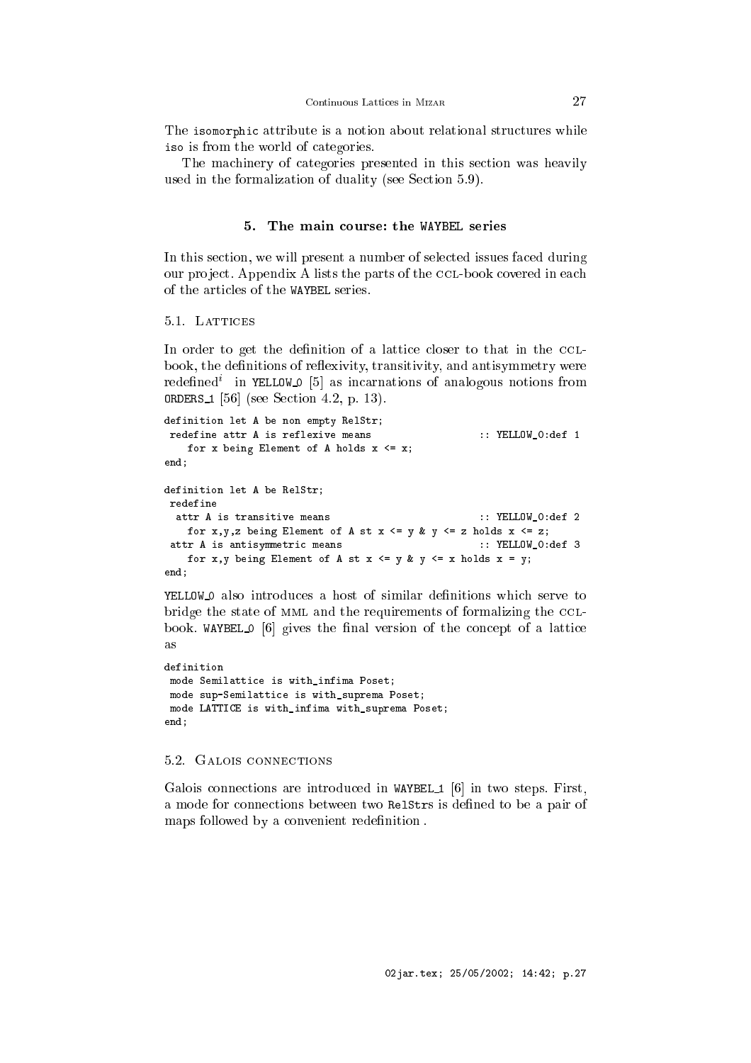The isomorphic attribute is a notion about relational structures while iso is from the world of categories.

The machinery of categories presented in this section was heavily used in the formalization of duality (see Section 5.9).

## 5. The main course: the WAYBEL series

In this section, we will present a number of selected issues faced during our project. Appendix A lists the parts of the CCL-book covered in each of the articles of the WAYBEL series.

### 5.1. Lattices

In order to get the definition of a lattice closer to that in the CCL-book, the definitions of reflexivity, transitivity, and antisymmetry were redefined[i] in YELLOW_0 [5] as incarnations of analogous notions from ORDERS_1 [56] (see Section 4.2, p. 13).

```
definition let A be non empty RelStr;
 redefine attr A is reflexive means                  :: YELLOW_0:def 1
    for x being Element of A holds x <= x;
end;

definition let A be RelStr;
 redefine
  attr A is transitive means                         :: YELLOW_0:def 2
    for x,y,z being Element of A st x <= y & y <= z holds x <= z;
 attr A is antisymmetric means                       :: YELLOW_0:def 3
    for x,y being Element of A st x <= y & y <= x holds x = y;
end;
```

YELLOW_0 also introduces a host of similar definitions which serve to bridge the state of MML and the requirements of formalizing the CCL-book. WAYBEL_0 [6] gives the final version of the concept of a lattice as

```
definition
 mode Semilattice is with_infima Poset;
 mode sup-Semilattice is with_suprema Poset;
 mode LATTICE is with_infima with_suprema Poset;
end;
```

### 5.2. Galois connections

Galois connections are introduced in WAYBEL_1 [6] in two steps. First, a mode for connections between two RelStrs is defined to be a pair of maps followed by a convenient redefinition .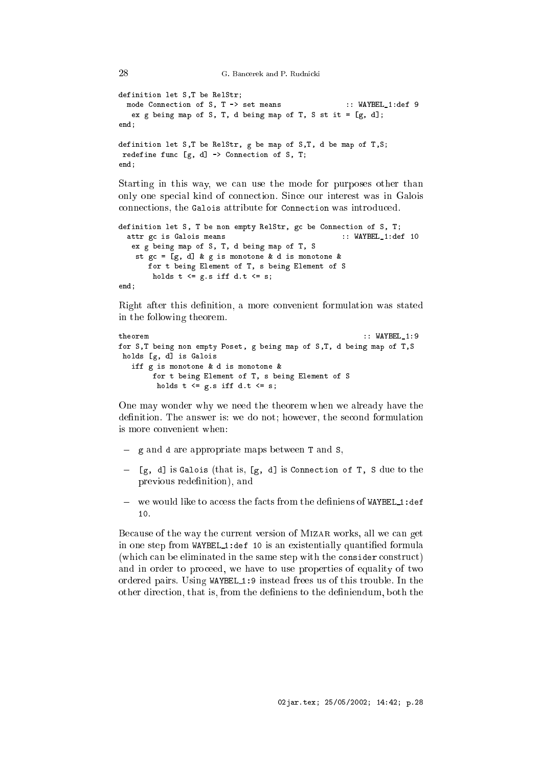```
definition let S,T be RelStr;
  mode Connection of S, T -> set means              :: WAYBEL_1:def 9
   ex g being map of S, T, d being map of T, S st it = [g, d];
end;

definition let S,T be RelStr, g be map of S,T, d be map of T,S;
 redefine func [g, d] -> Connection of S, T;
end;
```

Starting in this way, we can use the mode for purposes other than only one special kind of connection. Since our interest was in Galois connections, the `Galois` attribute for `Connection` was introduced.

```
definition let S, T be non empty RelStr, gc be Connection of S, T;
  attr gc is Galois means                           :: WAYBEL_1:def 10
   ex g being map of S, T, d being map of T, S
    st gc = [g, d] & g is monotone & d is monotone &
       for t being Element of T, s being Element of S
        holds t <= g.s iff d.t <= s;
end;
```

Right after this definition, a more convenient formulation was stated in the following theorem.

```
theorem                                                   :: WAYBEL_1:9
for S,T being non empty Poset, g being map of S,T, d being map of T,S
 holds [g, d] is Galois
   iff g is monotone & d is monotone &
       for t being Element of T, s being Element of S
        holds t <= g.s iff d.t <= s;
```

One may wonder why we need the theorem when we already have the definition. The answer is: we do not; however, the second formulation is more convenient when:

- `g` and `d` are appropriate maps between `T` and `S`,
- `[g, d] is Galois` (that is, `[g, d] is Connection of T, S` due to the previous redefinition), and
- we would like to access the facts from the definiens of `WAYBEL_1:def 10`.

Because of the way the current version of MIZAR works, all we can get in one step from `WAYBEL_1:def 10` is an existentially quantified formula (which can be eliminated in the same step with the `consider` construct) and in order to proceed, we have to use properties of equality of two ordered pairs. Using `WAYBEL_1:9` instead frees us of this trouble. In the other direction, that is, from the definiens to the definiendum, both the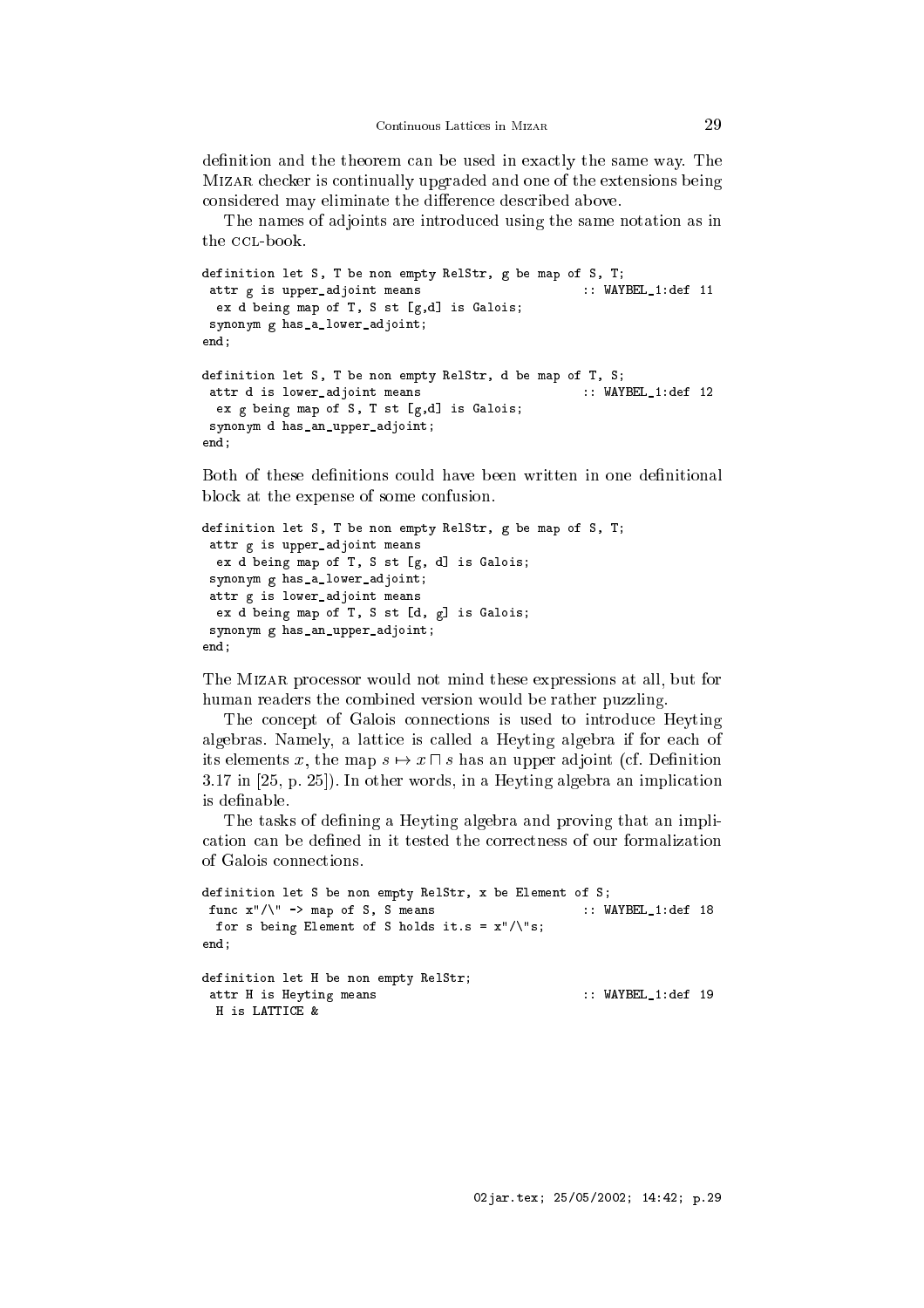definition and the theorem can be used in exactly the same way. The Mizar checker is continually upgraded and one of the extensions being considered may eliminate the difference described above.

The names of adjoints are introduced using the same notation as in the CCL-book.

```
definition let S, T be non empty RelStr, g be map of S, T;
 attr g is upper_adjoint means                        :: WAYBEL_1:def 11
  ex d being map of T, S st [g,d] is Galois;
 synonym g has_a_lower_adjoint;
end;

definition let S, T be non empty RelStr, d be map of T, S;
 attr d is lower_adjoint means                        :: WAYBEL_1:def 12
  ex g being map of S, T st [g,d] is Galois;
 synonym d has_an_upper_adjoint;
end;
```

Both of these definitions could have been written in one definitional block at the expense of some confusion.

```
definition let S, T be non empty RelStr, g be map of S, T;
 attr g is upper_adjoint means
  ex d being map of T, S st [g, d] is Galois;
 synonym g has_a_lower_adjoint;
 attr g is lower_adjoint means
  ex d being map of T, S st [d, g] is Galois;
 synonym g has_an_upper_adjoint;
end;
```

The Mizar processor would not mind these expressions at all, but for human readers the combined version would be rather puzzling.

The concept of Galois connections is used to introduce Heyting algebras. Namely, a lattice is called a Heyting algebra if for each of its elements $x$, the map $s \mapsto x \sqcap s$ has an upper adjoint (cf. Definition 3.17 in [25, p. 25]). In other words, in a Heyting algebra an implication is definable.

The tasks of defining a Heyting algebra and proving that an implication can be defined in it tested the correctness of our formalization of Galois connections.

```
definition let S be non empty RelStr, x be Element of S;
 func x"/\" -> map of S, S means                      :: WAYBEL_1:def 18
  for s being Element of S holds it.s = x"/\"s;
end;

definition let H be non empty RelStr;
 attr H is Heyting means                              :: WAYBEL_1:def 19
  H is LATTICE &
```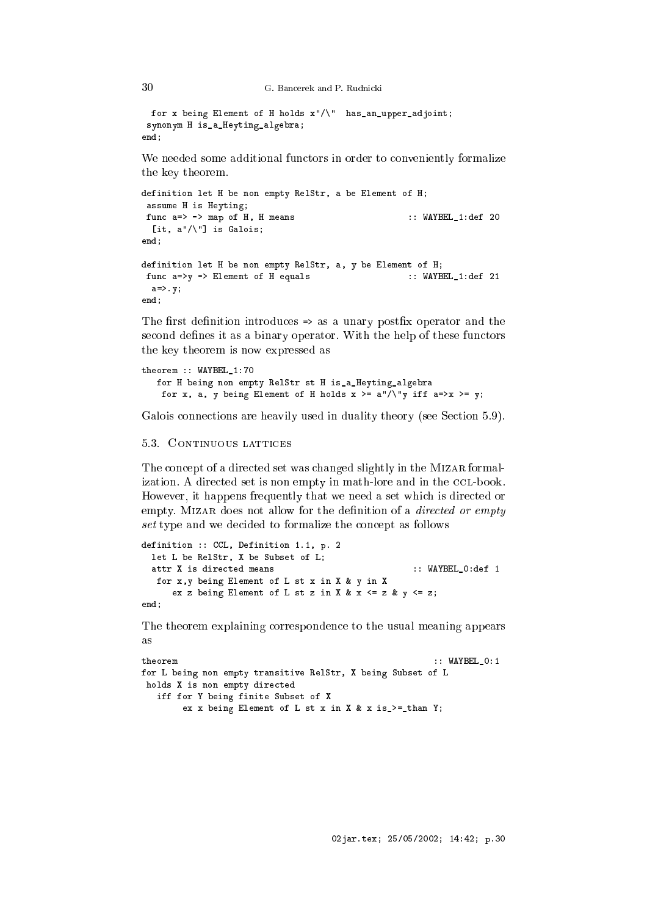```
 for x being Element of H holds x"/\"  has_an_upper_adjoint;
synonym H is_a_Heyting_algebra;
end;
```

We needed some additional functors in order to conveniently formalize the key theorem.

```
definition let H be non empty RelStr, a be Element of H;
 assume H is Heyting;
 func a=> -> map of H, H means                       :: WAYBEL_1:def 20
  [it, a"/\"] is Galois;
end;

definition let H be non empty RelStr, a, y be Element of H;
 func a=>y -> Element of H equals                    :: WAYBEL_1:def 21
  a=>.y;
end;
```

The first definition introduces => as a unary postfix operator and the second defines it as a binary operator. With the help of these functors the key theorem is now expressed as

```
theorem :: WAYBEL_1:70
   for H being non empty RelStr st H is_a_Heyting_algebra
    for x, a, y being Element of H holds x >= a"/\"y iff a=>x >= y;
```

Galois connections are heavily used in duality theory (see Section 5.9).

### 5.3. Continuous lattices

The concept of a directed set was changed slightly in the Mizar formalization. A directed set is non empty in math-lore and in the CCL-book. However, it happens frequently that we need a set which is directed or empty. Mizar does not allow for the definition of a *directed or empty set* type and we decided to formalize the concept as follows

```
definition :: CCL, Definition 1.1, p. 2
  let L be RelStr, X be Subset of L;
  attr X is directed means                           :: WAYBEL_0:def 1
   for x,y being Element of L st x in X & y in X
      ex z being Element of L st z in X & x <= z & y <= z;
end;
```

The theorem explaining correspondence to the usual meaning appears as

```
theorem                                                 :: WAYBEL_0:1
for L being non empty transitive RelStr, X being Subset of L
 holds X is non empty directed
   iff for Y being finite Subset of X
        ex x being Element of L st x in X & x is_>=_than Y;
```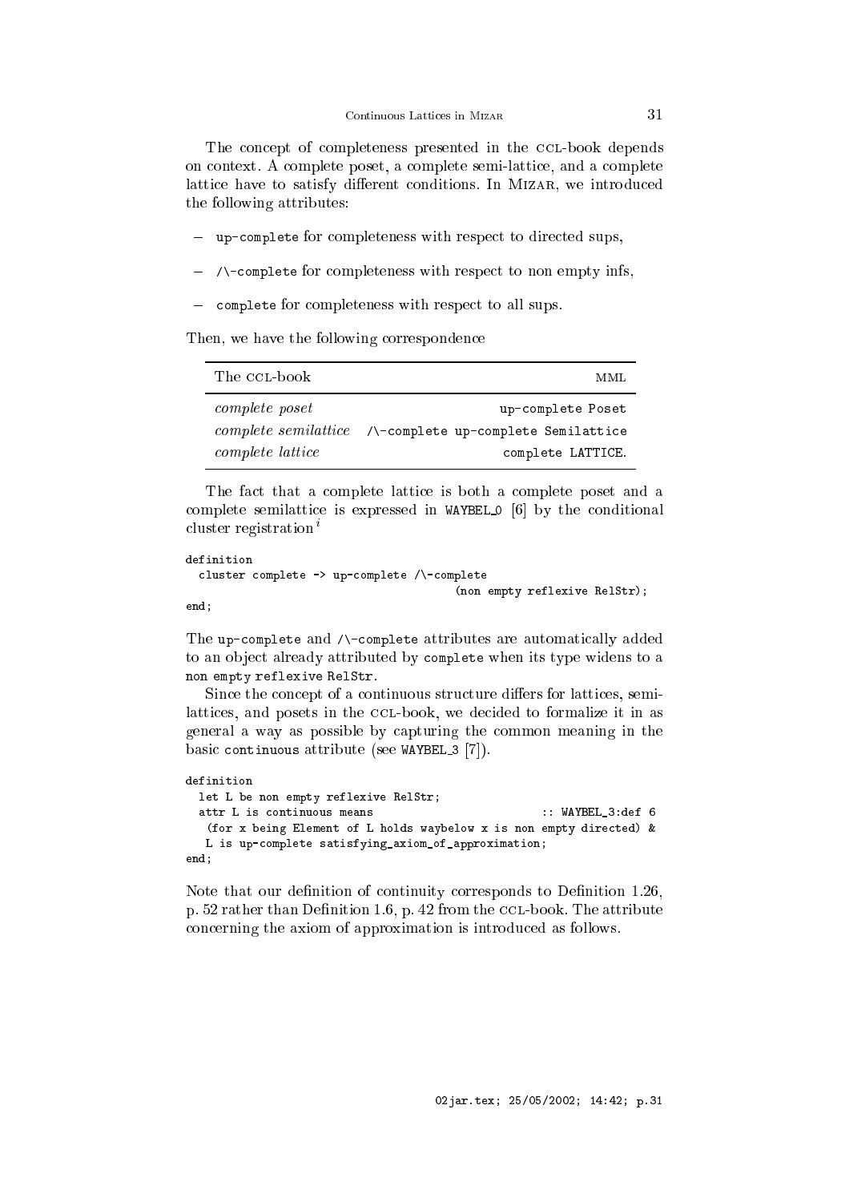The concept of completeness presented in the CCL-book depends on context. A complete poset, a complete semi-lattice, and a complete lattice have to satisfy different conditions. In MIZAR, we introduced the following attributes:

- `up-complete` for completeness with respect to directed sups,
- `/\-complete` for completeness with respect to non empty infs,
- `complete` for completeness with respect to all sups.

Then, we have the following correspondence

| The CCL-book | MML |
|---|---|
| *complete poset* | `up-complete Poset` |
| *complete semilattice* | `/\-complete up-complete Semilattice` |
| *complete lattice* | `complete LATTICE`. |

The fact that a complete lattice is both a complete poset and a complete semilattice is expressed in `WAYBEL_0` [6] by the conditional cluster registration[i]

```
definition
  cluster complete -> up-complete /\-complete
                                        (non empty reflexive RelStr);
end;
```

The `up-complete` and `/\-complete` attributes are automatically added to an object already attributed by `complete` when its type widens to a `non empty reflexive RelStr`.

Since the concept of a continuous structure differs for lattices, semi-lattices, and posets in the CCL-book, we decided to formalize it in as general a way as possible by capturing the common meaning in the basic `continuous` attribute (see `WAYBEL_3` [7]).

```
definition
  let L be non empty reflexive RelStr;
  attr L is continuous means                              :: WAYBEL_3:def 6
   (for x being Element of L holds waybelow x is non empty directed) &
   L is up-complete satisfying_axiom_of_approximation;
end;
```

Note that our definition of continuity corresponds to Definition 1.26, p. 52 rather than Definition 1.6, p. 42 from the CCL-book. The attribute concerning the axiom of approximation is introduced as follows.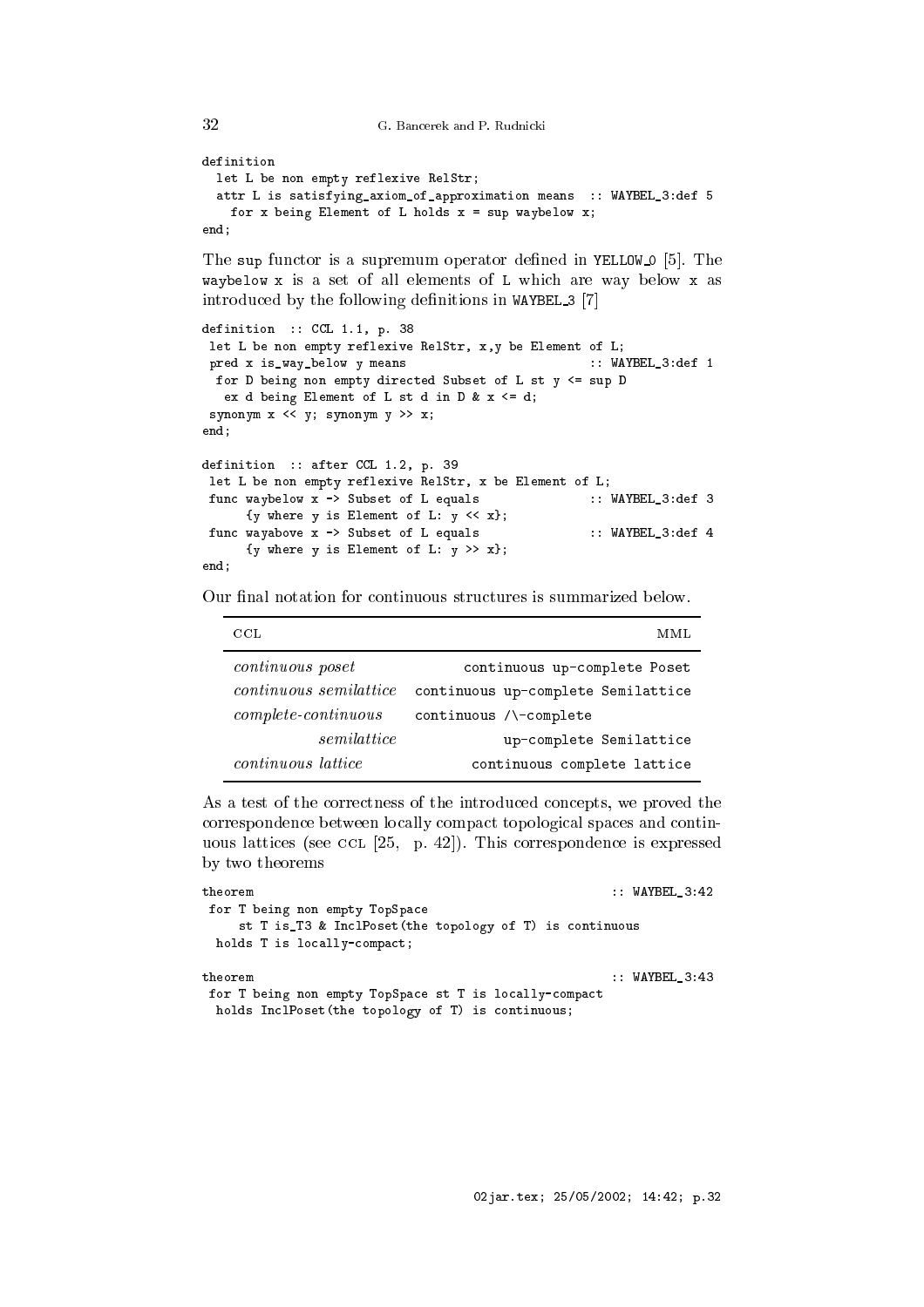```
definition
  let L be non empty reflexive RelStr;
  attr L is satisfying_axiom_of_approximation means  :: WAYBEL_3:def 5
    for x being Element of L holds x = sup waybelow x;
end;
```

The `sup` functor is a supremum operator defined in YELLOW_0 [5]. The `waybelow x` is a set of all elements of `L` which are way below `x` as introduced by the following definitions in WAYBEL_3 [7]

```
definition  :: CCL 1.1, p. 38
 let L be non empty reflexive RelStr, x,y be Element of L;
 pred x is_way_below y means                       :: WAYBEL_3:def 1
  for D being non empty directed Subset of L st y <= sup D
   ex d being Element of L st d in D & x <= d;
 synonym x << y; synonym y >> x;
end;

definition  :: after CCL 1.2, p. 39
 let L be non empty reflexive RelStr, x be Element of L;
 func waybelow x -> Subset of L equals              :: WAYBEL_3:def 3
      {y where y is Element of L: y << x};
 func wayabove x -> Subset of L equals              :: WAYBEL_3:def 4
      {y where y is Element of L: y >> x};
end;
```

Our final notation for continuous structures is summarized below.

| CCL | MML |
|---|---|
| *continuous poset* | `continuous up-complete Poset` |
| *continuous semilattice* | `continuous up-complete Semilattice` |
| *complete-continuous semilattice* | `continuous /\-complete up-complete Semilattice` |
| *continuous lattice* | `continuous complete lattice` |

As a test of the correctness of the introduced concepts, we proved the correspondence between locally compact topological spaces and continuous lattices (see CCL [25, p. 42]). This correspondence is expressed by two theorems

```
theorem                                               :: WAYBEL_3:42
 for T being non empty TopSpace
     st T is_T3 & InclPoset(the topology of T) is continuous
  holds T is locally-compact;

theorem                                               :: WAYBEL_3:43
 for T being non empty TopSpace st T is locally-compact
  holds InclPoset(the topology of T) is continuous;
```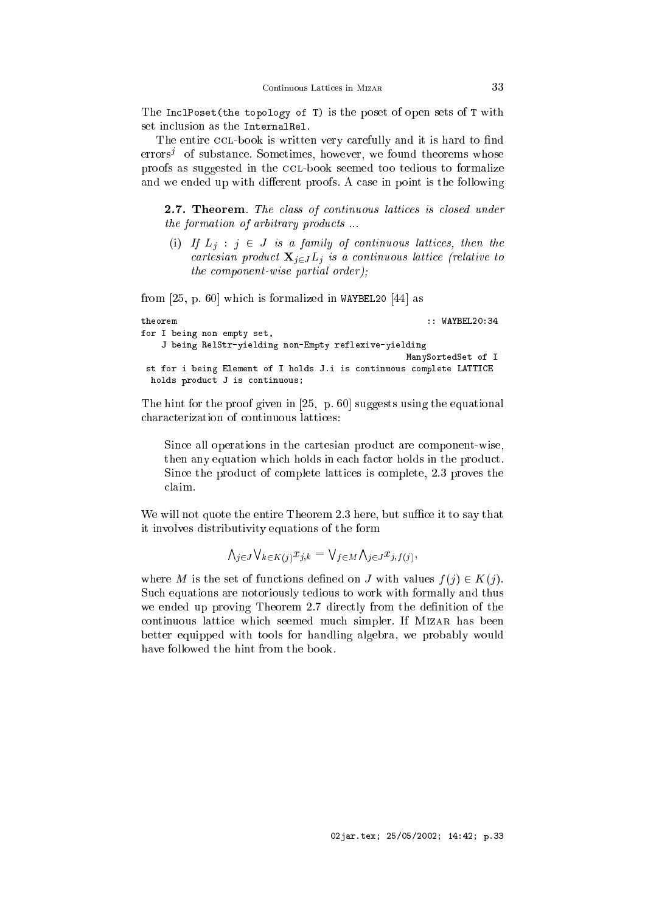The `InclPoset(the topology of T)` is the poset of open sets of `T` with set inclusion as the `InternalRel`.

The entire CCL-book is written very carefully and it is hard to find errors[j] of substance. Sometimes, however, we found theorems whose proofs as suggested in the CCL-book seemed too tedious to formalize and we ended up with different proofs. A case in point is the following

> **2.7. Theorem**. *The class of continuous lattices is closed under the formation of arbitrary products ...*
>
> (i) *If $L_j : j \in J$ is a family of continuous lattices, then the cartesian product $\mathbf{X}_{j \in J} L_j$ is a continuous lattice (relative to the component-wise partial order);*

from [25, p. 60] which is formalized in `WAYBEL20` [44] as

```
theorem                                                    :: WAYBEL20:34
for I being non empty set,
    J being RelStr-yielding non-Empty reflexive-yielding
                                                        ManySortedSet of I
 st for i being Element of I holds J.i is continuous complete LATTICE
  holds product J is continuous;
```

The hint for the proof given in [25, p. 60] suggests using the equational characterization of continuous lattices:

> Since all operations in the cartesian product are component-wise, then any equation which holds in each factor holds in the product. Since the product of complete lattices is complete, 2.3 proves the claim.

We will not quote the entire Theorem 2.3 here, but suffice it to say that it involves distributivity equations of the form

$$\bigwedge_{j \in J} \bigvee_{k \in K(j)} x_{j,k} = \bigvee_{f \in M} \bigwedge_{j \in J} x_{j,f(j)},$$

where $M$ is the set of functions defined on $J$ with values $f(j) \in K(j)$. Such equations are notoriously tedious to work with formally and thus we ended up proving Theorem 2.7 directly from the definition of the continuous lattice which seemed much simpler. If MIZAR has been better equipped with tools for handling algebra, we probably would have followed the hint from the book.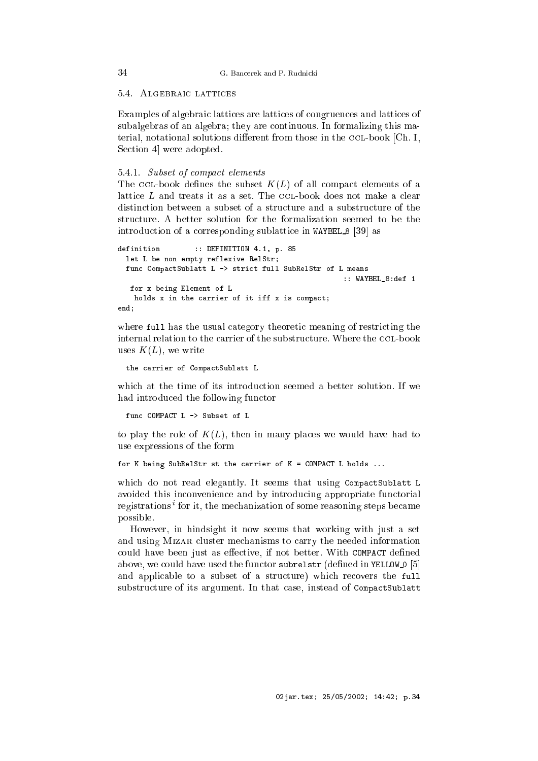## 5.4. Algebraic lattices

Examples of algebraic lattices are lattices of congruences and lattices of subalgebras of an algebra; they are continuous. In formalizing this material, notational solutions different from those in the CCL-book [Ch. I, Section 4] were adopted.

### 5.4.1. *Subset of compact elements*

The CCL-book defines the subset $K(L)$ of all compact elements of a lattice $L$ and treats it as a set. The CCL-book does not make a clear distinction between a subset of a structure and a substructure of the structure. A better solution for the formalization seemed to be the introduction of a corresponding sublattice in WAYBEL_8 [39] as

```
definition        :: DEFINITION 4.1, p. 85
  let L be non empty reflexive RelStr;
  func CompactSublatt L -> strict full SubRelStr of L means
                                                      :: WAYBEL_8:def 1
   for x being Element of L
    holds x in the carrier of it iff x is compact;
end;
```

where full has the usual category theoretic meaning of restricting the internal relation to the carrier of the substructure. Where the CCL-book uses $K(L)$, we write

```
  the carrier of CompactSublatt L
```

which at the time of its introduction seemed a better solution. If we had introduced the following functor

```
  func COMPACT L -> Subset of L
```

to play the role of $K(L)$, then in many places we would have had to use expressions of the form

```
for K being SubRelStr st the carrier of K = COMPACT L holds ...
```

which do not read elegantly. It seems that using CompactSublatt L avoided this inconvenience and by introducing appropriate functorial registrations[i] for it, the mechanization of some reasoning steps became possible.

However, in hindsight it now seems that working with just a set and using Mizar cluster mechanisms to carry the needed information could have been just as effective, if not better. With COMPACT defined above, we could have used the functor subrelstr (defined in YELLOW_0 [5] and applicable to a subset of a structure) which recovers the full substructure of its argument. In that case, instead of CompactSublatt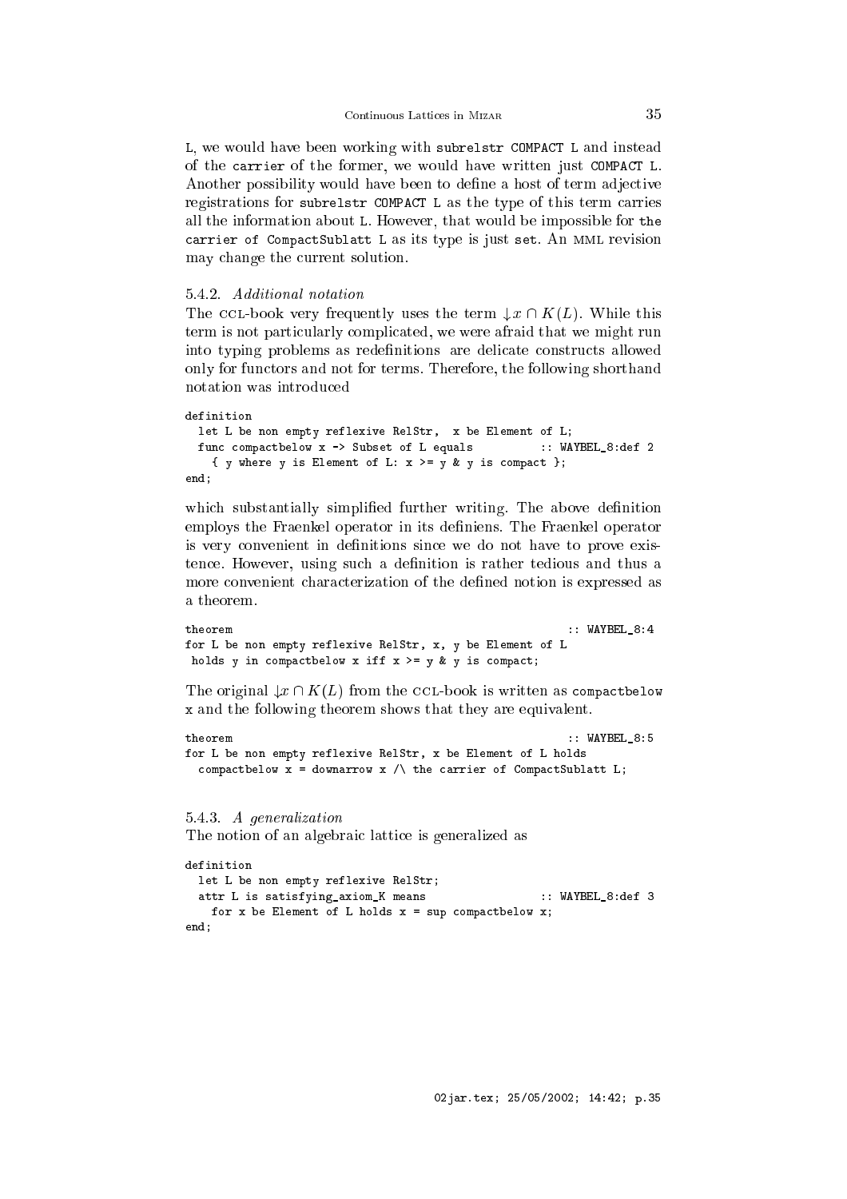L, we would have been working with `subrelstr COMPACT L` and instead of the `carrier` of the former, we would have written just `COMPACT L`. Another possibility would have been to define a host of term adjective registrations for `subrelstr COMPACT L` as the type of this term carries all the information about `L`. However, that would be impossible for `the carrier of CompactSublatt L` as its type is just `set`. An MML revision may change the current solution.

#### 5.4.2. *Additional notation*

The CCL-book very frequently uses the term $\downarrow x \cap K(L)$. While this term is not particularly complicated, we were afraid that we might run into typing problems as redefinitions are delicate constructs allowed only for functors and not for terms. Therefore, the following shorthand notation was introduced

```
definition
  let L be non empty reflexive RelStr,  x be Element of L;
  func compactbelow x -> Subset of L equals          :: WAYBEL_8:def 2
    { y where y is Element of L: x >= y & y is compact };
end;
```

which substantially simplified further writing. The above definition employs the Fraenkel operator in its definiens. The Fraenkel operator is very convenient in definitions since we do not have to prove existence. However, using such a definition is rather tedious and thus a more convenient characterization of the defined notion is expressed as a theorem.

```
theorem                                                   :: WAYBEL_8:4
for L be non empty reflexive RelStr, x, y be Element of L
 holds y in compactbelow x iff x >= y & y is compact;
```

The original $\downarrow x \cap K(L)$ from the CCL-book is written as `compactbelow x` and the following theorem shows that they are equivalent.

```
theorem                                                   :: WAYBEL_8:5
for L be non empty reflexive RelStr, x be Element of L holds
  compactbelow x = downarrow x /\ the carrier of CompactSublatt L;
```

#### 5.4.3. *A generalization*

The notion of an algebraic lattice is generalized as

```
definition
  let L be non empty reflexive RelStr;
  attr L is satisfying_axiom_K means                 :: WAYBEL_8:def 3
    for x be Element of L holds x = sup compactbelow x;
end;
```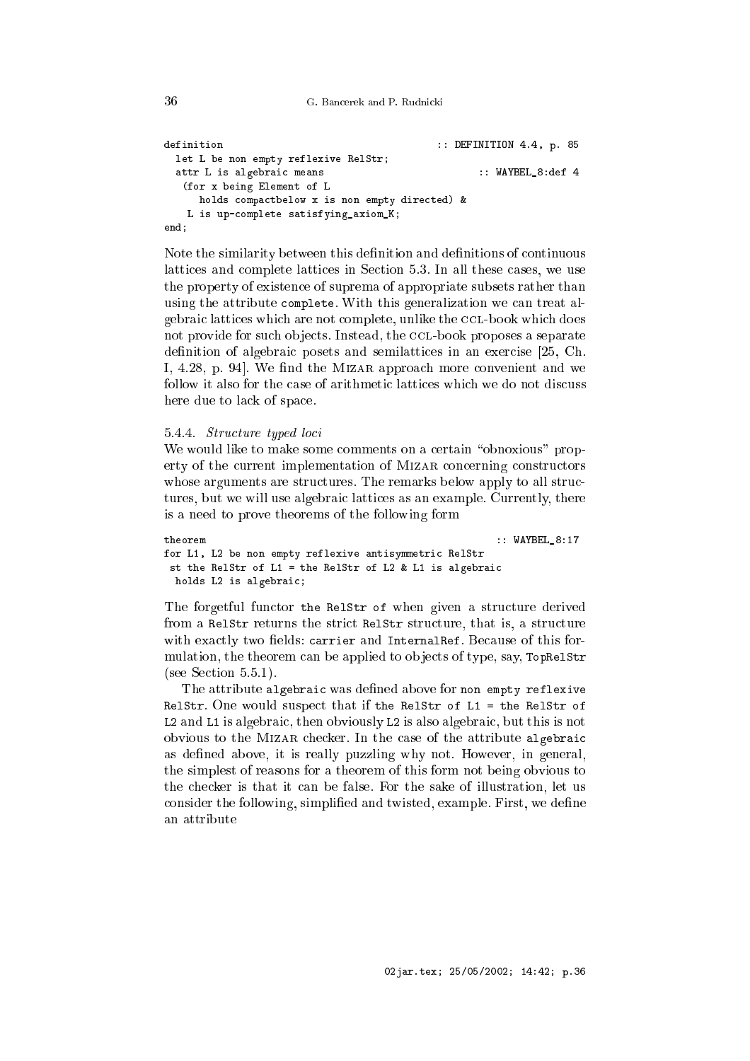```
definition                                  :: DEFINITION 4.4, p. 85
  let L be non empty reflexive RelStr;
  attr L is algebraic means                          :: WAYBEL_8:def 4
   (for x being Element of L
      holds compactbelow x is non empty directed) &
    L is up-complete satisfying_axiom_K;
end;
```

Note the similarity between this definition and definitions of continuous lattices and complete lattices in Section 5.3. In all these cases, we use the property of existence of suprema of appropriate subsets rather than using the attribute `complete`. With this generalization we can treat algebraic lattices which are not complete, unlike the CCL-book which does not provide for such objects. Instead, the CCL-book proposes a separate definition of algebraic posets and semilattices in an exercise [25, Ch. I, 4.28, p. 94]. We find the MIZAR approach more convenient and we follow it also for the case of arithmetic lattices which we do not discuss here due to lack of space.

#### 5.4.4. *Structure typed loci*

We would like to make some comments on a certain "obnoxious" property of the current implementation of MIZAR concerning constructors whose arguments are structures. The remarks below apply to all structures, but we will use algebraic lattices as an example. Currently, there is a need to prove theorems of the following form

```
theorem                                                :: WAYBEL_8:17
for L1, L2 be non empty reflexive antisymmetric RelStr
 st the RelStr of L1 = the RelStr of L2 & L1 is algebraic
  holds L2 is algebraic;
```

The forgetful functor `the RelStr of` when given a structure derived from a `RelStr` returns the strict `RelStr` structure, that is, a structure with exactly two fields: `carrier` and `InternalRef`. Because of this formulation, the theorem can be applied to objects of type, say, `TopRelStr` (see Section 5.5.1).

The attribute `algebraic` was defined above for `non empty reflexive RelStr`. One would suspect that if `the RelStr of L1 = the RelStr of L2` and `L1` is algebraic, then obviously `L2` is also algebraic, but this is not obvious to the MIZAR checker. In the case of the attribute `algebraic` as defined above, it is really puzzling why not. However, in general, the simplest of reasons for a theorem of this form not being obvious to the checker is that it can be false. For the sake of illustration, let us consider the following, simplified and twisted, example. First, we define an attribute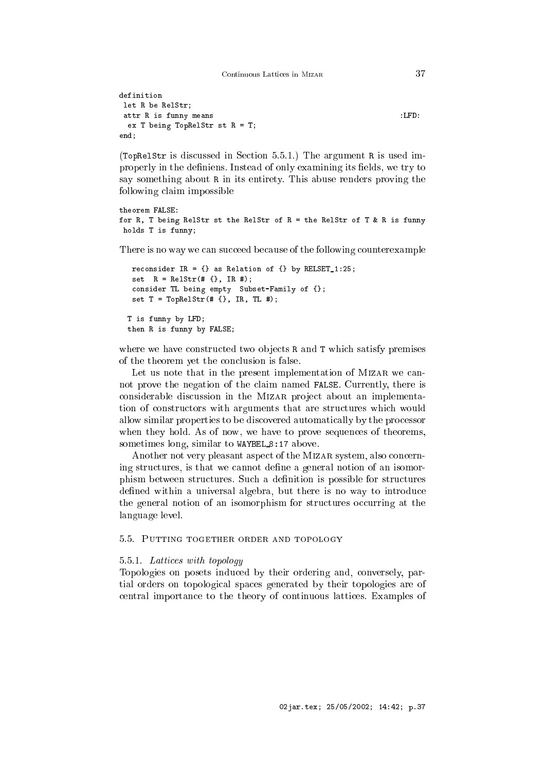```
definition
 let R be RelStr;
 attr R is funny means                                              :LFD:
  ex T being TopRelStr st R = T;
end;
```

(`TopRelStr` is discussed in Section 5.5.1.) The argument `R` is used improperly in the definiens. Instead of only examining its fields, we try to say something about `R` in its entirety. This abuse renders proving the following claim impossible

```
theorem FALSE:
for R, T being RelStr st the RelStr of R = the RelStr of T & R is funny
 holds T is funny;
```

There is no way we can succeed because of the following counterexample

```
   reconsider IR = {} as Relation of {} by RELSET_1:25;
   set  R = RelStr(# {}, IR #);
   consider TL being empty  Subset-Family of {};
   set T = TopRelStr(# {}, IR, TL #);

  T is funny by LFD;
  then R is funny by FALSE;
```

where we have constructed two objects `R` and `T` which satisfy premises of the theorem yet the conclusion is false.

Let us note that in the present implementation of Mizar we cannot prove the negation of the claim named `FALSE`. Currently, there is considerable discussion in the Mizar project about an implementation of constructors with arguments that are structures which would allow similar properties to be discovered automatically by the processor when they hold. As of now, we have to prove sequences of theorems, sometimes long, similar to `WAYBEL_8:17` above.

Another not very pleasant aspect of the Mizar system, also concerning structures, is that we cannot define a general notion of an isomorphism between structures. Such a definition is possible for structures defined within a universal algebra, but there is no way to introduce the general notion of an isomorphism for structures occurring at the language level.

## 5.5. Putting together order and topology

### 5.5.1. *Lattices with topology*

Topologies on posets induced by their ordering and, conversely, partial orders on topological spaces generated by their topologies are of central importance to the theory of continuous lattices. Examples of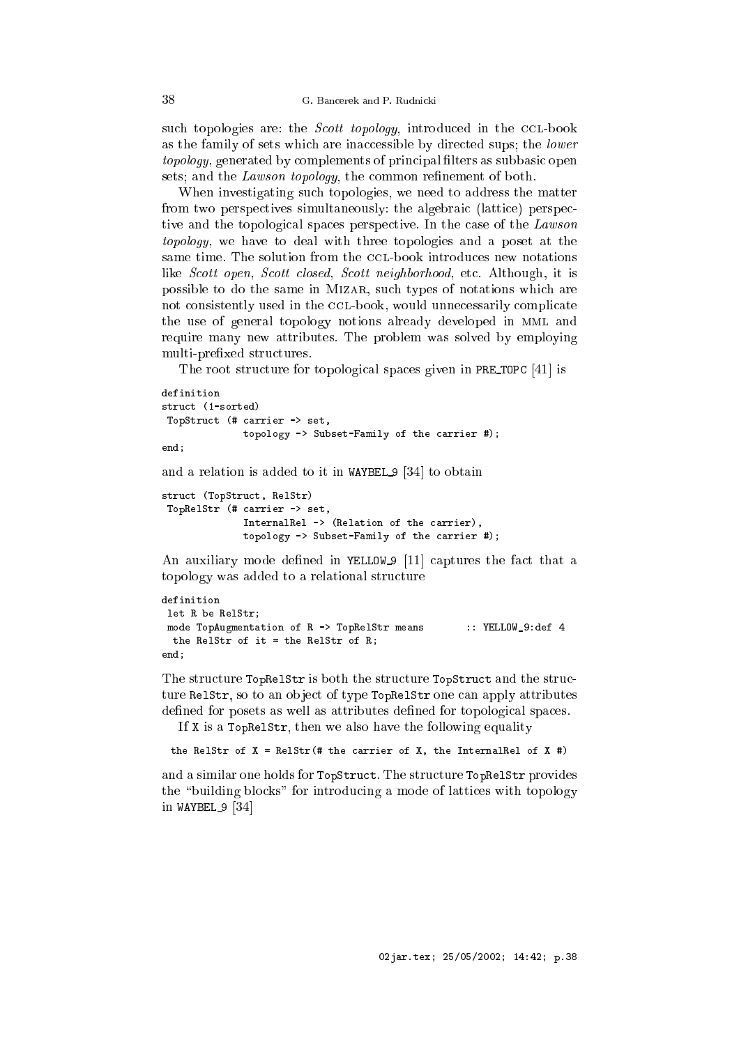such topologies are: the *Scott topology*, introduced in the CCL-book as the family of sets which are inaccessible by directed sups; the *lower topology*, generated by complements of principal filters as subbasic open sets; and the *Lawson topology*, the common refinement of both.

When investigating such topologies, we need to address the matter from two perspectives simultaneously: the algebraic (lattice) perspective and the topological spaces perspective. In the case of the *Lawson topology*, we have to deal with three topologies and a poset at the same time. The solution from the CCL-book introduces new notations like *Scott open*, *Scott closed*, *Scott neighborhood*, etc. Although, it is possible to do the same in MIZAR, such types of notations which are not consistently used in the CCL-book, would unnecessarily complicate the use of general topology notions already developed in MML and require many new attributes. The problem was solved by employing multi-prefixed structures.

The root structure for topological spaces given in PRE_TOPC [41] is

```
definition
struct (1-sorted)
 TopStruct (# carrier -> set,
             topology -> Subset-Family of the carrier #);
end;
```

and a relation is added to it in WAYBEL_9 [34] to obtain

```
struct (TopStruct, RelStr)
 TopRelStr (# carrier -> set,
             InternalRel -> (Relation of the carrier),
             topology -> Subset-Family of the carrier #);
```

An auxiliary mode defined in YELLOW_9 [11] captures the fact that a topology was added to a relational structure

```
definition
 let R be RelStr;
 mode TopAugmentation of R -> TopRelStr means       :: YELLOW_9:def 4
  the RelStr of it = the RelStr of R;
end;
```

The structure TopRelStr is both the structure TopStruct and the structure RelStr, so to an object of type TopRelStr one can apply attributes defined for posets as well as attributes defined for topological spaces.

If X is a TopRelStr, then we also have the following equality

```
 the RelStr of X = RelStr(# the carrier of X, the InternalRel of X #)
```

and a similar one holds for TopStruct. The structure TopRelStr provides the "building blocks" for introducing a mode of lattices with topology in WAYBEL_9 [34]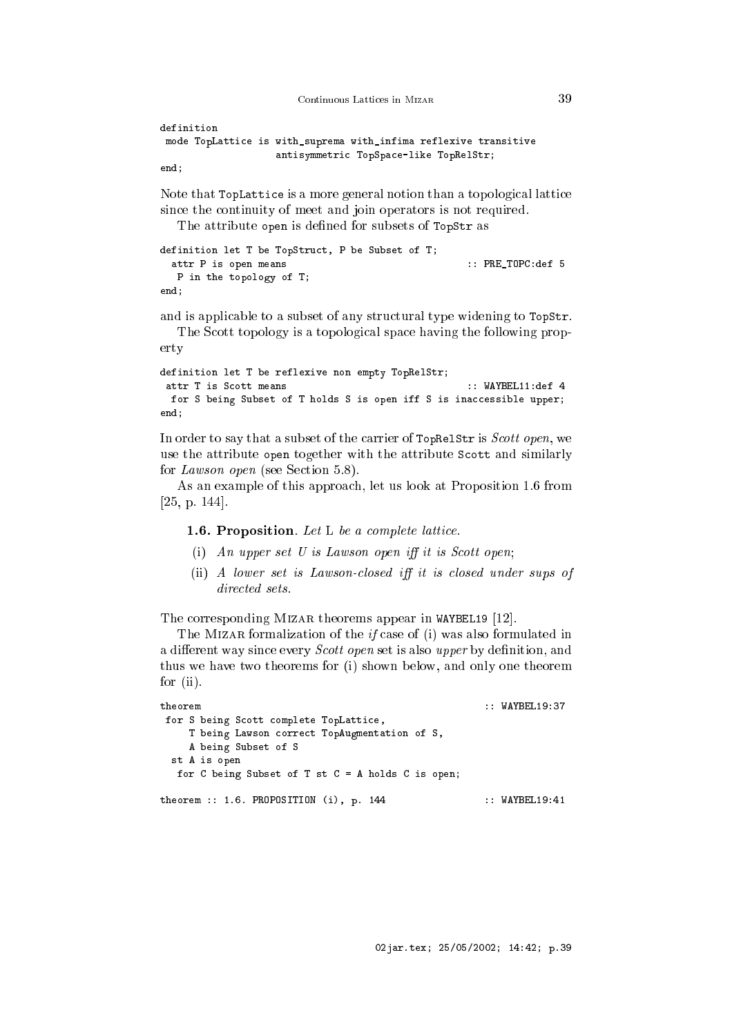```
definition
 mode TopLattice is with_suprema with_infima reflexive transitive
                    antisymmetric TopSpace-like TopRelStr;
end;
```

Note that `TopLattice` is a more general notion than a topological lattice since the continuity of meet and join operators is not required.

The attribute `open` is defined for subsets of `TopStr` as

```
definition let T be TopStruct, P be Subset of T;
  attr P is open means                              :: PRE_TOPC:def 5
   P in the topology of T;
end;
```

and is applicable to a subset of any structural type widening to `TopStr`.

The Scott topology is a topological space having the following property

```
definition let T be reflexive non empty TopRelStr;
 attr T is Scott means                              :: WAYBEL11:def 4
  for S being Subset of T holds S is open iff S is inaccessible upper;
end;
```

In order to say that a subset of the carrier of `TopRelStr` is *Scott open*, we use the attribute `open` together with the attribute `Scott` and similarly for *Lawson open* (see Section 5.8).

As an example of this approach, let us look at Proposition 1.6 from [25, p. 144].

> **1.6. Proposition**. *Let* L *be a complete lattice.*
>
> (i) *An upper set U is Lawson open iff it is Scott open*;
>
> (ii) *A lower set is Lawson-closed iff it is closed under sups of directed sets.*

The corresponding MIZAR theorems appear in `WAYBEL19` [12].

The MIZAR formalization of the *if* case of (i) was also formulated in a different way since every *Scott open* set is also *upper* by definition, and thus we have two theorems for (i) shown below, and only one theorem for (ii).

```
theorem                                                :: WAYBEL19:37
 for S being Scott complete TopLattice,
     T being Lawson correct TopAugmentation of S,
     A being Subset of S
  st A is open
   for C being Subset of T st C = A holds C is open;

theorem :: 1.6. PROPOSITION (i), p. 144                :: WAYBEL19:41
```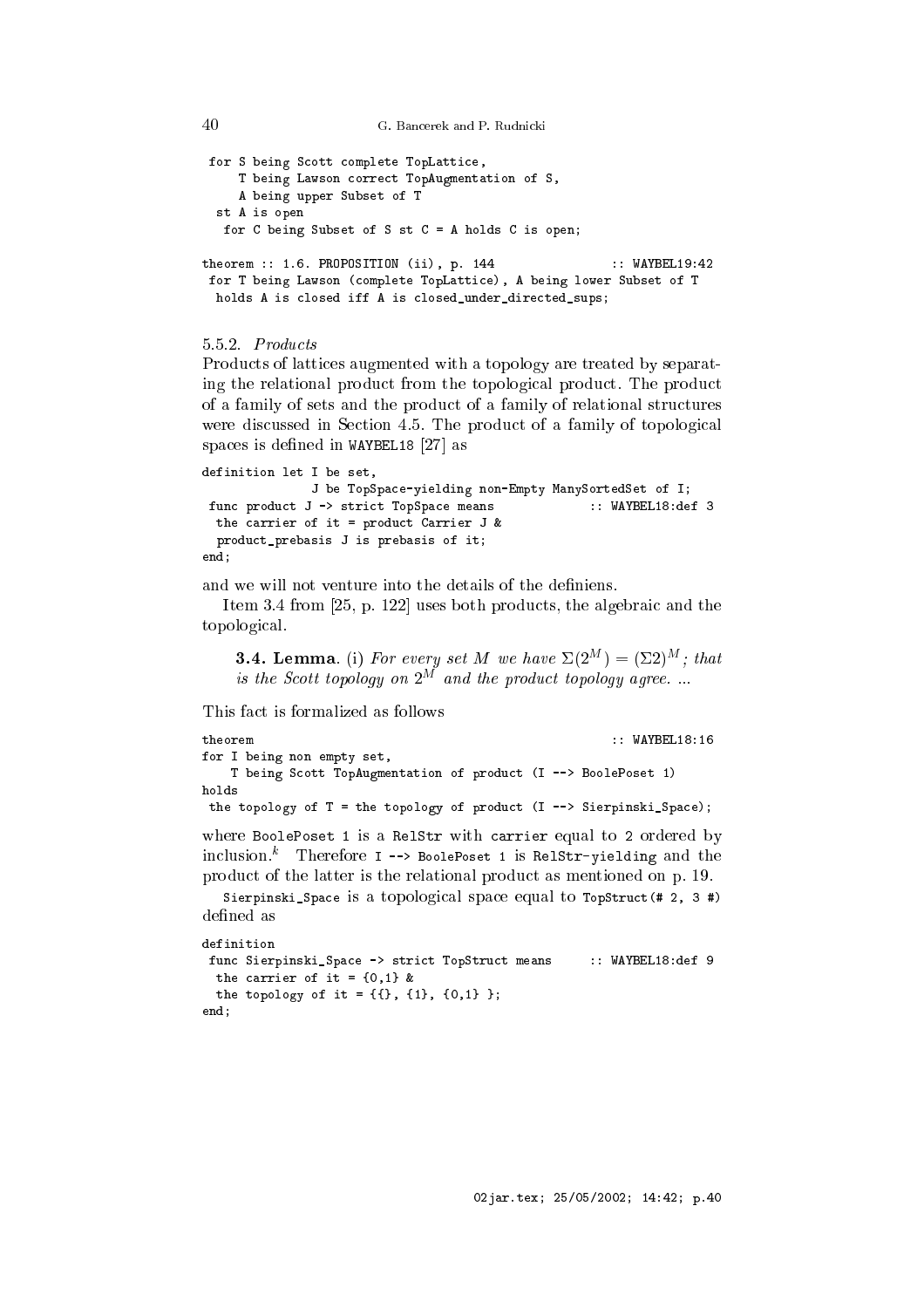```
for S being Scott complete TopLattice,
    T being Lawson correct TopAugmentation of S,
    A being upper Subset of T
 st A is open
  for C being Subset of S st C = A holds C is open;

theorem :: 1.6. PROPOSITION (ii), p. 144                :: WAYBEL19:42
 for T being Lawson (complete TopLattice), A being lower Subset of T
  holds A is closed iff A is closed_under_directed_sups;
```

### 5.5.2. *Products*

Products of lattices augmented with a topology are treated by separating the relational product from the topological product. The product of a family of sets and the product of a family of relational structures were discussed in Section 4.5. The product of a family of topological spaces is defined in WAYBEL18 [27] as

```
definition let I be set,
              J be TopSpace-yielding non-Empty ManySortedSet of I;
 func product J -> strict TopSpace means              :: WAYBEL18:def 3
  the carrier of it = product Carrier J &
  product_prebasis J is prebasis of it;
end;
```

and we will not venture into the details of the definiens.

Item 3.4 from [25, p. 122] uses both products, the algebraic and the topological.

> **3.4. Lemma**. (i) *For every set $M$ we have $\Sigma(2^M) = (\Sigma 2)^M$; that is the Scott topology on $2^M$ and the product topology agree. ...*

This fact is formalized as follows

```
theorem                                                  :: WAYBEL18:16
for I being non empty set,
    T being Scott TopAugmentation of product (I --> BoolePoset 1)
holds
 the topology of T = the topology of product (I --> Sierpinski_Space);
```

where BoolePoset 1 is a RelStr with carrier equal to 2 ordered by inclusion.[k] Therefore I --> BoolePoset 1 is RelStr-yielding and the product of the latter is the relational product as mentioned on p. 19.

Sierpinski_Space is a topological space equal to TopStruct(# 2, 3 #) defined as

```
definition
 func Sierpinski_Space -> strict TopStruct means      :: WAYBEL18:def 9
  the carrier of it = {0,1} &
  the topology of it = {{}, {1}, {0,1} };
end;
```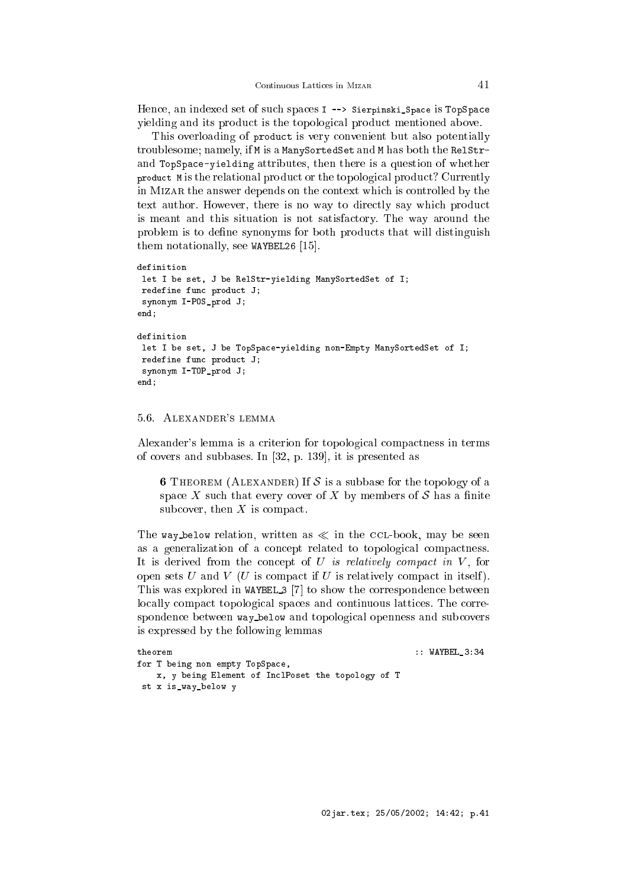Hence, an indexed set of such spaces `I --> Sierpinski_Space` is `TopSpace` yielding and its product is the topological product mentioned above.

This overloading of `product` is very convenient but also potentially troublesome; namely, if `M` is a `ManySortedSet` and `M` has both the `RelStr`- and `TopSpace-yielding` attributes, then there is a question of whether `product M` is the relational product or the topological product? Currently in Mizar the answer depends on the context which is controlled by the text author. However, there is no way to directly say which product is meant and this situation is not satisfactory. The way around the problem is to define synonyms for both products that will distinguish them notationally, see `WAYBEL26` [15].

```
definition
 let I be set, J be RelStr-yielding ManySortedSet of I;
 redefine func product J;
 synonym I-POS_prod J;
end;

definition
 let I be set, J be TopSpace-yielding non-Empty ManySortedSet of I;
 redefine func product J;
 synonym I-TOP_prod J;
end;
```

### 5.6. Alexander's lemma

Alexander's lemma is a criterion for topological compactness in terms of covers and subbases. In [32, p. 139], it is presented as

> **6 Theorem (Alexander)** If $\mathcal{S}$ is a subbase for the topology of a space $X$ such that every cover of $X$ by members of $\mathcal{S}$ has a finite subcover, then $X$ is compact.

The `way_below` relation, written as $\ll$ in the CCL-book, may be seen as a generalization of a concept related to topological compactness. It is derived from the concept of *$U$ is relatively compact in $V$*, for open sets $U$ and $V$ ($U$ is compact if $U$ is relatively compact in itself). This was explored in `WAYBEL_3` [7] to show the correspondence between locally compact topological spaces and continuous lattices. The correspondence between `way_below` and topological openness and subcovers is expressed by the following lemmas

```
theorem                                                    :: WAYBEL_3:34
for T being non empty TopSpace,
    x, y being Element of InclPoset the topology of T
 st x is_way_below y
```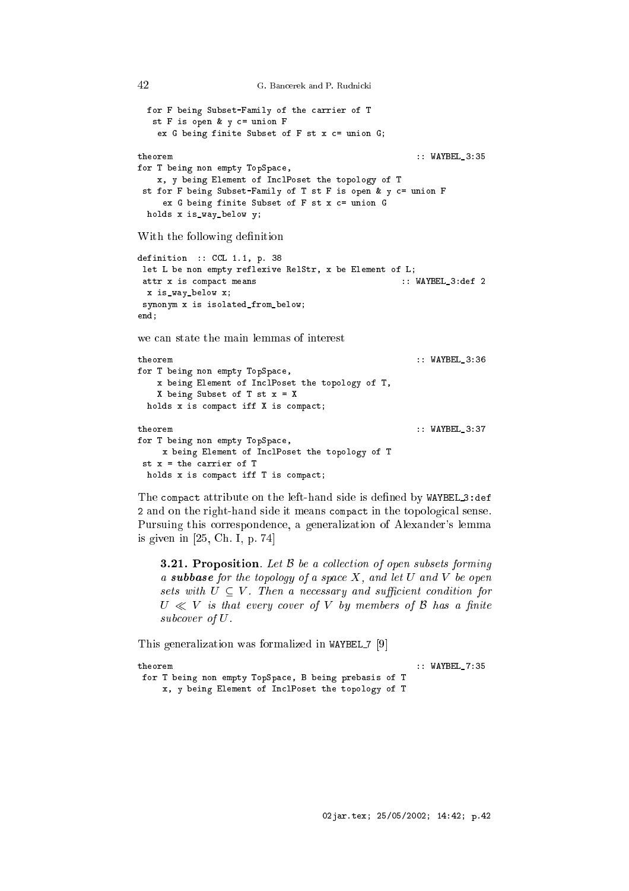```
  for F being Subset-Family of the carrier of T
   st F is open & y c= union F
    ex G being finite Subset of F st x c= union G;
```

```
theorem                                                    :: WAYBEL_3:35
for T being non empty TopSpace,
    x, y being Element of InclPoset the topology of T
 st for F being Subset-Family of T st F is open & y c= union F
     ex G being finite Subset of F st x c= union G
  holds x is_way_below y;
```

With the following definition

```
definition  :: CCL 1.1, p. 38
 let L be non empty reflexive RelStr, x be Element of L;
 attr x is compact means                               :: WAYBEL_3:def 2
  x is_way_below x;
 synonym x is isolated_from_below;
end;
```

we can state the main lemmas of interest

```
theorem                                                    :: WAYBEL_3:36
for T being non empty TopSpace,
    x being Element of InclPoset the topology of T,
    X being Subset of T st x = X
  holds x is compact iff X is compact;

theorem                                                    :: WAYBEL_3:37
for T being non empty TopSpace,
     x being Element of InclPoset the topology of T
 st x = the carrier of T
  holds x is compact iff T is compact;
```

The `compact` attribute on the left-hand side is defined by `WAYBEL_3:def 2` and on the right-hand side it means `compact` in the topological sense. Pursuing this correspondence, a generalization of Alexander's lemma is given in [25, Ch. I, p. 74]

> **3.21. Proposition**. *Let $\mathcal{B}$ be a collection of open subsets forming a* ***subbase*** *for the topology of a space $X$, and let $U$ and $V$ be open sets with $U \subseteq V$. Then a necessary and sufficient condition for $U \ll V$ is that every cover of $V$ by members of $\mathcal{B}$ has a finite subcover of $U$.*

This generalization was formalized in WAYBEL_7 [9]

```
theorem                                                    :: WAYBEL_7:35
 for T being non empty TopSpace, B being prebasis of T
     x, y being Element of InclPoset the topology of T
```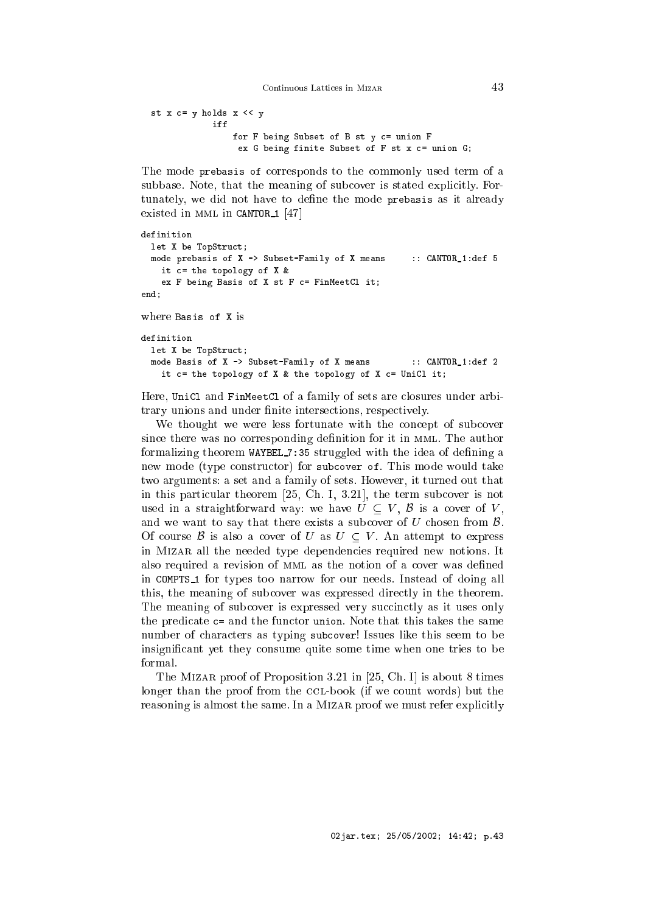```
  st x c= y holds x << y
             iff
                 for F being Subset of B st y c= union F
                  ex G being finite Subset of F st x c= union G;
```

The mode prebasis of corresponds to the commonly used term of a subbase. Note, that the meaning of subcover is stated explicitly. Fortunately, we did not have to define the mode prebasis as it already existed in MML in CANTOR_1 [47]

```
definition
  let X be TopStruct;
  mode prebasis of X -> Subset-Family of X means     :: CANTOR_1:def 5
    it c= the topology of X &
    ex F being Basis of X st F c= FinMeetCl it;
end;
```

where Basis of X is

```
definition
  let X be TopStruct;
  mode Basis of X -> Subset-Family of X means        :: CANTOR_1:def 2
    it c= the topology of X & the topology of X c= UniCl it;
```

Here, UniCl and FinMeetCl of a family of sets are closures under arbitrary unions and under finite intersections, respectively.

We thought we were less fortunate with the concept of subcover since there was no corresponding definition for it in MML. The author formalizing theorem WAYBEL_7:35 struggled with the idea of defining a new mode (type constructor) for subcover of. This mode would take two arguments: a set and a family of sets. However, it turned out that in this particular theorem [25, Ch. I, 3.21], the term subcover is not used in a straightforward way: we have $U \subseteq V$, $\mathcal{B}$ is a cover of $V$, and we want to say that there exists a subcover of $U$ chosen from $\mathcal{B}$. Of course $\mathcal{B}$ is also a cover of $U$ as $U \subseteq V$. An attempt to express in Mizar all the needed type dependencies required new notions. It also required a revision of MML as the notion of a cover was defined in COMPTS_1 for types too narrow for our needs. Instead of doing all this, the meaning of subcover was expressed directly in the theorem. The meaning of subcover is expressed very succinctly as it uses only the predicate c= and the functor union. Note that this takes the same number of characters as typing subcover! Issues like this seem to be insignificant yet they consume quite some time when one tries to be formal.

The Mizar proof of Proposition 3.21 in [25, Ch. I] is about 8 times longer than the proof from the CCL-book (if we count words) but the reasoning is almost the same. In a Mizar proof we must refer explicitly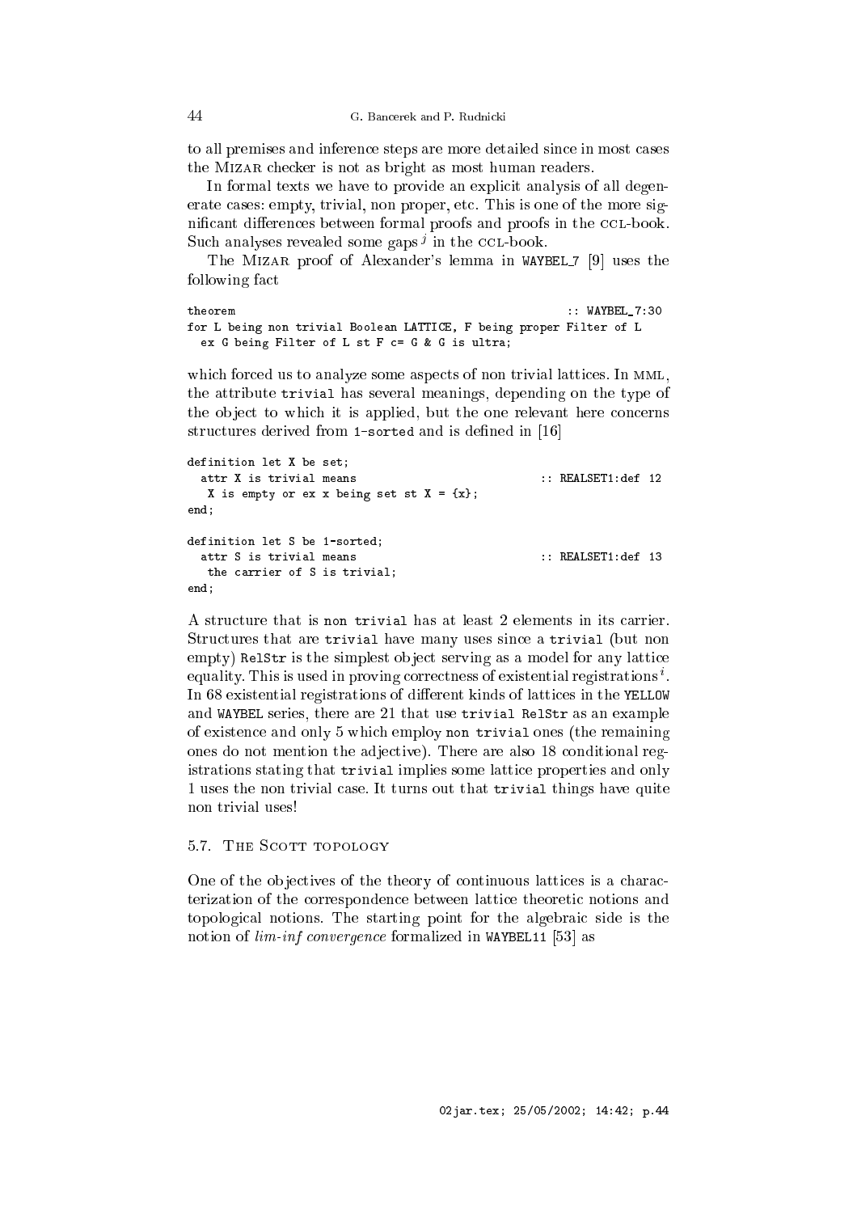to all premises and inference steps are more detailed since in most cases the MIZAR checker is not as bright as most human readers.

In formal texts we have to provide an explicit analysis of all degenerate cases: empty, trivial, non proper, etc. This is one of the more significant differences between formal proofs and proofs in the CCL-book. Such analyses revealed some gaps [j] in the CCL-book.

The MIZAR proof of Alexander's lemma in WAYBEL_7 [9] uses the following fact

```
theorem                                                    :: WAYBEL_7:30
for L being non trivial Boolean LATTICE, F being proper Filter of L
  ex G being Filter of L st F c= G & G is ultra;
```

which forced us to analyze some aspects of non trivial lattices. In MML, the attribute `trivial` has several meanings, depending on the type of the object to which it is applied, but the one relevant here concerns structures derived from `1-sorted` and is defined in [16]

```
definition let X be set;
  attr X is trivial means                          :: REALSET1:def 12
   X is empty or ex x being set st X = {x};
end;

definition let S be 1-sorted;
  attr S is trivial means                          :: REALSET1:def 13
   the carrier of S is trivial;
end;
```

A structure that is `non trivial` has at least 2 elements in its carrier. Structures that are `trivial` have many uses since a `trivial` (but non empty) `RelStr` is the simplest object serving as a model for any lattice equality. This is used in proving correctness of existential registrations [i]. In 68 existential registrations of different kinds of lattices in the `YELLOW` and `WAYBEL` series, there are 21 that use `trivial RelStr` as an example of existence and only 5 which employ `non trivial` ones (the remaining ones do not mention the adjective). There are also 18 conditional registrations stating that `trivial` implies some lattice properties and only 1 uses the non trivial case. It turns out that `trivial` things have quite non trivial uses!

### 5.7. The Scott topology

One of the objectives of the theory of continuous lattices is a characterization of the correspondence between lattice theoretic notions and topological notions. The starting point for the algebraic side is the notion of *lim-inf convergence* formalized in `WAYBEL11` [53] as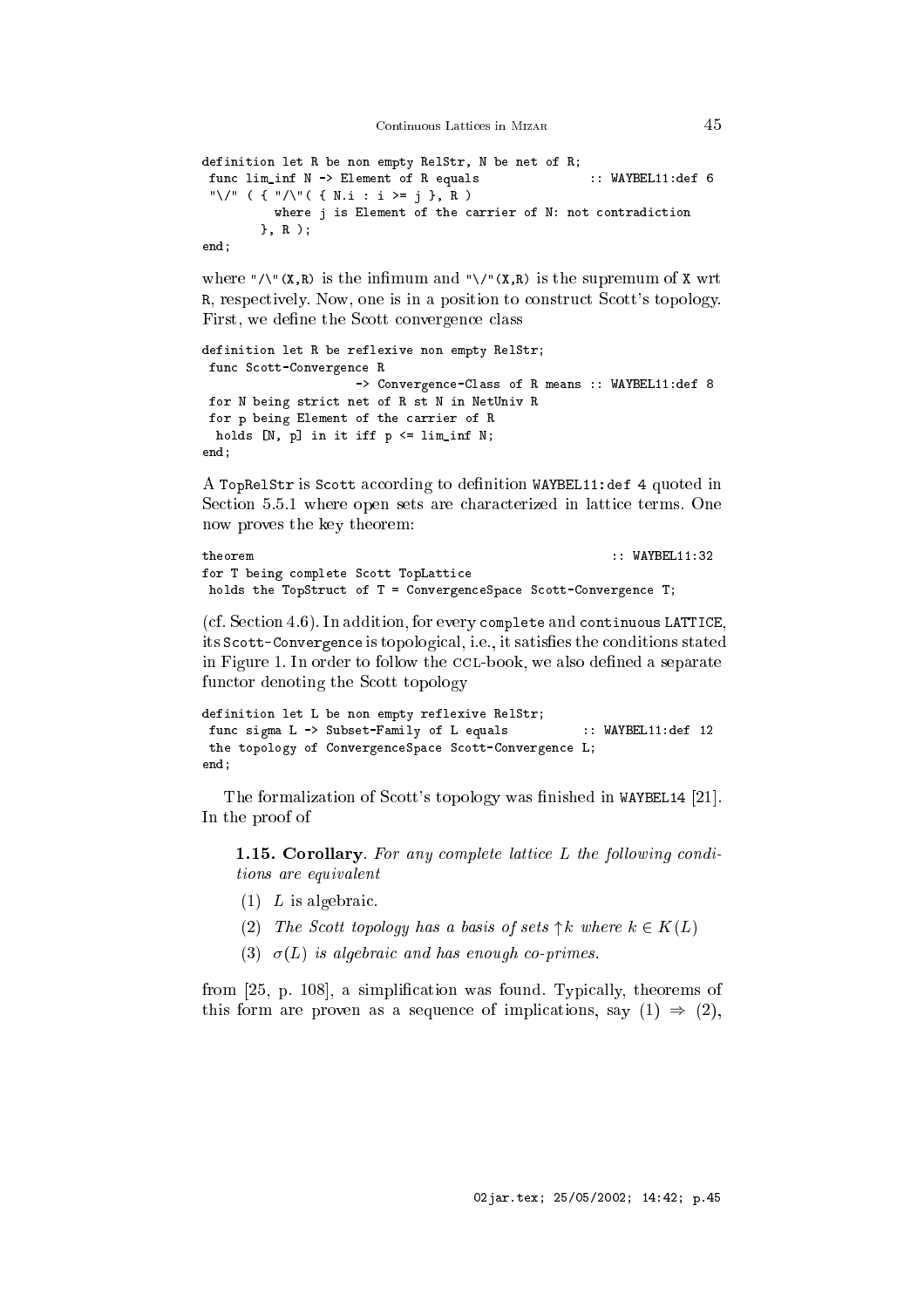```
definition let R be non empty RelStr, N be net of R;
 func lim_inf N -> Element of R equals              :: WAYBEL11:def 6
 "\/" ( { "/\"( { N.i : i >= j }, R )
          where j is Element of the carrier of N: not contradiction
       }, R );
end;
```

where `"/\"(X,R)` is the infimum and `"\/"(X,R)` is the supremum of `X` wrt `R`, respectively. Now, one is in a position to construct Scott's topology. First, we define the Scott convergence class

```
definition let R be reflexive non empty RelStr;
 func Scott-Convergence R
                    -> Convergence-Class of R means :: WAYBEL11:def 8
 for N being strict net of R st N in NetUniv R
 for p being Element of the carrier of R
  holds [N, p] in it iff p <= lim_inf N;
end;
```

A `TopRelStr` is `Scott` according to definition `WAYBEL11:def 4` quoted in Section 5.5.1 where open sets are characterized in lattice terms. One now proves the key theorem:

```
theorem                                                :: WAYBEL11:32
for T being complete Scott TopLattice
 holds the TopStruct of T = ConvergenceSpace Scott-Convergence T;
```

(cf. Section 4.6). In addition, for every `complete` and `continuous` `LATTICE`, its `Scott-Convergence` is topological, i.e., it satisfies the conditions stated in Figure 1. In order to follow the CCL-book, we also defined a separate functor denoting the Scott topology

```
definition let L be non empty reflexive RelStr;
 func sigma L -> Subset-Family of L equals          :: WAYBEL11:def 12
 the topology of ConvergenceSpace Scott-Convergence L;
end;
```

The formalization of Scott's topology was finished in `WAYBEL14` [21]. In the proof of

> **1.15. Corollary**. *For any complete lattice $L$ the following conditions are equivalent*
>
> (1) *$L$ is algebraic.*
>
> (2) *The Scott topology has a basis of sets $\uparrow k$ where $k \in K(L)$*
>
> (3) *$\sigma(L)$ is algebraic and has enough co-primes.*

from [25, p. 108], a simplification was found. Typically, theorems of this form are proven as a sequence of implications, say (1) $\Rightarrow$ (2),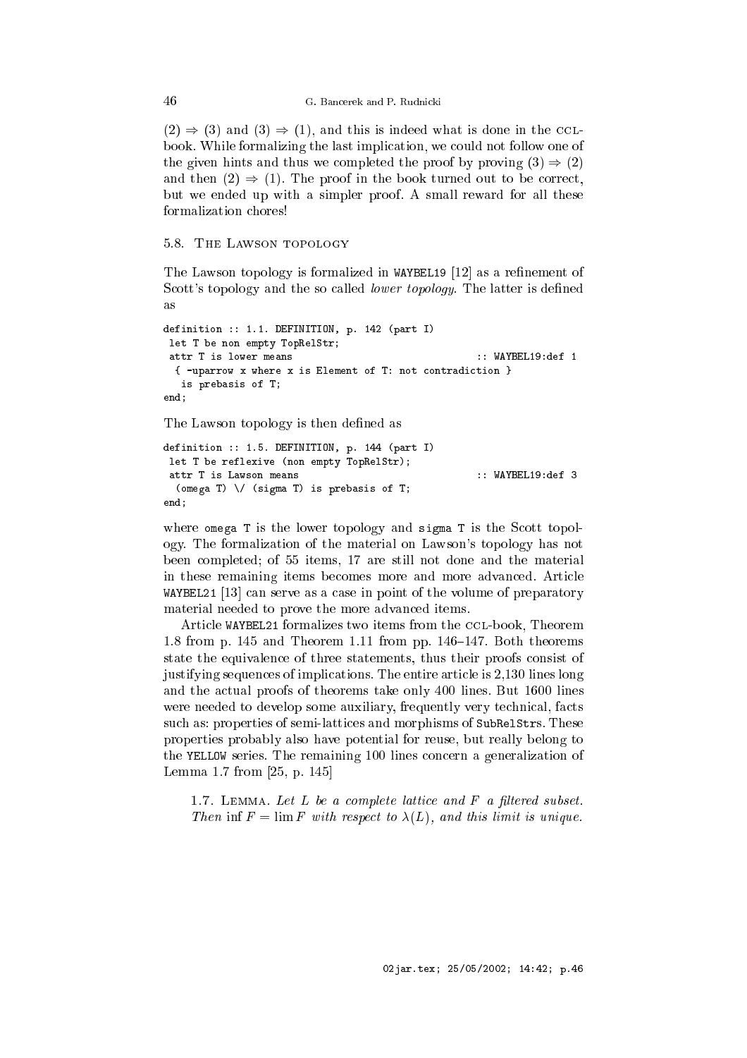(2) ⇒ (3) and (3) ⇒ (1), and this is indeed what is done in the CCL-book. While formalizing the last implication, we could not follow one of the given hints and thus we completed the proof by proving (3) ⇒ (2) and then (2) ⇒ (1). The proof in the book turned out to be correct, but we ended up with a simpler proof. A small reward for all these formalization chores!

### 5.8. The Lawson topology

The Lawson topology is formalized in WAYBEL19 [12] as a refinement of Scott's topology and the so called *lower topology*. The latter is defined as

```
definition :: 1.1. DEFINITION, p. 142 (part I)
 let T be non empty TopRelStr;
 attr T is lower means                                :: WAYBEL19:def 1
  { -uparrow x where x is Element of T: not contradiction }
   is prebasis of T;
end;
```

The Lawson topology is then defined as

```
definition :: 1.5. DEFINITION, p. 144 (part I)
 let T be reflexive (non empty TopRelStr);
 attr T is Lawson means                               :: WAYBEL19:def 3
  (omega T) \/ (sigma T) is prebasis of T;
end;
```

where omega T is the lower topology and sigma T is the Scott topology. The formalization of the material on Lawson's topology has not been completed; of 55 items, 17 are still not done and the material in these remaining items becomes more and more advanced. Article WAYBEL21 [13] can serve as a case in point of the volume of preparatory material needed to prove the more advanced items.

Article WAYBEL21 formalizes two items from the CCL-book, Theorem 1.8 from p. 145 and Theorem 1.11 from pp. 146–147. Both theorems state the equivalence of three statements, thus their proofs consist of justifying sequences of implications. The entire article is 2,130 lines long and the actual proofs of theorems take only 400 lines. But 1600 lines were needed to develop some auxiliary, frequently very technical, facts such as: properties of semi-lattices and morphisms of SubRelStrs. These properties probably also have potential for reuse, but really belong to the YELLOW series. The remaining 100 lines concern a generalization of Lemma 1.7 from [25, p. 145]

> 1.7. Lemma. *Let $L$ be a complete lattice and $F$ a filtered subset. Then $\inf F = \lim F$ with respect to $\lambda(L)$, and this limit is unique.*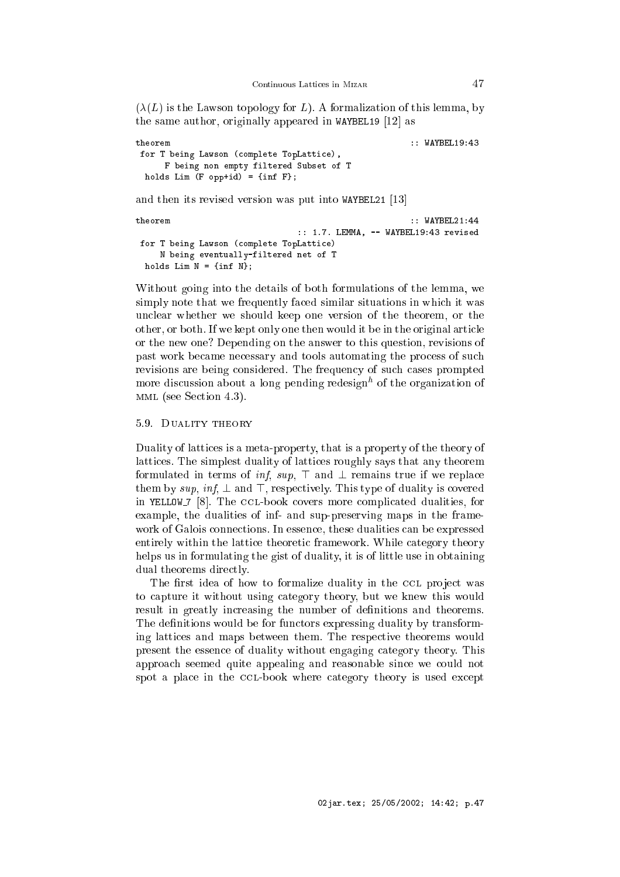($\lambda(L)$ is the Lawson topology for $L$). A formalization of this lemma, by the same author, originally appeared in WAYBEL19 [12] as

```
theorem                                                    :: WAYBEL19:43
 for T being Lawson (complete TopLattice),
      F being non empty filtered Subset of T
  holds Lim (F opp+id) = {inf F};
```

and then its revised version was put into WAYBEL21 [13]

```
theorem                                                    :: WAYBEL21:44
                                 :: 1.7. LEMMA, -- WAYBEL19:43 revised
 for T being Lawson (complete TopLattice)
     N being eventually-filtered net of T
  holds Lim N = {inf N};
```

Without going into the details of both formulations of the lemma, we simply note that we frequently faced similar situations in which it was unclear whether we should keep one version of the theorem, or the other, or both. If we kept only one then would it be in the original article or the new one? Depending on the answer to this question, revisions of past work became necessary and tools automating the process of such revisions are being considered. The frequency of such cases prompted more discussion about a long pending redesign[h] of the organization of MML (see Section 4.3).

### 5.9. Duality theory

Duality of lattices is a meta-property, that is a property of the theory of lattices. The simplest duality of lattices roughly says that any theorem formulated in terms of *inf*, *sup*, $\top$ and $\bot$ remains true if we replace them by *sup*, *inf*, $\bot$ and $\top$, respectively. This type of duality is covered in YELLOW_7 [8]. The CCL-book covers more complicated dualities, for example, the dualities of inf- and sup-preserving maps in the framework of Galois connections. In essence, these dualities can be expressed entirely within the lattice theoretic framework. While category theory helps us in formulating the gist of duality, it is of little use in obtaining dual theorems directly.

The first idea of how to formalize duality in the CCL project was to capture it without using category theory, but we knew this would result in greatly increasing the number of definitions and theorems. The definitions would be for functors expressing duality by transforming lattices and maps between them. The respective theorems would present the essence of duality without engaging category theory. This approach seemed quite appealing and reasonable since we could not spot a place in the CCL-book where category theory is used except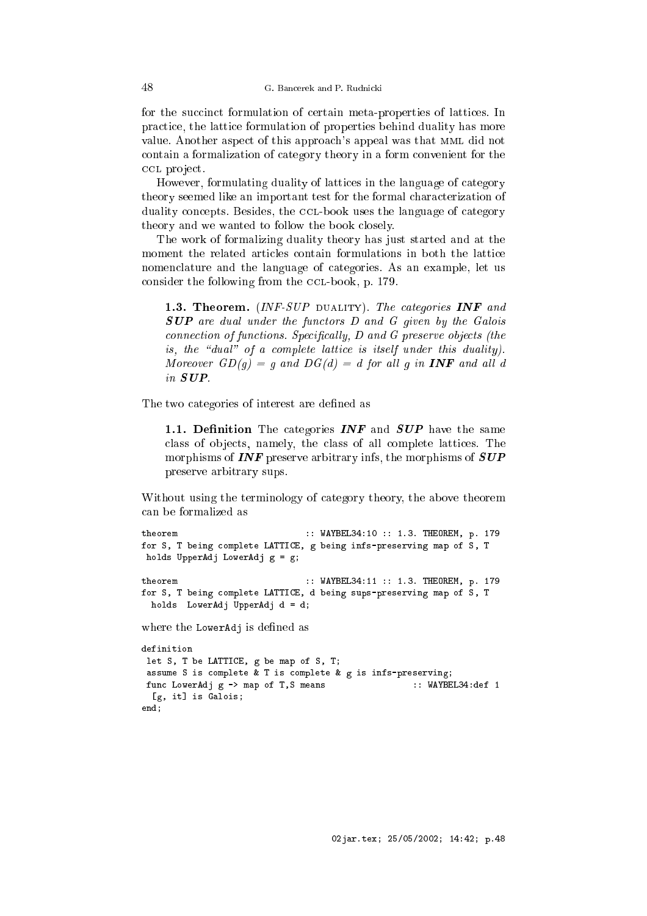for the succinct formulation of certain meta-properties of lattices. In practice, the lattice formulation of properties behind duality has more value. Another aspect of this approach's appeal was that MML did not contain a formalization of category theory in a form convenient for the CCL project.

However, formulating duality of lattices in the language of category theory seemed like an important test for the formal characterization of duality concepts. Besides, the CCL-book uses the language of category theory and we wanted to follow the book closely.

The work of formalizing duality theory has just started and at the moment the related articles contain formulations in both the lattice nomenclature and the language of categories. As an example, let us consider the following from the CCL-book, p. 179.

> **1.3. Theorem.** *(INF-SUP* DUALITY*). The categories **INF** and **SUP** are dual under the functors D and G given by the Galois connection of functions. Specifically, D and G preserve objects (the is, the "dual" of a complete lattice is itself under this duality). Moreover $GD(g) = g$ and $DG(d) = d$ for all g in **INF** and all d in **SUP**.*

The two categories of interest are defined as

> **1.1. Definition** The categories ***INF*** and ***SUP*** have the same class of objects, namely, the class of all complete lattices. The morphisms of ***INF*** preserve arbitrary infs, the morphisms of ***SUP*** preserve arbitrary sups.

Without using the terminology of category theory, the above theorem can be formalized as

```
theorem                          :: WAYBEL34:10 :: 1.3. THEOREM, p. 179
for S, T being complete LATTICE, g being infs-preserving map of S, T
 holds UpperAdj LowerAdj g = g;

theorem                          :: WAYBEL34:11 :: 1.3. THEOREM, p. 179
for S, T being complete LATTICE, d being sups-preserving map of S, T
  holds  LowerAdj UpperAdj d = d;
```

where the `LowerAdj` is defined as

```
definition
 let S, T be LATTICE, g be map of S, T;
 assume S is complete & T is complete & g is infs-preserving;
 func LowerAdj g -> map of T,S means                 :: WAYBEL34:def 1
  [g, it] is Galois;
end;
```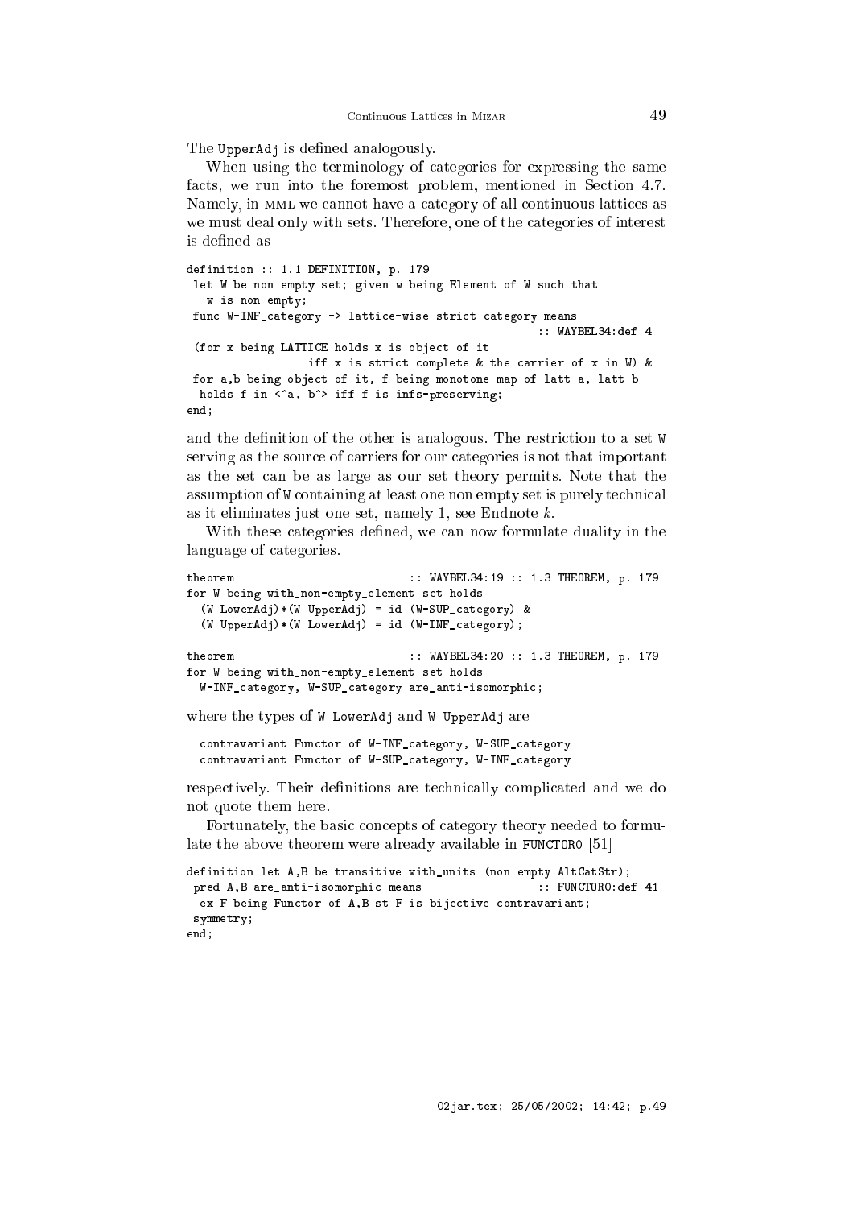The UpperAdj is defined analogously.

When using the terminology of categories for expressing the same facts, we run into the foremost problem, mentioned in Section 4.7. Namely, in MML we cannot have a category of all continuous lattices as we must deal only with sets. Therefore, one of the categories of interest is defined as

```
definition :: 1.1 DEFINITION, p. 179
 let W be non empty set; given w being Element of W such that
   w is non empty;
 func W-INF_category -> lattice-wise strict category means
                                                      :: WAYBEL34:def 4
 (for x being LATTICE holds x is object of it
                 iff x is strict complete & the carrier of x in W) &
 for a,b being object of it, f being monotone map of latt a, latt b
  holds f in <^a, b^> iff f is infs-preserving;
end;
```

and the definition of the other is analogous. The restriction to a set W serving as the source of carriers for our categories is not that important as the set can be as large as our set theory permits. Note that the assumption of W containing at least one non empty set is purely technical as it eliminates just one set, namely 1, see Endnote *k*.

With these categories defined, we can now formulate duality in the language of categories.

```
theorem                          :: WAYBEL34:19 :: 1.3 THEOREM, p. 179
for W being with_non-empty_element set holds
  (W LowerAdj)*(W UpperAdj) = id (W-SUP_category) &
  (W UpperAdj)*(W LowerAdj) = id (W-INF_category);

theorem                          :: WAYBEL34:20 :: 1.3 THEOREM, p. 179
for W being with_non-empty_element set holds
  W-INF_category, W-SUP_category are_anti-isomorphic;
```

where the types of W LowerAdj and W UpperAdj are

```
  contravariant Functor of W-INF_category, W-SUP_category
  contravariant Functor of W-SUP_category, W-INF_category
```

respectively. Their definitions are technically complicated and we do not quote them here.

Fortunately, the basic concepts of category theory needed to formulate the above theorem were already available in FUNCTOR0 [51]

```
definition let A,B be transitive with_units (non empty AltCatStr);
 pred A,B are_anti-isomorphic means                 :: FUNCTOR0:def 41
  ex F being Functor of A,B st F is bijective contravariant;
 symmetry;
end;
```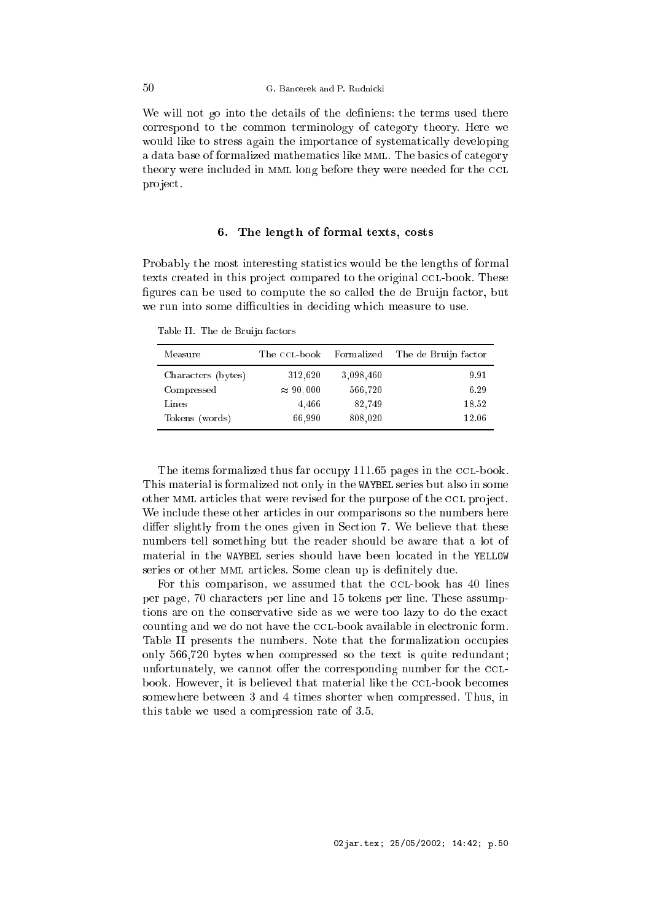We will not go into the details of the definiens: the terms used there correspond to the common terminology of category theory. Here we would like to stress again the importance of systematically developing a data base of formalized mathematics like MML. The basics of category theory were included in MML long before they were needed for the CCL project.

## 6. The length of formal texts, costs

Probably the most interesting statistics would be the lengths of formal texts created in this project compared to the original CCL-book. These figures can be used to compute the so called the de Bruijn factor, but we run into some difficulties in deciding which measure to use.

Table II. The de Bruijn factors

| Measure | The CCL-book | Formalized | The de Bruijn factor |
|---|---|---|---|
| Characters (bytes) | 312,620 | 3,098,460 | 9.91 |
| Compressed | $\approx 90,000$ | 566,720 | 6.29 |
| Lines | 4,466 | 82,749 | 18.52 |
| Tokens (words) | 66,990 | 808,020 | 12.06 |

The items formalized thus far occupy 111.65 pages in the CCL-book. This material is formalized not only in the `WAYBEL` series but also in some other MML articles that were revised for the purpose of the CCL project. We include these other articles in our comparisons so the numbers here differ slightly from the ones given in Section 7. We believe that these numbers tell something but the reader should be aware that a lot of material in the `WAYBEL` series should have been located in the `YELLOW` series or other MML articles. Some clean up is definitely due.

For this comparison, we assumed that the CCL-book has 40 lines per page, 70 characters per line and 15 tokens per line. These assumptions are on the conservative side as we were too lazy to do the exact counting and we do not have the CCL-book available in electronic form. Table II presents the numbers. Note that the formalization occupies only 566,720 bytes when compressed so the text is quite redundant; unfortunately, we cannot offer the corresponding number for the CCL-book. However, it is believed that material like the CCL-book becomes somewhere between 3 and 4 times shorter when compressed. Thus, in this table we used a compression rate of 3.5.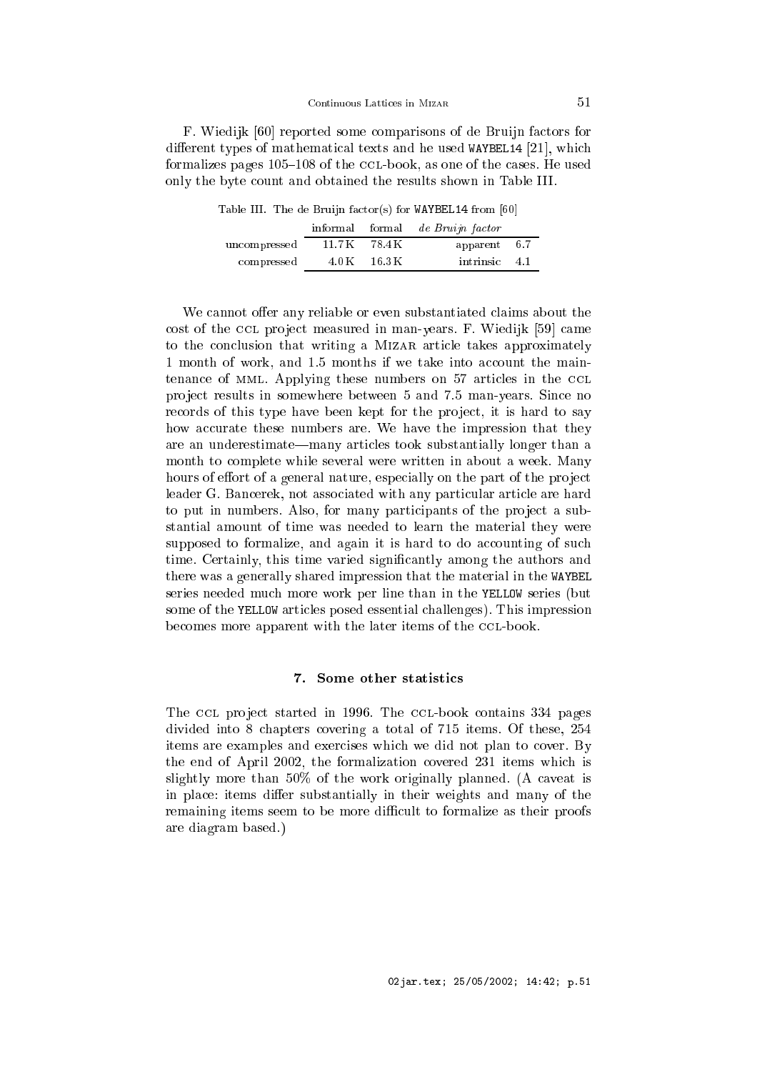F. Wiedijk [60] reported some comparisons of de Bruijn factors for different types of mathematical texts and he used WAYBEL14 [21], which formalizes pages 105–108 of the CCL-book, as one of the cases. He used only the byte count and obtained the results shown in Table III.

Table III. The de Bruijn factor(s) for WAYBEL14 from [60]

| | informal | formal | *de Bruijn factor* | |
|---|---|---|---|---|
| uncompressed | 11.7K | 78.4K | apparent | 6.7 |
| compressed | 4.0K | 16.3K | intrinsic | 4.1 |

We cannot offer any reliable or even substantiated claims about the cost of the CCL project measured in man-years. F. Wiedijk [59] came to the conclusion that writing a MIZAR article takes approximately 1 month of work, and 1.5 months if we take into account the maintenance of MML. Applying these numbers on 57 articles in the CCL project results in somewhere between 5 and 7.5 man-years. Since no records of this type have been kept for the project, it is hard to say how accurate these numbers are. We have the impression that they are an underestimate—many articles took substantially longer than a month to complete while several were written in about a week. Many hours of effort of a general nature, especially on the part of the project leader G. Bancerek, not associated with any particular article are hard to put in numbers. Also, for many participants of the project a substantial amount of time was needed to learn the material they were supposed to formalize, and again it is hard to do accounting of such time. Certainly, this time varied significantly among the authors and there was a generally shared impression that the material in the WAYBEL series needed much more work per line than in the YELLOW series (but some of the YELLOW articles posed essential challenges). This impression becomes more apparent with the later items of the CCL-book.

## 7. Some other statistics

The CCL project started in 1996. The CCL-book contains 334 pages divided into 8 chapters covering a total of 715 items. Of these, 254 items are examples and exercises which we did not plan to cover. By the end of April 2002, the formalization covered 231 items which is slightly more than 50% of the work originally planned. (A caveat is in place: items differ substantially in their weights and many of the remaining items seem to be more difficult to formalize as their proofs are diagram based.)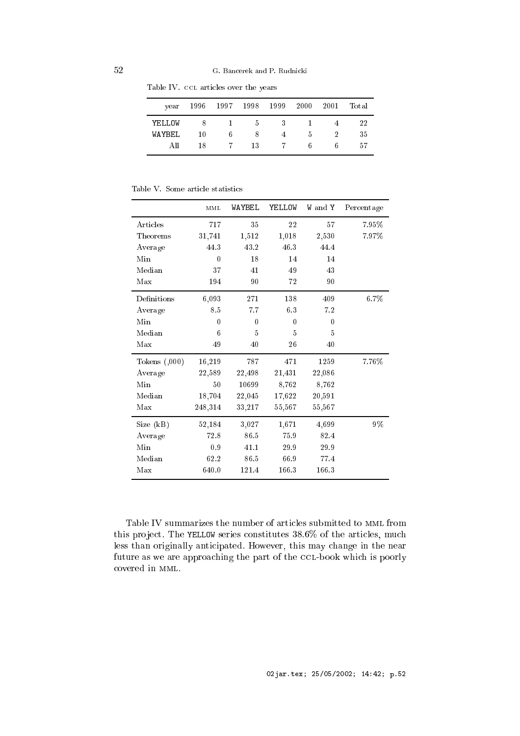Table IV. CCL articles over the years

| year | 1996 | 1997 | 1998 | 1999 | 2000 | 2001 | Total |
|---|---|---|---|---|---|---|---|
| YELLOW | 8 | 1 | 5 | 3 | 1 | 4 | 22 |
| WAYBEL | 10 | 6 | 8 | 4 | 5 | 2 | 35 |
| All | 18 | 7 | 13 | 7 | 6 | 6 | 57 |

Table V. Some article statistics

| | MML | WAYBEL | YELLOW | W and Y | Percentage |
|---|---|---|---|---|---|
| Articles | 717 | 35 | 22 | 57 | 7.95% |
| Theorems | 31,741 | 1,512 | 1,018 | 2,530 | 7.97% |
| Average | 44.3 | 43.2 | 46.3 | 44.4 | |
| Min | 0 | 18 | 14 | 14 | |
| Median | 37 | 41 | 49 | 43 | |
| Max | 194 | 90 | 72 | 90 | |
| Definitions | 6,093 | 271 | 138 | 409 | 6.7% |
| Average | 8.5 | 7.7 | 6.3 | 7.2 | |
| Min | 0 | 0 | 0 | 0 | |
| Median | 6 | 5 | 5 | 5 | |
| Max | 49 | 40 | 26 | 40 | |
| Tokens (,000) | 16,219 | 787 | 471 | 1259 | 7.76% |
| Average | 22,589 | 22,498 | 21,431 | 22,086 | |
| Min | 50 | 10699 | 8,762 | 8,762 | |
| Median | 18,704 | 22,045 | 17,622 | 20,591 | |
| Max | 248,314 | 33,217 | 55,567 | 55,567 | |
| Size (kB) | 52,184 | 3,027 | 1,671 | 4,699 | 9% |
| Average | 72.8 | 86.5 | 75.9 | 82.4 | |
| Min | 0.9 | 41.1 | 29.9 | 29.9 | |
| Median | 62.2 | 86.5 | 66.9 | 77.4 | |
| Max | 640.0 | 121.4 | 166.3 | 166.3 | |

Table IV summarizes the number of articles submitted to MML from this project. The YELLOW series constitutes 38.6% of the articles, much less than originally anticipated. However, this may change in the near future as we are approaching the part of the CCL-book which is poorly covered in MML.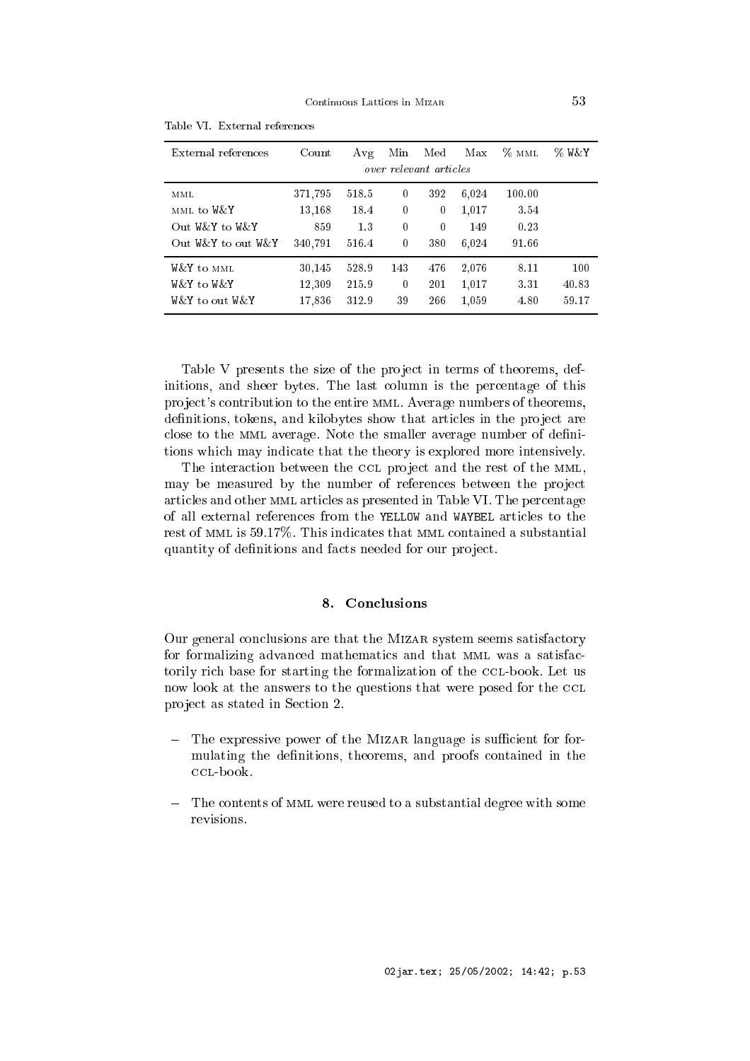Table VI. External references

| External references | Count | Avg | Min | Med | Max | % MML | % W&Y |
|---|---|---|---|---|---|---|---|
| | | *over relevant articles* | | | | | |
| MML | 371,795 | 518.5 | 0 | 392 | 6,024 | 100.00 | |
| MML to W&Y | 13,168 | 18.4 | 0 | 0 | 1,017 | 3.54 | |
| Out W&Y to W&Y | 859 | 1.3 | 0 | 0 | 149 | 0.23 | |
| Out W&Y to out W&Y | 340,791 | 516.4 | 0 | 380 | 6,024 | 91.66 | |
| W&Y to MML | 30,145 | 528.9 | 143 | 476 | 2,076 | 8.11 | 100 |
| W&Y to W&Y | 12,309 | 215.9 | 0 | 201 | 1,017 | 3.31 | 40.83 |
| W&Y to out W&Y | 17,836 | 312.9 | 39 | 266 | 1,059 | 4.80 | 59.17 |

Table V presents the size of the project in terms of theorems, definitions, and sheer bytes. The last column is the percentage of this project's contribution to the entire MML. Average numbers of theorems, definitions, tokens, and kilobytes show that articles in the project are close to the MML average. Note the smaller average number of definitions which may indicate that the theory is explored more intensively.

The interaction between the CCL project and the rest of the MML, may be measured by the number of references between the project articles and other MML articles as presented in Table VI. The percentage of all external references from the YELLOW and WAYBEL articles to the rest of MML is 59.17%. This indicates that MML contained a substantial quantity of definitions and facts needed for our project.

## 8. Conclusions

Our general conclusions are that the MIZAR system seems satisfactory for formalizing advanced mathematics and that MML was a satisfactorily rich base for starting the formalization of the CCL-book. Let us now look at the answers to the questions that were posed for the CCL project as stated in Section 2.

- The expressive power of the MIZAR language is sufficient for formulating the definitions, theorems, and proofs contained in the CCL-book.

- The contents of MML were reused to a substantial degree with some revisions.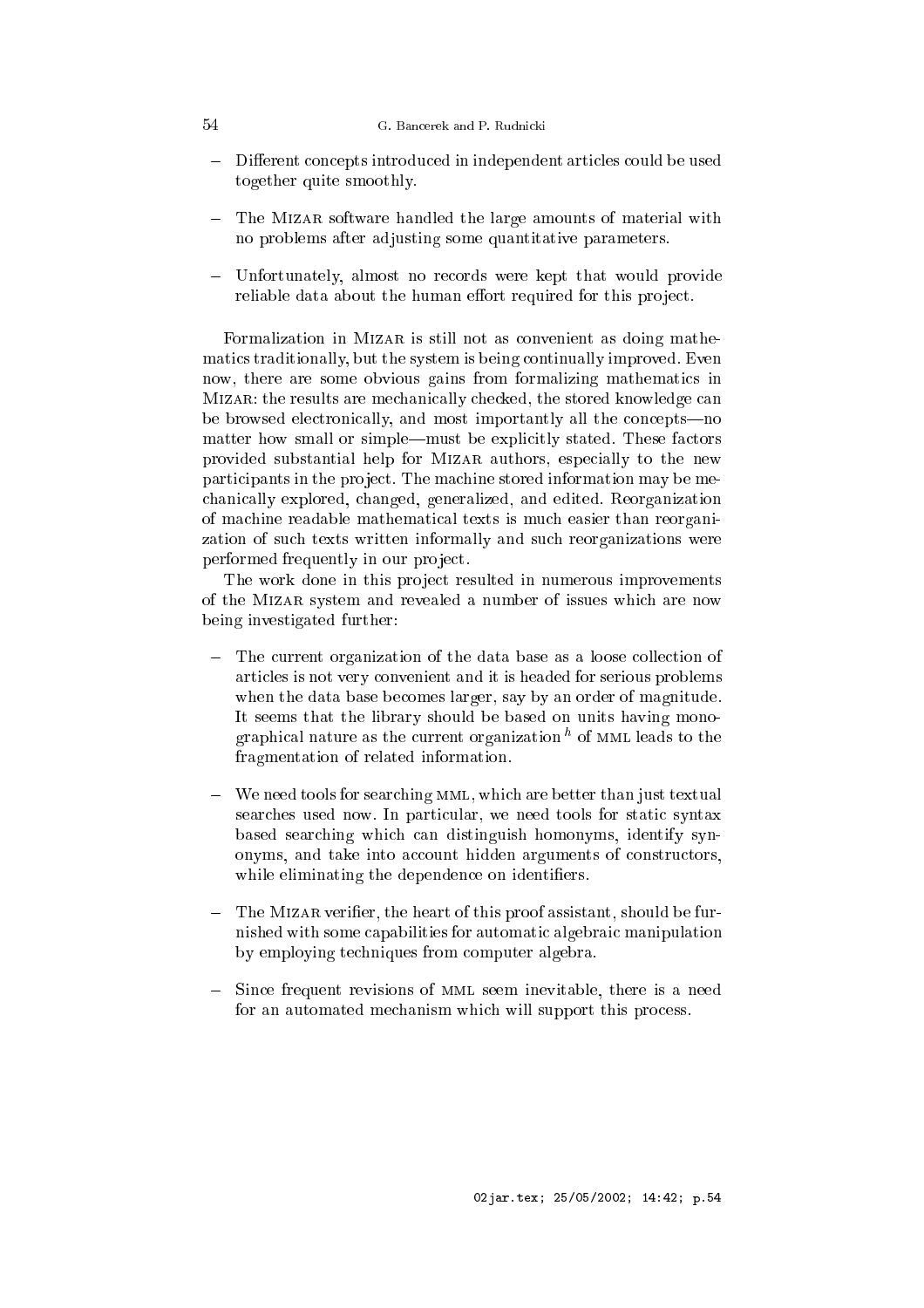- Different concepts introduced in independent articles could be used together quite smoothly.

- The Mizar software handled the large amounts of material with no problems after adjusting some quantitative parameters.

- Unfortunately, almost no records were kept that would provide reliable data about the human effort required for this project.

Formalization in Mizar is still not as convenient as doing mathematics traditionally, but the system is being continually improved. Even now, there are some obvious gains from formalizing mathematics in Mizar: the results are mechanically checked, the stored knowledge can be browsed electronically, and most importantly all the concepts—no matter how small or simple—must be explicitly stated. These factors provided substantial help for Mizar authors, especially to the new participants in the project. The machine stored information may be mechanically explored, changed, generalized, and edited. Reorganization of machine readable mathematical texts is much easier than reorganization of such texts written informally and such reorganizations were performed frequently in our project.

The work done in this project resulted in numerous improvements of the Mizar system and revealed a number of issues which are now being investigated further:

- The current organization of the data base as a loose collection of articles is not very convenient and it is headed for serious problems when the data base becomes larger, say by an order of magnitude. It seems that the library should be based on units having monographical nature as the current organization [h] of MML leads to the fragmentation of related information.

- We need tools for searching MML, which are better than just textual searches used now. In particular, we need tools for static syntax based searching which can distinguish homonyms, identify synonyms, and take into account hidden arguments of constructors, while eliminating the dependence on identifiers.

- The Mizar verifier, the heart of this proof assistant, should be furnished with some capabilities for automatic algebraic manipulation by employing techniques from computer algebra.

- Since frequent revisions of MML seem inevitable, there is a need for an automated mechanism which will support this process.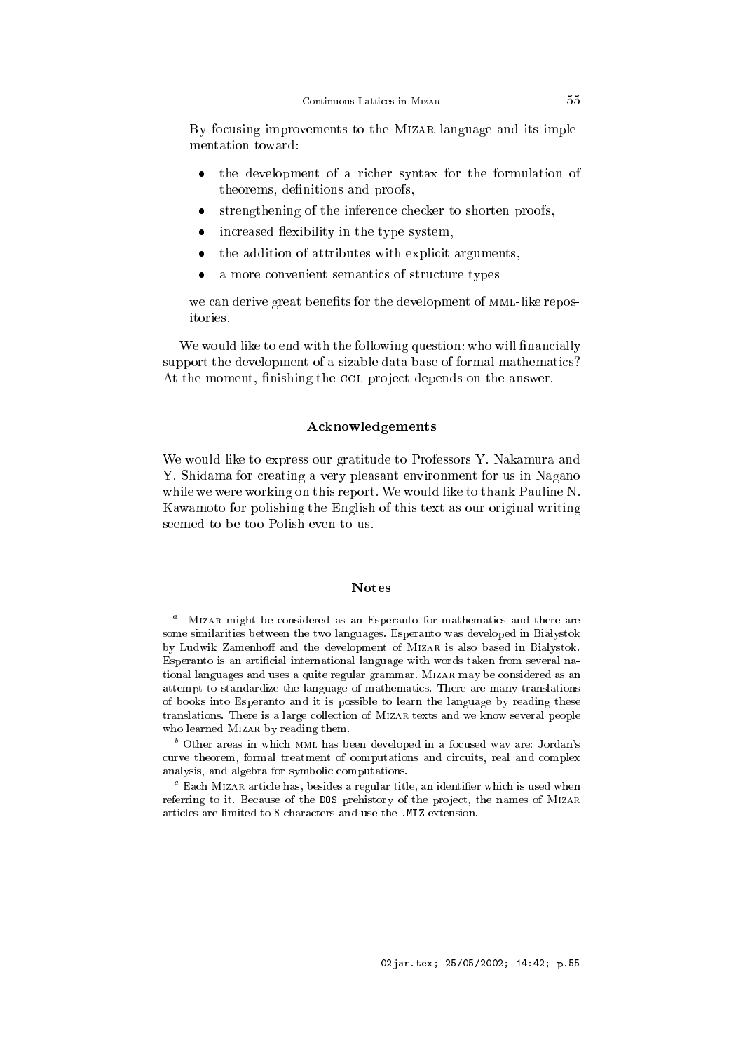- By focusing improvements to the MIZAR language and its implementation toward:

  - the development of a richer syntax for the formulation of theorems, definitions and proofs,
  - strengthening of the inference checker to shorten proofs,
  - increased flexibility in the type system,
  - the addition of attributes with explicit arguments,
  - a more convenient semantics of structure types

  we can derive great benefits for the development of MML-like repositories.

We would like to end with the following question: who will financially support the development of a sizable data base of formal mathematics? At the moment, finishing the CCL-project depends on the answer.

### Acknowledgements

We would like to express our gratitude to Professors Y. Nakamura and Y. Shidama for creating a very pleasant environment for us in Nagano while we were working on this report. We would like to thank Pauline N. Kawamoto for polishing the English of this text as our original writing seemed to be too Polish even to us.

### Notes

[a] MIZAR might be considered as an Esperanto for mathematics and there are some similarities between the two languages. Esperanto was developed in Białystok by Ludwik Zamenhoff and the development of MIZAR is also based in Białystok. Esperanto is an artificial international language with words taken from several national languages and uses a quite regular grammar. MIZAR may be considered as an attempt to standardize the language of mathematics. There are many translations of books into Esperanto and it is possible to learn the language by reading these translations. There is a large collection of MIZAR texts and we know several people who learned MIZAR by reading them.

[b] Other areas in which MML has been developed in a focused way are: Jordan's curve theorem, formal treatment of computations and circuits, real and complex analysis, and algebra for symbolic computations.

[c] Each MIZAR article has, besides a regular title, an identifier which is used when referring to it. Because of the `DOS` prehistory of the project, the names of MIZAR articles are limited to 8 characters and use the `.MIZ` extension.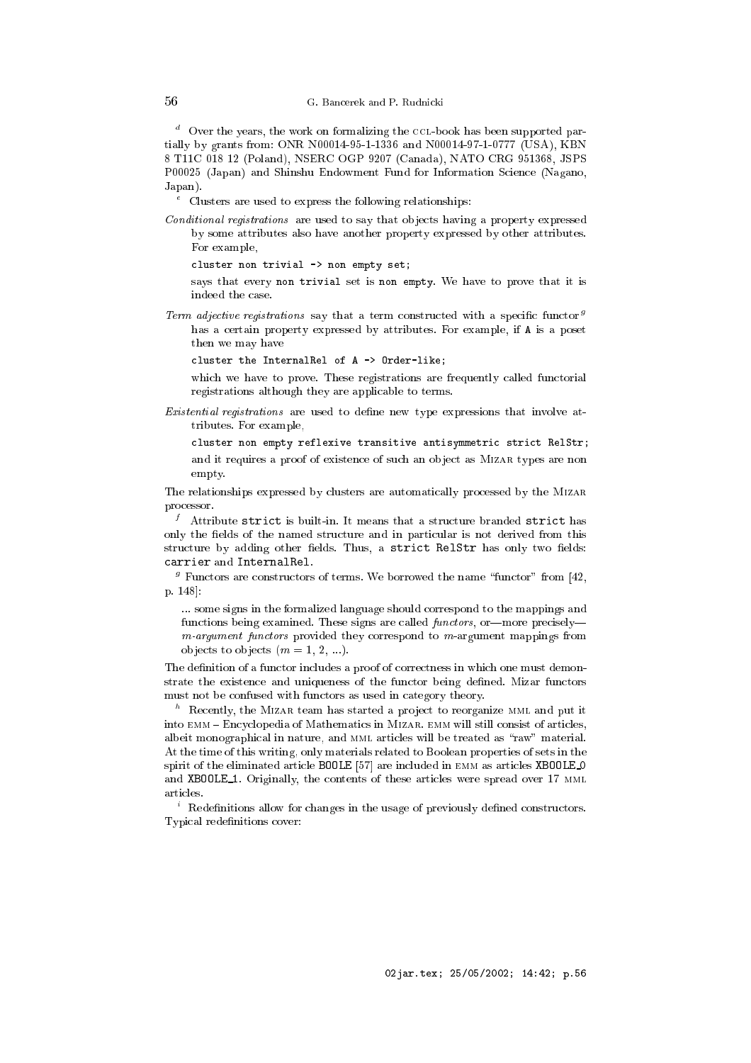[d] Over the years, the work on formalizing the CCL-book has been supported partially by grants from: ONR N00014-95-1-1336 and N00014-97-1-0777 (USA), KBN 8 T11C 018 12 (Poland), NSERC OGP 9207 (Canada), NATO CRG 951368, JSPS P00025 (Japan) and Shinshu Endowment Fund for Information Science (Nagano, Japan).

[e] Clusters are used to express the following relationships:

*Conditional registrations* are used to say that objects having a property expressed by some attributes also have another property expressed by other attributes. For example,

```
cluster non trivial -> non empty set;
```

says that every `non trivial` set is `non empty`. We have to prove that it is indeed the case.

*Term adjective registrations* say that a term constructed with a specific functor[g] has a certain property expressed by attributes. For example, if `A` is a poset then we may have

```
cluster the InternalRel of A -> Order-like;
```

which we have to prove. These registrations are frequently called functorial registrations although they are applicable to terms.

*Existential registrations* are used to define new type expressions that involve attributes. For example,

```
cluster non empty reflexive transitive antisymmetric strict RelStr;
```

and it requires a proof of existence of such an object as MIZAR types are non empty.

The relationships expressed by clusters are automatically processed by the MIZAR processor.

[f] Attribute `strict` is built-in. It means that a structure branded `strict` has only the fields of the named structure and in particular is not derived from this structure by adding other fields. Thus, a `strict RelStr` has only two fields: `carrier` and `InternalRel`.

[g] Functors are constructors of terms. We borrowed the name "functor" from [42, p. 148]:

> ... some signs in the formalized language should correspond to the mappings and functions being examined. These signs are called *functors*, or—more precisely—*m-argument functors* provided they correspond to *m*-argument mappings from objects to objects ($m = 1, 2, ...$).

The definition of a functor includes a proof of correctness in which one must demonstrate the existence and uniqueness of the functor being defined. Mizar functors must not be confused with functors as used in category theory.

[h] Recently, the MIZAR team has started a project to reorganize MML and put it into EMM – Encyclopedia of Mathematics in MIZAR. EMM will still consist of articles, albeit monographical in nature, and MML articles will be treated as "raw" material. At the time of this writing, only materials related to Boolean properties of sets in the spirit of the eliminated article BOOLE [57] are included in EMM as articles XBOOLE_0 and XBOOLE_1. Originally, the contents of these articles were spread over 17 MML articles.

[i] Redefinitions allow for changes in the usage of previously defined constructors. Typical redefinitions cover: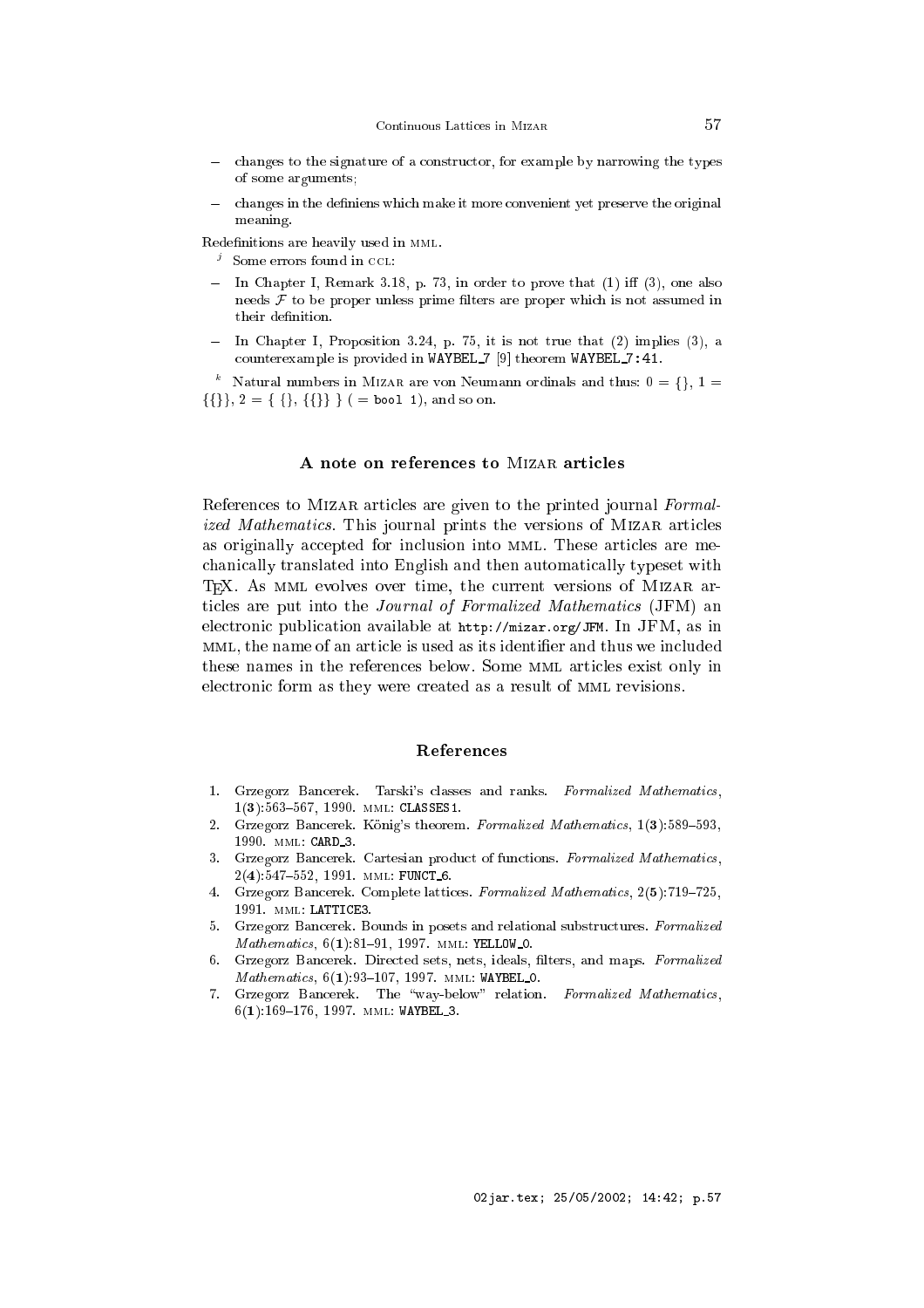- changes to the signature of a constructor, for example by narrowing the types of some arguments;
- changes in the definiens which make it more convenient yet preserve the original meaning.

Redefinitions are heavily used in MML.

[j] Some errors found in CCL:

- In Chapter I, Remark 3.18, p. 73, in order to prove that (1) iff (3), one also needs $\mathcal{F}$ to be proper unless prime filters are proper which is not assumed in their definition.
- In Chapter I, Proposition 3.24, p. 75, it is not true that (2) implies (3), a counterexample is provided in WAYBEL_7 [9] theorem WAYBEL_7:41.

[k] Natural numbers in Mizar are von Neumann ordinals and thus: $0 = \{\}$, $1 = \{\{\}\}$, $2 = \{\ \{\}, \{\{\}\}\ \}$ ( = bool 1), and so on.

### A note on references to Mizar articles

References to Mizar articles are given to the printed journal *Formalized Mathematics*. This journal prints the versions of Mizar articles as originally accepted for inclusion into MML. These articles are mechanically translated into English and then automatically typeset with TEX. As MML evolves over time, the current versions of Mizar articles are put into the *Journal of Formalized Mathematics* (JFM) an electronic publication available at http://mizar.org/JFM. In JFM, as in MML, the name of an article is used as its identifier and thus we included these names in the references below. Some MML articles exist only in electronic form as they were created as a result of MML revisions.

### References

1. Grzegorz Bancerek. Tarski's classes and ranks. *Formalized Mathematics*, 1(**3**):563–567, 1990. MML: CLASSES1.
2. Grzegorz Bancerek. König's theorem. *Formalized Mathematics*, 1(**3**):589–593, 1990. MML: CARD_3.
3. Grzegorz Bancerek. Cartesian product of functions. *Formalized Mathematics*, 2(**4**):547–552, 1991. MML: FUNCT_6.
4. Grzegorz Bancerek. Complete lattices. *Formalized Mathematics*, 2(**5**):719–725, 1991. MML: LATTICE3.
5. Grzegorz Bancerek. Bounds in posets and relational substructures. *Formalized Mathematics*, 6(**1**):81–91, 1997. MML: YELLOW_0.
6. Grzegorz Bancerek. Directed sets, nets, ideals, filters, and maps. *Formalized Mathematics*, 6(**1**):93–107, 1997. MML: WAYBEL_0.
7. Grzegorz Bancerek. The "way-below" relation. *Formalized Mathematics*, 6(**1**):169–176, 1997. MML: WAYBEL_3.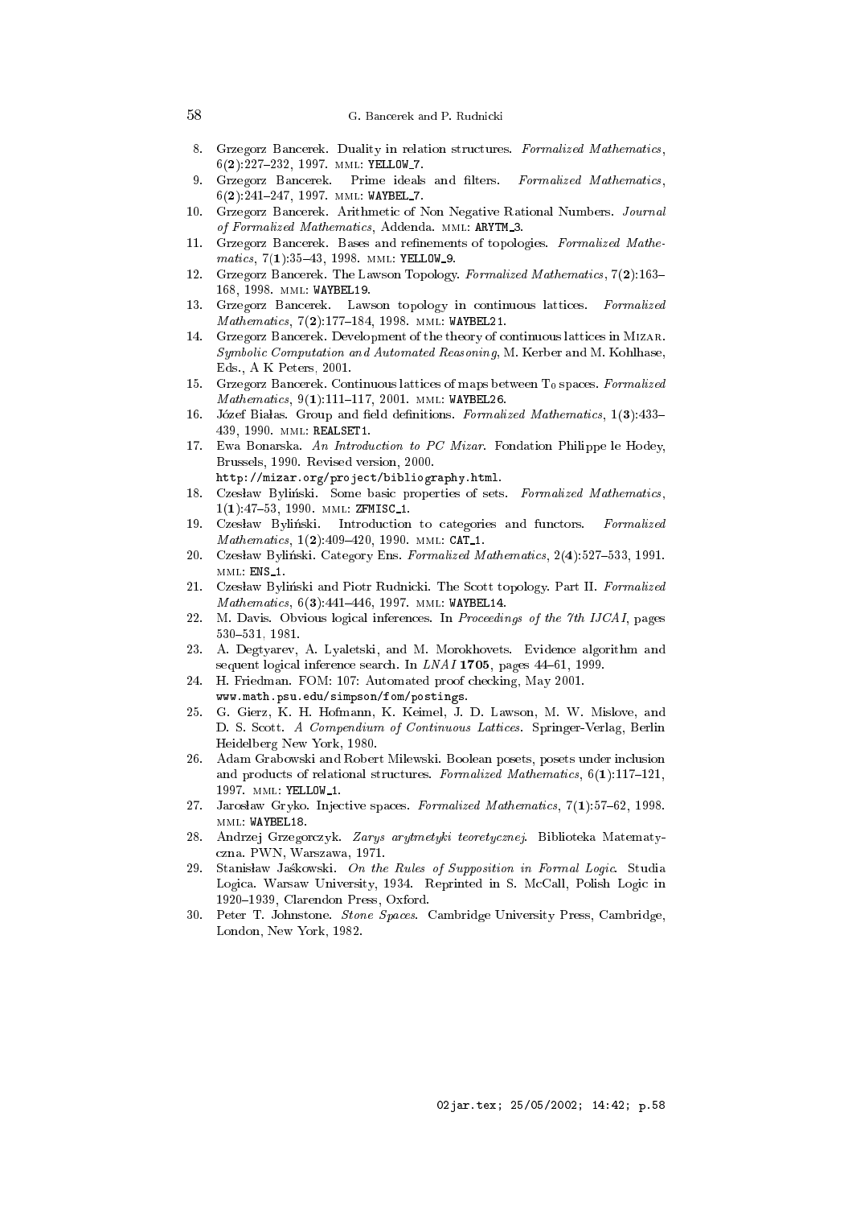8. Grzegorz Bancerek. Duality in relation structures. *Formalized Mathematics*, 6(**2**):227–232, 1997. MML: YELLOW_7.
9. Grzegorz Bancerek. Prime ideals and filters. *Formalized Mathematics*, 6(**2**):241–247, 1997. MML: WAYBEL_7.
10. Grzegorz Bancerek. Arithmetic of Non Negative Rational Numbers. *Journal of Formalized Mathematics*, Addenda. MML: ARYTM_3.
11. Grzegorz Bancerek. Bases and refinements of topologies. *Formalized Mathematics*, 7(**1**):35–43, 1998. MML: YELLOW_9.
12. Grzegorz Bancerek. The Lawson Topology. *Formalized Mathematics*, 7(**2**):163–168, 1998. MML: WAYBEL19.
13. Grzegorz Bancerek. Lawson topology in continuous lattices. *Formalized Mathematics*, 7(**2**):177–184, 1998. MML: WAYBEL21.
14. Grzegorz Bancerek. Development of the theory of continuous lattices in MIZAR. *Symbolic Computation and Automated Reasoning*, M. Kerber and M. Kohlhase, Eds., A K Peters, 2001.
15. Grzegorz Bancerek. Continuous lattices of maps between $T_0$ spaces. *Formalized Mathematics*, 9(**1**):111–117, 2001. MML: WAYBEL26.
16. Józef Białas. Group and field definitions. *Formalized Mathematics*, 1(**3**):433–439, 1990. MML: REALSET1.
17. Ewa Bonarska. *An Introduction to PC Mizar*. Fondation Philippe le Hodey, Brussels, 1990. Revised version, 2000. http://mizar.org/project/bibliography.html.
18. Czesław Byliński. Some basic properties of sets. *Formalized Mathematics*, 1(**1**):47–53, 1990. MML: ZFMISC_1.
19. Czesław Byliński. Introduction to categories and functors. *Formalized Mathematics*, 1(**2**):409–420, 1990. MML: CAT_1.
20. Czesław Byliński. Category Ens. *Formalized Mathematics*, 2(**4**):527–533, 1991. MML: ENS_1.
21. Czesław Byliński and Piotr Rudnicki. The Scott topology. Part II. *Formalized Mathematics*, 6(**3**):441–446, 1997. MML: WAYBEL14.
22. M. Davis. Obvious logical inferences. In *Proceedings of the 7th IJCAI*, pages 530–531, 1981.
23. A. Degtyarev, A. Lyaletski, and M. Morokhovets. Evidence algorithm and sequent logical inference search. In *LNAI* **1705**, pages 44–61, 1999.
24. H. Friedman. FOM: 107: Automated proof checking, May 2001. www.math.psu.edu/simpson/fom/postings.
25. G. Gierz, K. H. Hofmann, K. Keimel, J. D. Lawson, M. W. Mislove, and D. S. Scott. *A Compendium of Continuous Lattices*. Springer-Verlag, Berlin Heidelberg New York, 1980.
26. Adam Grabowski and Robert Milewski. Boolean posets, posets under inclusion and products of relational structures. *Formalized Mathematics*, 6(**1**):117–121, 1997. MML: YELLOW_1.
27. Jarosław Gryko. Injective spaces. *Formalized Mathematics*, 7(**1**):57–62, 1998. MML: WAYBEL18.
28. Andrzej Grzegorczyk. *Zarys arytmetyki teoretycznej*. Biblioteka Matematyczna. PWN, Warszawa, 1971.
29. Stanisław Jaśkowski. *On the Rules of Supposition in Formal Logic*. Studia Logica. Warsaw University, 1934. Reprinted in S. McCall, Polish Logic in 1920–1939, Clarendon Press, Oxford.
30. Peter T. Johnstone. *Stone Spaces*. Cambridge University Press, Cambridge, London, New York, 1982.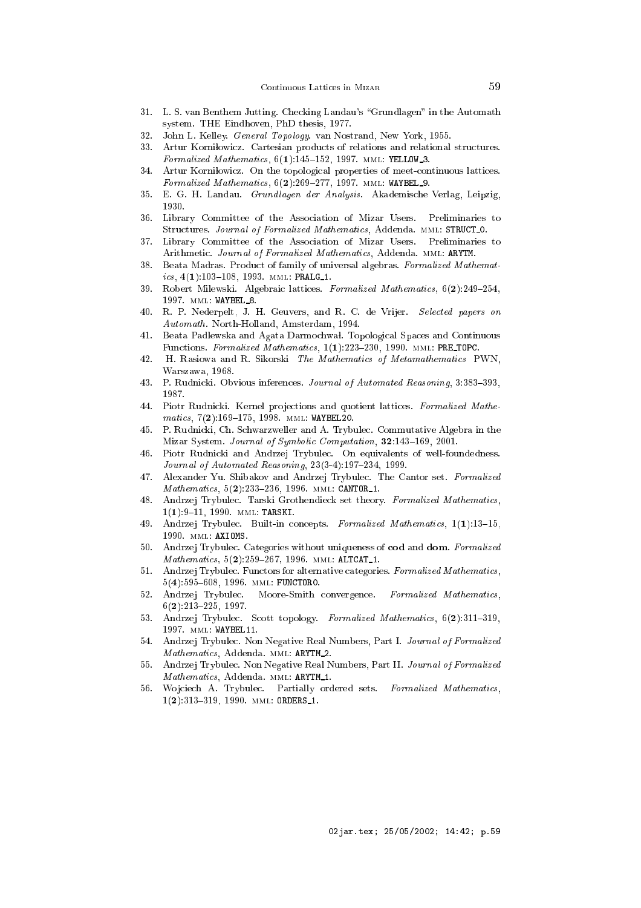31. L. S. van Benthem Jutting. Checking Landau's "Grundlagen" in the Automath system. THE Eindhoven, PhD thesis, 1977.
32. John L. Kelley. *General Topology.* van Nostrand, New York, 1955.
33. Artur Korniłowicz. Cartesian products of relations and relational structures. *Formalized Mathematics*, 6(**1**):145–152, 1997. MML: `YELLOW_3`.
34. Artur Korniłowicz. On the topological properties of meet-continuous lattices. *Formalized Mathematics*, 6(**2**):269–277, 1997. MML: `WAYBEL_9`.
35. E. G. H. Landau. *Grundlagen der Analysis.* Akademische Verlag, Leipzig, 1930.
36. Library Committee of the Association of Mizar Users. Preliminaries to Structures. *Journal of Formalized Mathematics*, Addenda. MML: `STRUCT_0`.
37. Library Committee of the Association of Mizar Users. Preliminaries to Arithmetic. *Journal of Formalized Mathematics*, Addenda. MML: `ARYTM`.
38. Beata Madras. Product of family of universal algebras. *Formalized Mathematics*, 4(**1**):103–108, 1993. MML: `PRALG_1`.
39. Robert Milewski. Algebraic lattices. *Formalized Mathematics*, 6(**2**):249–254, 1997. MML: `WAYBEL_8`.
40. R. P. Nederpelt, J. H. Geuvers, and R. C. de Vrijer. *Selected papers on Automath.* North-Holland, Amsterdam, 1994.
41. Beata Padlewska and Agata Darmochwał. Topological Spaces and Continuous Functions. *Formalized Mathematics*, 1(**1**):223–230, 1990. MML: `PRE_TOPC`.
42. H. Rasiowa and R. Sikorski *The Mathematics of Metamathematics* PWN, Warszawa, 1968.
43. P. Rudnicki. Obvious inferences. *Journal of Automated Reasoning*, 3:383–393, 1987.
44. Piotr Rudnicki. Kernel projections and quotient lattices. *Formalized Mathematics*, 7(**2**):169–175, 1998. MML: `WAYBEL20`.
45. P. Rudnicki, Ch. Schwarzweller and A. Trybulec. Commutative Algebra in the Mizar System. *Journal of Symbolic Computation*, **32**:143–169, 2001.
46. Piotr Rudnicki and Andrzej Trybulec. On equivalents of well-foundedness. *Journal of Automated Reasoning*, 23(3-4):197–234, 1999.
47. Alexander Yu. Shibakov and Andrzej Trybulec. The Cantor set. *Formalized Mathematics*, 5(**2**):233–236, 1996. MML: `CANTOR_1`.
48. Andrzej Trybulec. Tarski Grothendieck set theory. *Formalized Mathematics*, 1(**1**):9–11, 1990. MML: `TARSKI`.
49. Andrzej Trybulec. Built-in concepts. *Formalized Mathematics*, 1(**1**):13–15, 1990. MML: `AXIOMS`.
50. Andrzej Trybulec. Categories without uniqueness of **cod** and **dom**. *Formalized Mathematics*, 5(**2**):259–267, 1996. MML: `ALTCAT_1`.
51. Andrzej Trybulec. Functors for alternative categories. *Formalized Mathematics*, 5(**4**):595–608, 1996. MML: `FUNCTOR0`.
52. Andrzej Trybulec. Moore-Smith convergence. *Formalized Mathematics*, 6(**2**):213–225, 1997.
53. Andrzej Trybulec. Scott topology. *Formalized Mathematics*, 6(**2**):311–319, 1997. MML: `WAYBEL11`.
54. Andrzej Trybulec. Non Negative Real Numbers, Part I. *Journal of Formalized Mathematics*, Addenda. MML: `ARYTM_2`.
55. Andrzej Trybulec. Non Negative Real Numbers, Part II. *Journal of Formalized Mathematics*, Addenda. MML: `ARYTM_1`.
56. Wojciech A. Trybulec. Partially ordered sets. *Formalized Mathematics*, 1(**2**):313–319, 1990. MML: `ORDERS_1`.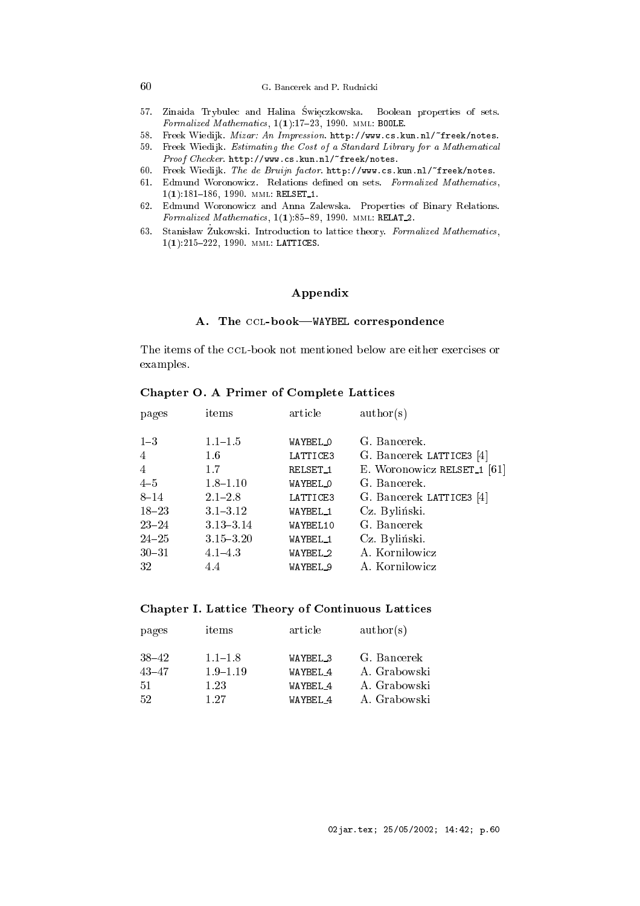57. Zinaida Trybulec and Halina Święczkowska. Boolean properties of sets. *Formalized Mathematics*, 1(**1**):17–23, 1990. MML: BOOLE.
58. Freek Wiedijk. *Mizar: An Impression*. http://www.cs.kun.nl/~freek/notes.
59. Freek Wiedijk. *Estimating the Cost of a Standard Library for a Mathematical Proof Checker*. http://www.cs.kun.nl/~freek/notes.
60. Freek Wiedijk. *The de Bruijn factor*. http://www.cs.kun.nl/~freek/notes.
61. Edmund Woronowicz. Relations defined on sets. *Formalized Mathematics*, 1(**1**):181–186, 1990. MML: RELSET_1.
62. Edmund Woronowicz and Anna Zalewska. Properties of Binary Relations. *Formalized Mathematics*, 1(**1**):85–89, 1990. MML: RELAT_2.
63. Stanisław Żukowski. Introduction to lattice theory. *Formalized Mathematics*, 1(**1**):215–222, 1990. MML: LATTICES.

# Appendix

## A. The CCL-book—WAYBEL correspondence

The items of the CCL-book not mentioned below are either exercises or examples.

### Chapter O. A Primer of Complete Lattices

| pages | items | article | author(s) |
|---|---|---|---|
| 1–3 | 1.1–1.5 | WAYBEL_0 | G. Bancerek. |
| 4 | 1.6 | LATTICE3 | G. Bancerek LATTICE3 [4] |
| 4 | 1.7 | RELSET_1 | E. Woronowicz RELSET_1 [61] |
| 4–5 | 1.8–1.10 | WAYBEL_0 | G. Bancerek. |
| 8–14 | 2.1–2.8 | LATTICE3 | G. Bancerek LATTICE3 [4] |
| 18–23 | 3.1–3.12 | WAYBEL_1 | Cz. Byliński. |
| 23–24 | 3.13–3.14 | WAYBEL10 | G. Bancerek |
| 24–25 | 3.15–3.20 | WAYBEL_1 | Cz. Byliński. |
| 30–31 | 4.1–4.3 | WAYBEL_2 | A. Korniłowicz |
| 32 | 4.4 | WAYBEL_9 | A. Korniłowicz |

### Chapter I. Lattice Theory of Continuous Lattices

| pages | items | article | author(s) |
|---|---|---|---|
| 38–42 | 1.1–1.8 | WAYBEL_3 | G. Bancerek |
| 43–47 | 1.9–1.19 | WAYBEL_4 | A. Grabowski |
| 51 | 1.23 | WAYBEL_4 | A. Grabowski |
| 52 | 1.27 | WAYBEL_4 | A. Grabowski |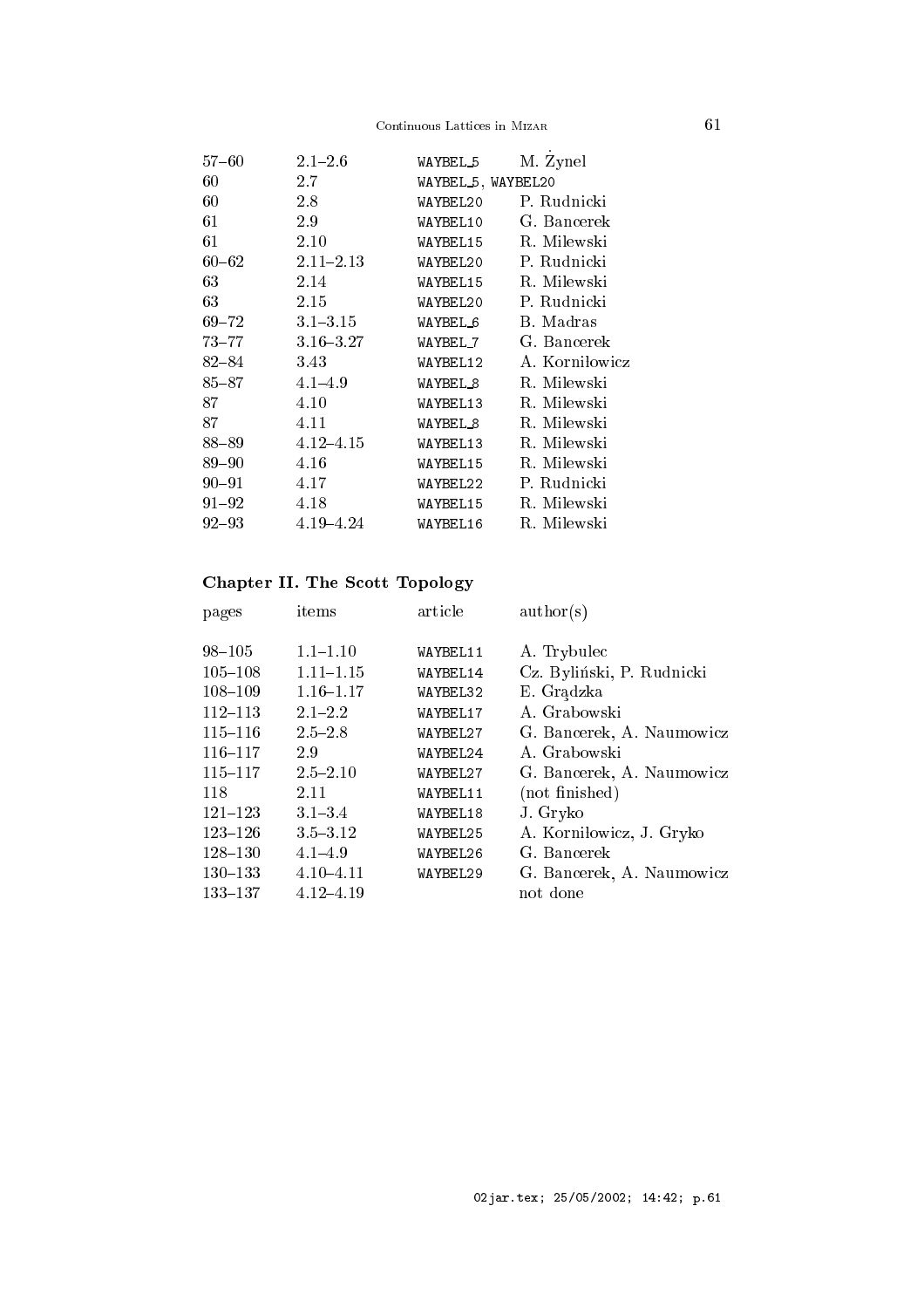| | | | |
|---|---|---|---|
| 57–60 | 2.1–2.6 | WAYBEL_5 | M. Żynel |
| 60 | 2.7 | WAYBEL_5, WAYBEL20 | |
| 60 | 2.8 | WAYBEL20 | P. Rudnicki |
| 61 | 2.9 | WAYBEL10 | G. Bancerek |
| 61 | 2.10 | WAYBEL15 | R. Milewski |
| 60–62 | 2.11–2.13 | WAYBEL20 | P. Rudnicki |
| 63 | 2.14 | WAYBEL15 | R. Milewski |
| 63 | 2.15 | WAYBEL20 | P. Rudnicki |
| 69–72 | 3.1–3.15 | WAYBEL_6 | B. Madras |
| 73–77 | 3.16–3.27 | WAYBEL_7 | G. Bancerek |
| 82–84 | 3.43 | WAYBEL12 | A. Korniłowicz |
| 85–87 | 4.1–4.9 | WAYBEL_8 | R. Milewski |
| 87 | 4.10 | WAYBEL13 | R. Milewski |
| 87 | 4.11 | WAYBEL_8 | R. Milewski |
| 88–89 | 4.12–4.15 | WAYBEL13 | R. Milewski |
| 89–90 | 4.16 | WAYBEL15 | R. Milewski |
| 90–91 | 4.17 | WAYBEL22 | P. Rudnicki |
| 91–92 | 4.18 | WAYBEL15 | R. Milewski |
| 92–93 | 4.19–4.24 | WAYBEL16 | R. Milewski |

### Chapter II. The Scott Topology

| pages | items | article | author(s) |
|---|---|---|---|
| 98–105 | 1.1–1.10 | WAYBEL11 | A. Trybulec |
| 105–108 | 1.11–1.15 | WAYBEL14 | Cz. Byliński, P. Rudnicki |
| 108–109 | 1.16–1.17 | WAYBEL32 | E. Grądzka |
| 112–113 | 2.1–2.2 | WAYBEL17 | A. Grabowski |
| 115–116 | 2.5–2.8 | WAYBEL27 | G. Bancerek, A. Naumowicz |
| 116–117 | 2.9 | WAYBEL24 | A. Grabowski |
| 115–117 | 2.5–2.10 | WAYBEL27 | G. Bancerek, A. Naumowicz |
| 118 | 2.11 | WAYBEL11 | (not finished) |
| 121–123 | 3.1–3.4 | WAYBEL18 | J. Gryko |
| 123–126 | 3.5–3.12 | WAYBEL25 | A. Korniłowicz, J. Gryko |
| 128–130 | 4.1–4.9 | WAYBEL26 | G. Bancerek |
| 130–133 | 4.10–4.11 | WAYBEL29 | G. Bancerek, A. Naumowicz |
| 133–137 | 4.12–4.19 | | not done |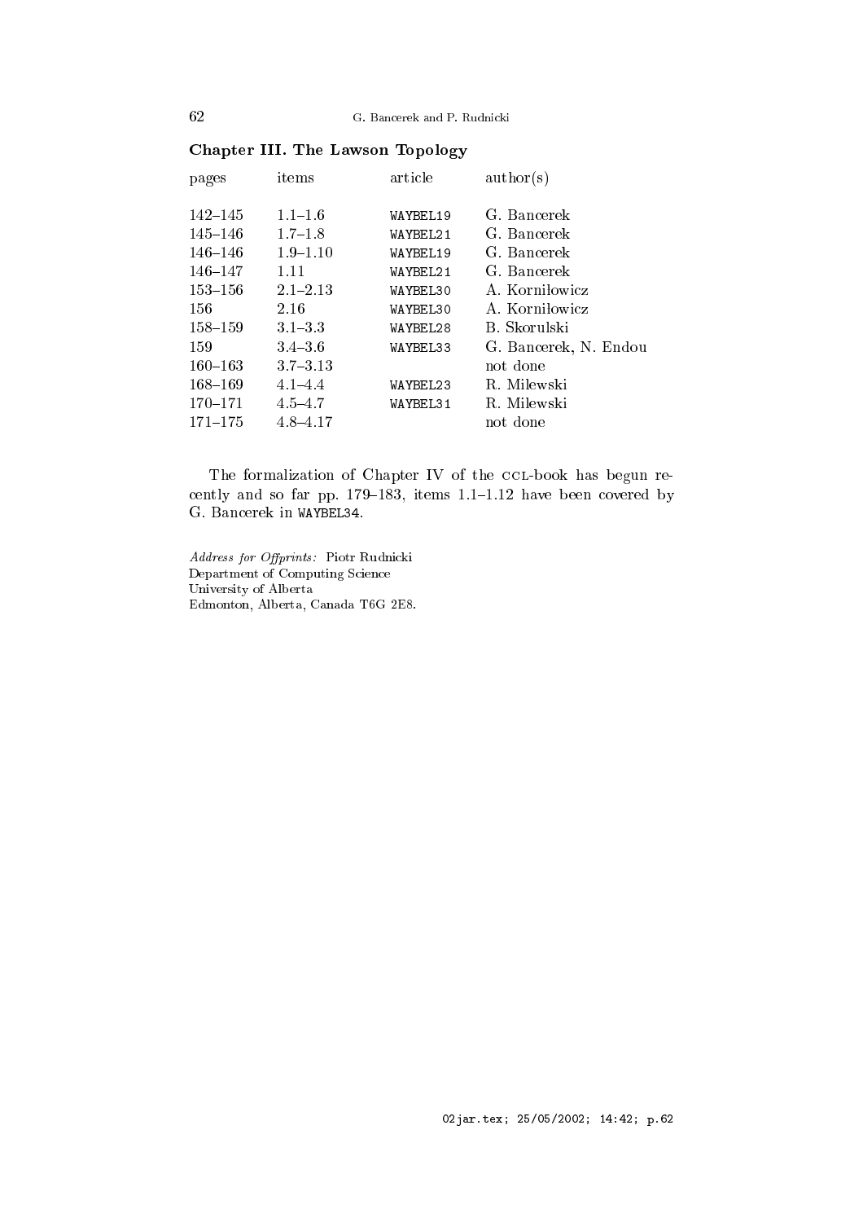### Chapter III. The Lawson Topology

| pages | items | article | author(s) |
|---|---|---|---|
| 142–145 | 1.1–1.6 | WAYBEL19 | G. Bancerek |
| 145–146 | 1.7–1.8 | WAYBEL21 | G. Bancerek |
| 146–146 | 1.9–1.10 | WAYBEL19 | G. Bancerek |
| 146–147 | 1.11 | WAYBEL21 | G. Bancerek |
| 153–156 | 2.1–2.13 | WAYBEL30 | A. Korniłowicz |
| 156 | 2.16 | WAYBEL30 | A. Korniłowicz |
| 158–159 | 3.1–3.3 | WAYBEL28 | B. Skorulski |
| 159 | 3.4–3.6 | WAYBEL33 | G. Bancerek, N. Endou |
| 160–163 | 3.7–3.13 | | not done |
| 168–169 | 4.1–4.4 | WAYBEL23 | R. Milewski |
| 170–171 | 4.5–4.7 | WAYBEL31 | R. Milewski |
| 171–175 | 4.8–4.17 | | not done |

The formalization of Chapter IV of the CCL-book has begun recently and so far pp. 179–183, items 1.1–1.12 have been covered by G. Bancerek in WAYBEL34.

*Address for Offprints:* Piotr Rudnicki
Department of Computing Science
University of Alberta
Edmonton, Alberta, Canada T6G 2E8.